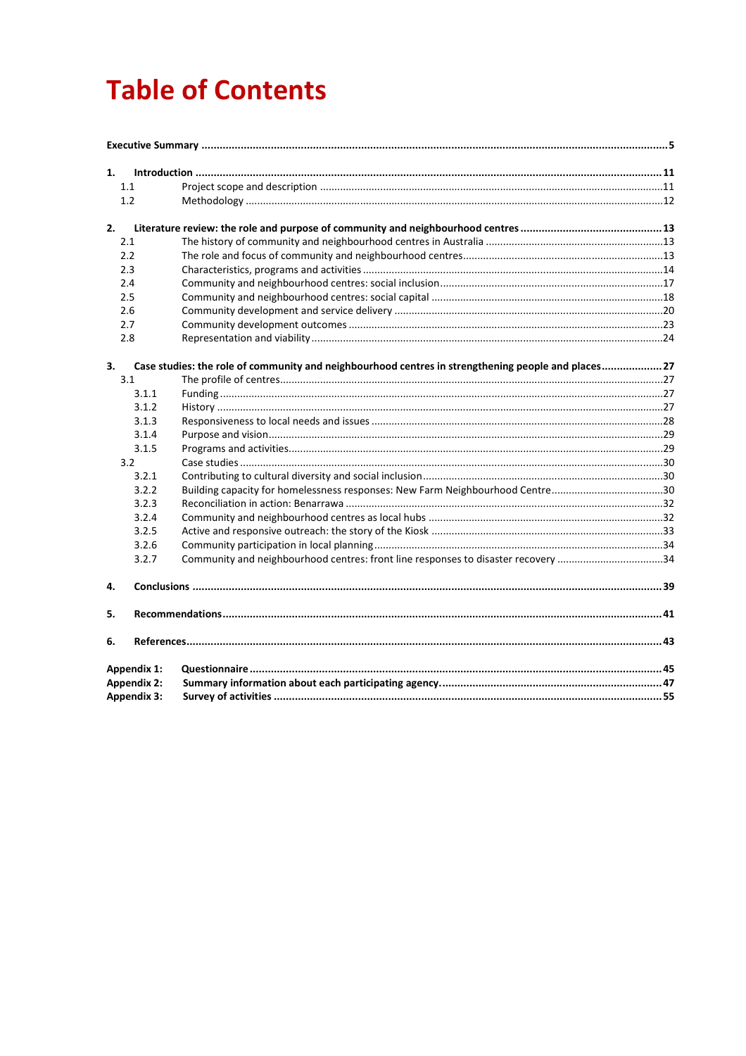# Table of Contents

**Executive Summary** ... **5**

**1. Introduction** ... **11**

- 1.1 Project scope and description ... 11
- 1.2 Methodology ... 12

**2. Literature review: the role and purpose of community and neighbourhood centres** ... **13**

- 2.1 The history of community and neighbourhood centres in Australia ... 13
- 2.2 The role and focus of community and neighbourhood centres ... 13
- 2.3 Characteristics, programs and activities ... 14
- 2.4 Community and neighbourhood centres: social inclusion ... 17
- 2.5 Community and neighbourhood centres: social capital ... 18
- 2.6 Community development and service delivery ... 20
- 2.7 Community development outcomes ... 23
- 2.8 Representation and viability ... 24

**3. Case studies: the role of community and neighbourhood centres in strengthening people and places** ... **27**

- 3.1 The profile of centres ... 27
  - 3.1.1 Funding ... 27
  - 3.1.2 History ... 27
  - 3.1.3 Responsiveness to local needs and issues ... 28
  - 3.1.4 Purpose and vision ... 29
  - 3.1.5 Programs and activities ... 29
- 3.2 Case studies ... 30
  - 3.2.1 Contributing to cultural diversity and social inclusion ... 30
  - 3.2.2 Building capacity for homelessness responses: New Farm Neighbourhood Centre ... 30
  - 3.2.3 Reconciliation in action: Benarrawa ... 32
  - 3.2.4 Community and neighbourhood centres as local hubs ... 32
  - 3.2.5 Active and responsive outreach: the story of the Kiosk ... 33
  - 3.2.6 Community participation in local planning ... 34
  - 3.2.7 Community and neighbourhood centres: front line responses to disaster recovery ... 34

**4. Conclusions** ... **39**

**5. Recommendations** ... **41**

**6. References** ... **43**

**Appendix 1: Questionnaire** ... **45**

**Appendix 2: Summary information about each participating agency** ... **47**

**Appendix 3: Survey of activities** ... **55**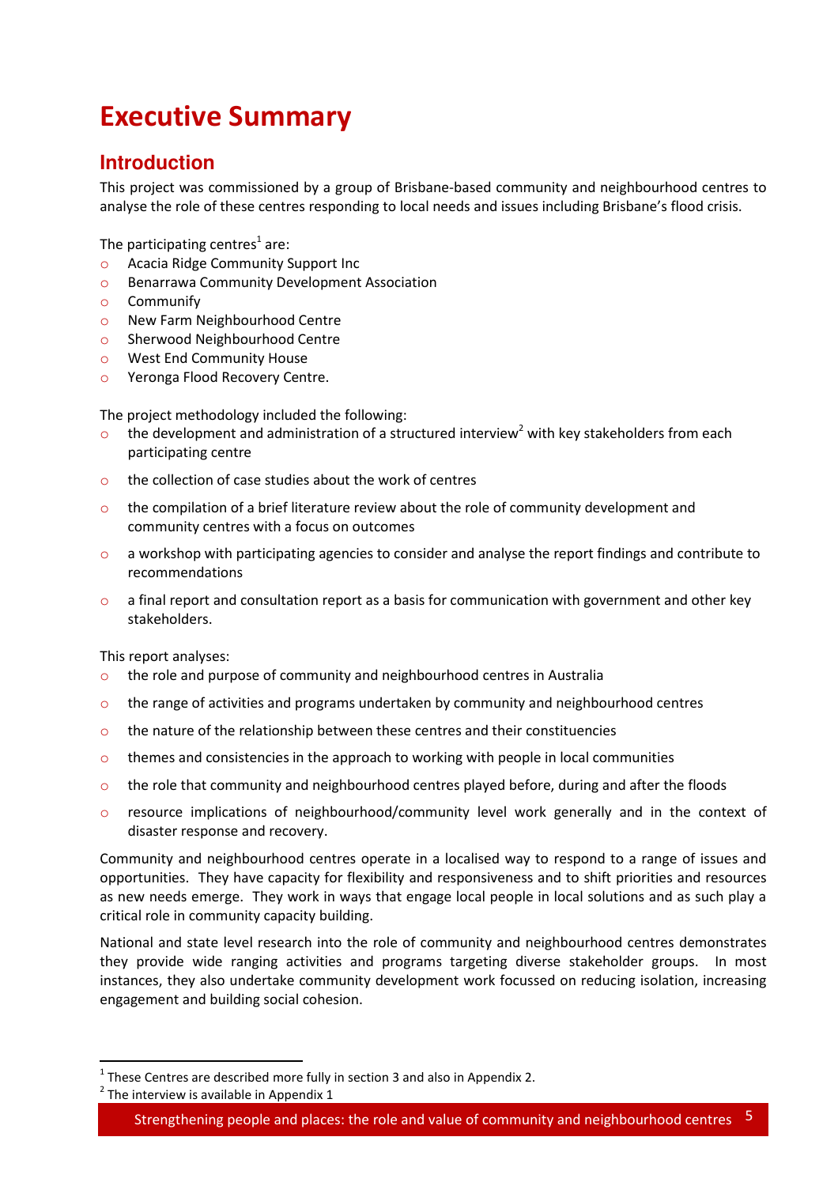# Executive Summary

## Introduction

This project was commissioned by a group of Brisbane-based community and neighbourhood centres to analyse the role of these centres responding to local needs and issues including Brisbane's flood crisis.

The participating centres[1] are:

- Acacia Ridge Community Support Inc
- Benarrawa Community Development Association
- Communify
- New Farm Neighbourhood Centre
- Sherwood Neighbourhood Centre
- West End Community House
- Yeronga Flood Recovery Centre.

The project methodology included the following:

- the development and administration of a structured interview[2] with key stakeholders from each participating centre
- the collection of case studies about the work of centres
- the compilation of a brief literature review about the role of community development and community centres with a focus on outcomes
- a workshop with participating agencies to consider and analyse the report findings and contribute to recommendations
- a final report and consultation report as a basis for communication with government and other key stakeholders.

This report analyses:

- the role and purpose of community and neighbourhood centres in Australia
- the range of activities and programs undertaken by community and neighbourhood centres
- the nature of the relationship between these centres and their constituencies
- themes and consistencies in the approach to working with people in local communities
- the role that community and neighbourhood centres played before, during and after the floods
- resource implications of neighbourhood/community level work generally and in the context of disaster response and recovery.

Community and neighbourhood centres operate in a localised way to respond to a range of issues and opportunities. They have capacity for flexibility and responsiveness and to shift priorities and resources as new needs emerge. They work in ways that engage local people in local solutions and as such play a critical role in community capacity building.

National and state level research into the role of community and neighbourhood centres demonstrates they provide wide ranging activities and programs targeting diverse stakeholder groups. In most instances, they also undertake community development work focussed on reducing isolation, increasing engagement and building social cohesion.

---

[1] These Centres are described more fully in section 3 and also in Appendix 2.

[2] The interview is available in Appendix 1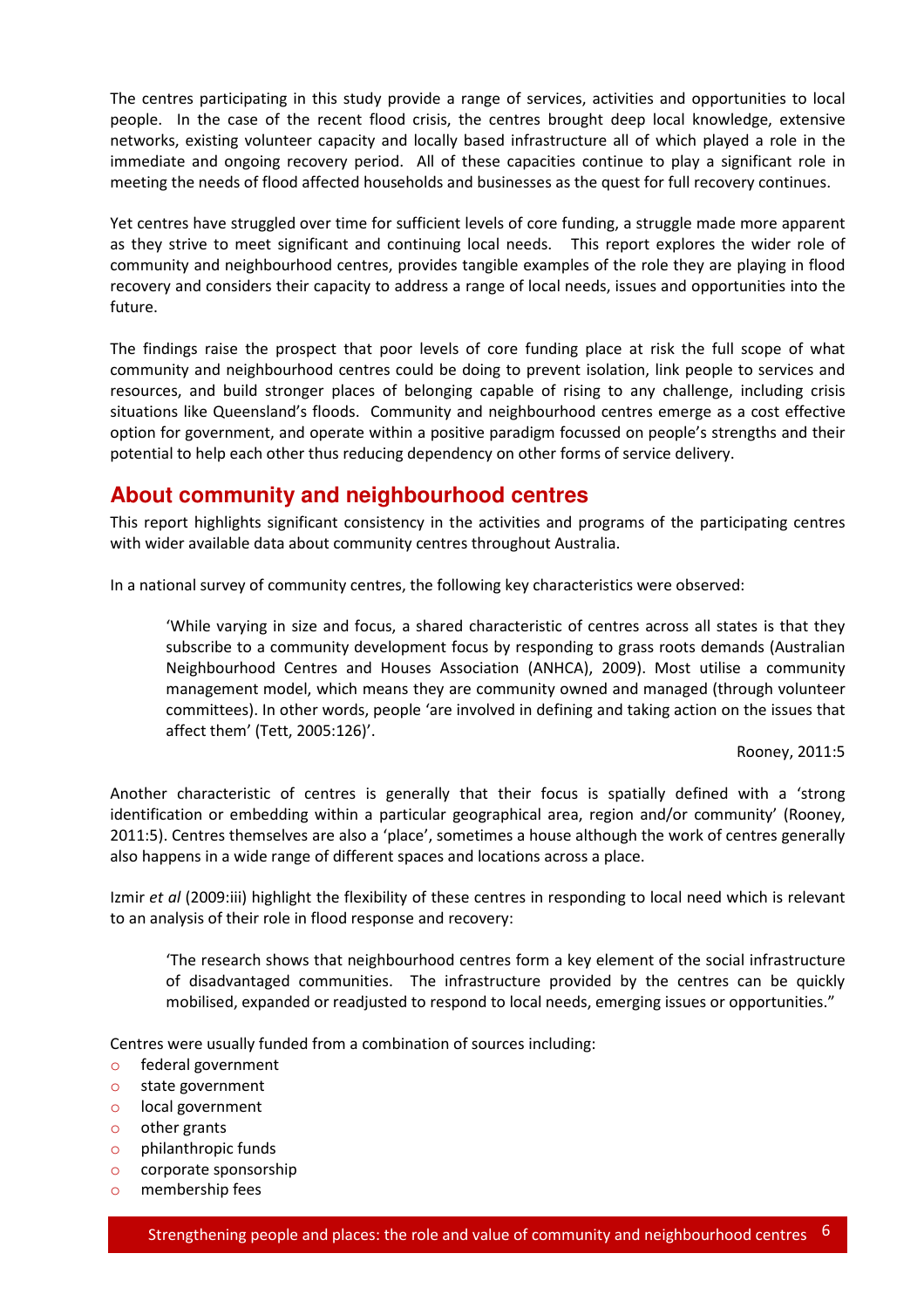The centres participating in this study provide a range of services, activities and opportunities to local people. In the case of the recent flood crisis, the centres brought deep local knowledge, extensive networks, existing volunteer capacity and locally based infrastructure all of which played a role in the immediate and ongoing recovery period. All of these capacities continue to play a significant role in meeting the needs of flood affected households and businesses as the quest for full recovery continues.

Yet centres have struggled over time for sufficient levels of core funding, a struggle made more apparent as they strive to meet significant and continuing local needs. This report explores the wider role of community and neighbourhood centres, provides tangible examples of the role they are playing in flood recovery and considers their capacity to address a range of local needs, issues and opportunities into the future.

The findings raise the prospect that poor levels of core funding place at risk the full scope of what community and neighbourhood centres could be doing to prevent isolation, link people to services and resources, and build stronger places of belonging capable of rising to any challenge, including crisis situations like Queensland's floods. Community and neighbourhood centres emerge as a cost effective option for government, and operate within a positive paradigm focussed on people's strengths and their potential to help each other thus reducing dependency on other forms of service delivery.

## About community and neighbourhood centres

This report highlights significant consistency in the activities and programs of the participating centres with wider available data about community centres throughout Australia.

In a national survey of community centres, the following key characteristics were observed:

> 'While varying in size and focus, a shared characteristic of centres across all states is that they subscribe to a community development focus by responding to grass roots demands (Australian Neighbourhood Centres and Houses Association (ANHCA), 2009). Most utilise a community management model, which means they are community owned and managed (through volunteer committees). In other words, people 'are involved in defining and taking action on the issues that affect them' (Tett, 2005:126)'.
>
> Rooney, 2011:5

Another characteristic of centres is generally that their focus is spatially defined with a 'strong identification or embedding within a particular geographical area, region and/or community' (Rooney, 2011:5). Centres themselves are also a 'place', sometimes a house although the work of centres generally also happens in a wide range of different spaces and locations across a place.

Izmir *et al* (2009:iii) highlight the flexibility of these centres in responding to local need which is relevant to an analysis of their role in flood response and recovery:

> 'The research shows that neighbourhood centres form a key element of the social infrastructure of disadvantaged communities. The infrastructure provided by the centres can be quickly mobilised, expanded or readjusted to respond to local needs, emerging issues or opportunities."

Centres were usually funded from a combination of sources including:

- federal government
- state government
- local government
- other grants
- philanthropic funds
- corporate sponsorship
- membership fees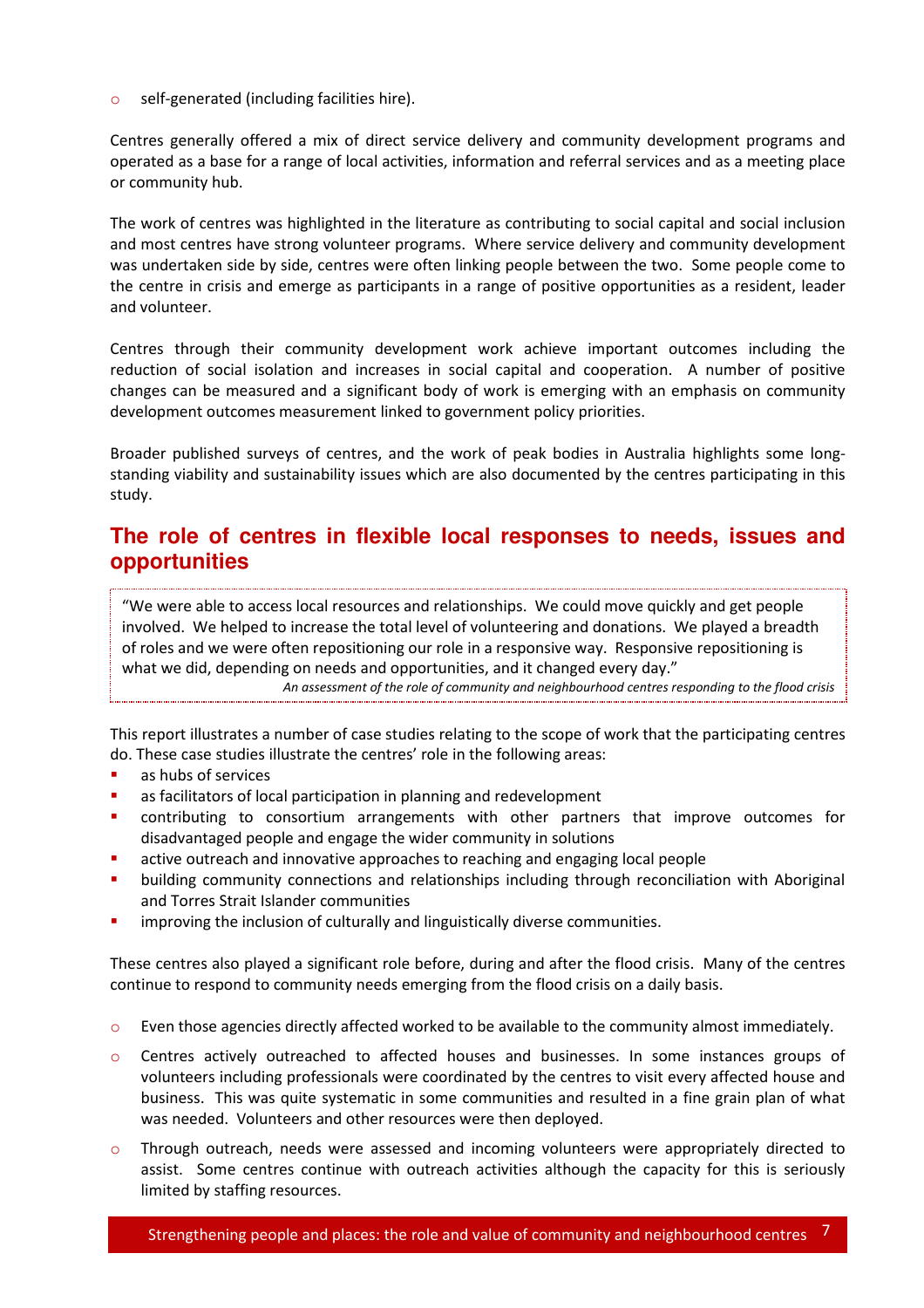- self-generated (including facilities hire).

Centres generally offered a mix of direct service delivery and community development programs and operated as a base for a range of local activities, information and referral services and as a meeting place or community hub.

The work of centres was highlighted in the literature as contributing to social capital and social inclusion and most centres have strong volunteer programs. Where service delivery and community development was undertaken side by side, centres were often linking people between the two. Some people come to the centre in crisis and emerge as participants in a range of positive opportunities as a resident, leader and volunteer.

Centres through their community development work achieve important outcomes including the reduction of social isolation and increases in social capital and cooperation. A number of positive changes can be measured and a significant body of work is emerging with an emphasis on community development outcomes measurement linked to government policy priorities.

Broader published surveys of centres, and the work of peak bodies in Australia highlights some long-standing viability and sustainability issues which are also documented by the centres participating in this study.

## The role of centres in flexible local responses to needs, issues and opportunities

> "We were able to access local resources and relationships. We could move quickly and get people involved. We helped to increase the total level of volunteering and donations. We played a breadth of roles and we were often repositioning our role in a responsive way. Responsive repositioning is what we did, depending on needs and opportunities, and it changed every day."
>
> *An assessment of the role of community and neighbourhood centres responding to the flood crisis*

This report illustrates a number of case studies relating to the scope of work that the participating centres do. These case studies illustrate the centres' role in the following areas:

- as hubs of services
- as facilitators of local participation in planning and redevelopment
- contributing to consortium arrangements with other partners that improve outcomes for disadvantaged people and engage the wider community in solutions
- active outreach and innovative approaches to reaching and engaging local people
- building community connections and relationships including through reconciliation with Aboriginal and Torres Strait Islander communities
- improving the inclusion of culturally and linguistically diverse communities.

These centres also played a significant role before, during and after the flood crisis. Many of the centres continue to respond to community needs emerging from the flood crisis on a daily basis.

- Even those agencies directly affected worked to be available to the community almost immediately.
- Centres actively outreached to affected houses and businesses. In some instances groups of volunteers including professionals were coordinated by the centres to visit every affected house and business. This was quite systematic in some communities and resulted in a fine grain plan of what was needed. Volunteers and other resources were then deployed.
- Through outreach, needs were assessed and incoming volunteers were appropriately directed to assist. Some centres continue with outreach activities although the capacity for this is seriously limited by staffing resources.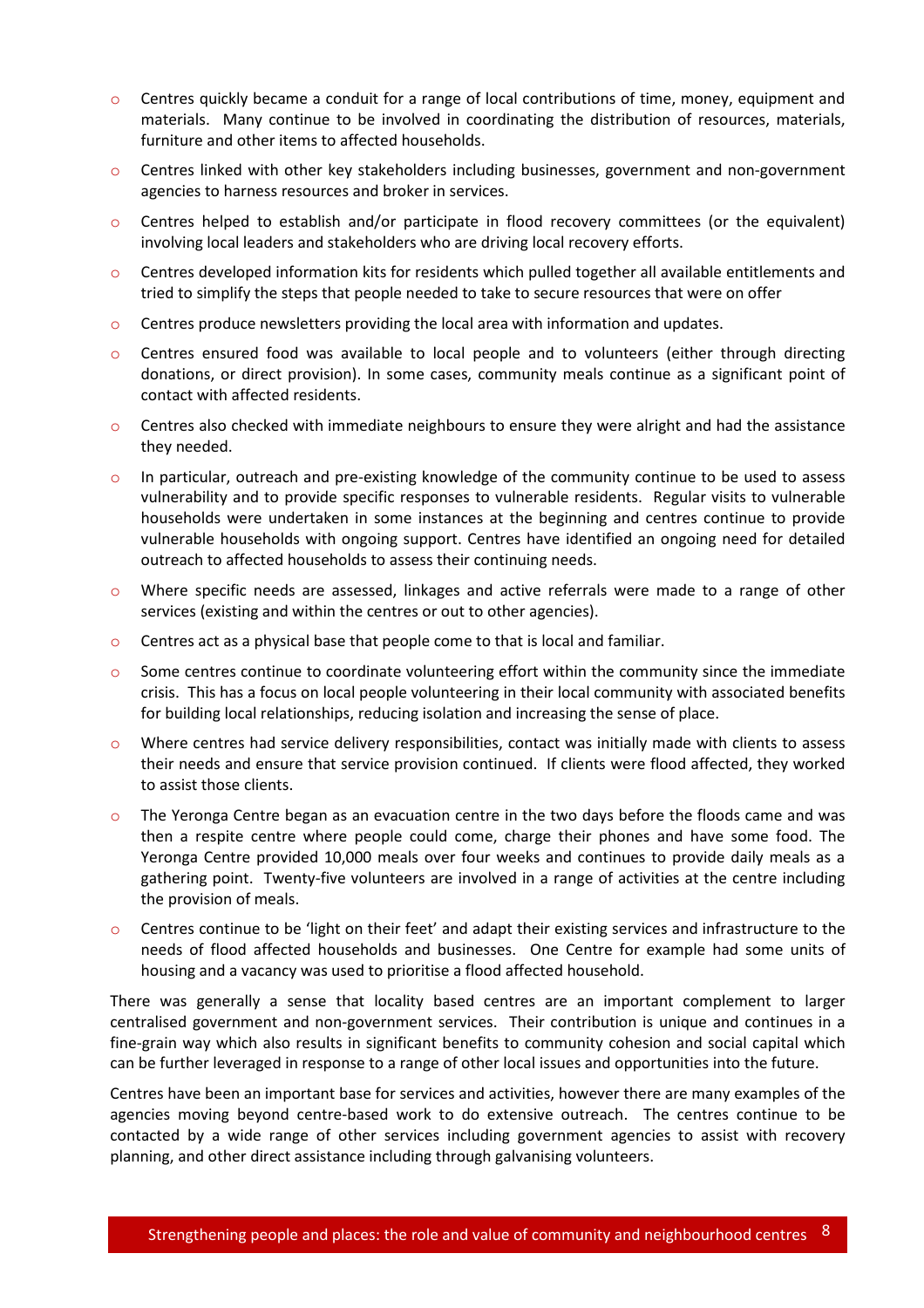- Centres quickly became a conduit for a range of local contributions of time, money, equipment and materials. Many continue to be involved in coordinating the distribution of resources, materials, furniture and other items to affected households.
- Centres linked with other key stakeholders including businesses, government and non-government agencies to harness resources and broker in services.
- Centres helped to establish and/or participate in flood recovery committees (or the equivalent) involving local leaders and stakeholders who are driving local recovery efforts.
- Centres developed information kits for residents which pulled together all available entitlements and tried to simplify the steps that people needed to take to secure resources that were on offer
- Centres produce newsletters providing the local area with information and updates.
- Centres ensured food was available to local people and to volunteers (either through directing donations, or direct provision). In some cases, community meals continue as a significant point of contact with affected residents.
- Centres also checked with immediate neighbours to ensure they were alright and had the assistance they needed.
- In particular, outreach and pre-existing knowledge of the community continue to be used to assess vulnerability and to provide specific responses to vulnerable residents. Regular visits to vulnerable households were undertaken in some instances at the beginning and centres continue to provide vulnerable households with ongoing support. Centres have identified an ongoing need for detailed outreach to affected households to assess their continuing needs.
- Where specific needs are assessed, linkages and active referrals were made to a range of other services (existing and within the centres or out to other agencies).
- Centres act as a physical base that people come to that is local and familiar.
- Some centres continue to coordinate volunteering effort within the community since the immediate crisis. This has a focus on local people volunteering in their local community with associated benefits for building local relationships, reducing isolation and increasing the sense of place.
- Where centres had service delivery responsibilities, contact was initially made with clients to assess their needs and ensure that service provision continued. If clients were flood affected, they worked to assist those clients.
- The Yeronga Centre began as an evacuation centre in the two days before the floods came and was then a respite centre where people could come, charge their phones and have some food. The Yeronga Centre provided 10,000 meals over four weeks and continues to provide daily meals as a gathering point. Twenty-five volunteers are involved in a range of activities at the centre including the provision of meals.
- Centres continue to be 'light on their feet' and adapt their existing services and infrastructure to the needs of flood affected households and businesses. One Centre for example had some units of housing and a vacancy was used to prioritise a flood affected household.

There was generally a sense that locality based centres are an important complement to larger centralised government and non-government services. Their contribution is unique and continues in a fine-grain way which also results in significant benefits to community cohesion and social capital which can be further leveraged in response to a range of other local issues and opportunities into the future.

Centres have been an important base for services and activities, however there are many examples of the agencies moving beyond centre-based work to do extensive outreach. The centres continue to be contacted by a wide range of other services including government agencies to assist with recovery planning, and other direct assistance including through galvanising volunteers.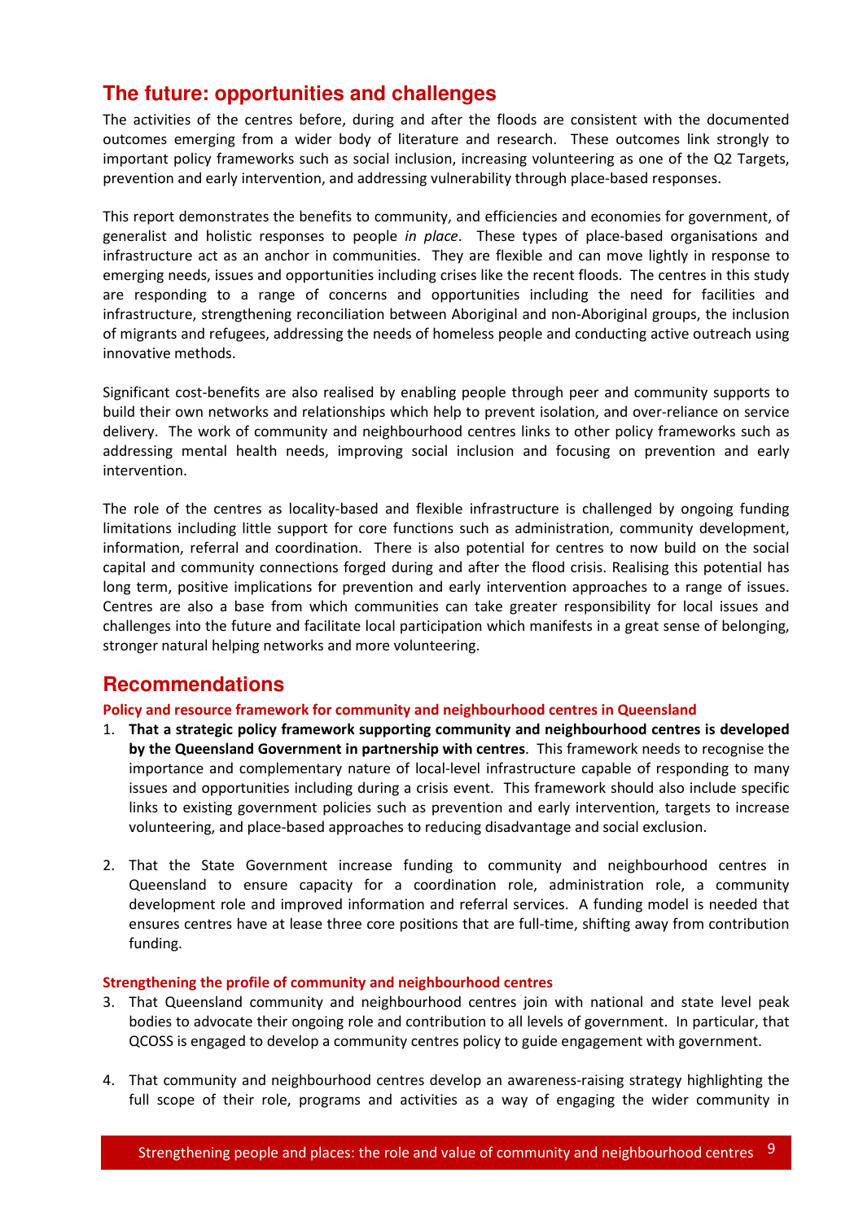## The future: opportunities and challenges

The activities of the centres before, during and after the floods are consistent with the documented outcomes emerging from a wider body of literature and research. These outcomes link strongly to important policy frameworks such as social inclusion, increasing volunteering as one of the Q2 Targets, prevention and early intervention, and addressing vulnerability through place-based responses.

This report demonstrates the benefits to community, and efficiencies and economies for government, of generalist and holistic responses to people *in place*. These types of place-based organisations and infrastructure act as an anchor in communities. They are flexible and can move lightly in response to emerging needs, issues and opportunities including crises like the recent floods. The centres in this study are responding to a range of concerns and opportunities including the need for facilities and infrastructure, strengthening reconciliation between Aboriginal and non-Aboriginal groups, the inclusion of migrants and refugees, addressing the needs of homeless people and conducting active outreach using innovative methods.

Significant cost-benefits are also realised by enabling people through peer and community supports to build their own networks and relationships which help to prevent isolation, and over-reliance on service delivery. The work of community and neighbourhood centres links to other policy frameworks such as addressing mental health needs, improving social inclusion and focusing on prevention and early intervention.

The role of the centres as locality-based and flexible infrastructure is challenged by ongoing funding limitations including little support for core functions such as administration, community development, information, referral and coordination. There is also potential for centres to now build on the social capital and community connections forged during and after the flood crisis. Realising this potential has long term, positive implications for prevention and early intervention approaches to a range of issues. Centres are also a base from which communities can take greater responsibility for local issues and challenges into the future and facilitate local participation which manifests in a great sense of belonging, stronger natural helping networks and more volunteering.

## Recommendations

#### Policy and resource framework for community and neighbourhood centres in Queensland

1. **That a strategic policy framework supporting community and neighbourhood centres is developed by the Queensland Government in partnership with centres**. This framework needs to recognise the importance and complementary nature of local-level infrastructure capable of responding to many issues and opportunities including during a crisis event. This framework should also include specific links to existing government policies such as prevention and early intervention, targets to increase volunteering, and place-based approaches to reducing disadvantage and social exclusion.

2. That the State Government increase funding to community and neighbourhood centres in Queensland to ensure capacity for a coordination role, administration role, a community development role and improved information and referral services. A funding model is needed that ensures centres have at lease three core positions that are full-time, shifting away from contribution funding.

#### Strengthening the profile of community and neighbourhood centres

3. That Queensland community and neighbourhood centres join with national and state level peak bodies to advocate their ongoing role and contribution to all levels of government. In particular, that QCOSS is engaged to develop a community centres policy to guide engagement with government.

4. That community and neighbourhood centres develop an awareness-raising strategy highlighting the full scope of their role, programs and activities as a way of engaging the wider community in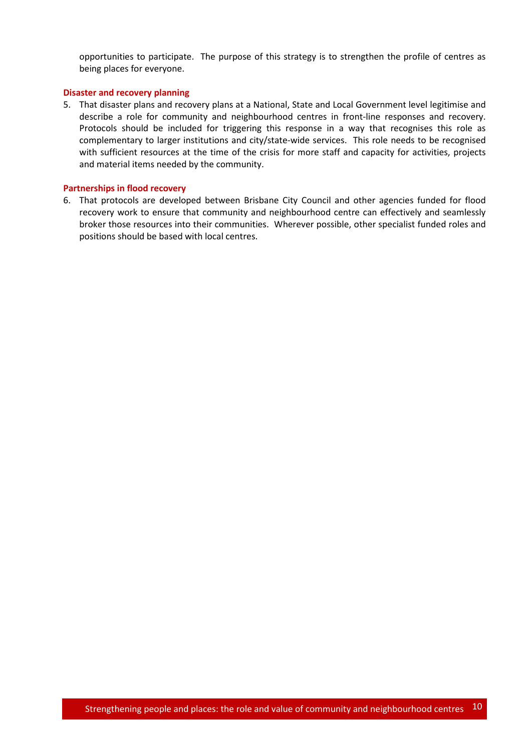opportunities to participate. The purpose of this strategy is to strengthen the profile of centres as being places for everyone.

**Disaster and recovery planning**

5. That disaster plans and recovery plans at a National, State and Local Government level legitimise and describe a role for community and neighbourhood centres in front-line responses and recovery. Protocols should be included for triggering this response in a way that recognises this role as complementary to larger institutions and city/state-wide services. This role needs to be recognised with sufficient resources at the time of the crisis for more staff and capacity for activities, projects and material items needed by the community.

**Partnerships in flood recovery**

6. That protocols are developed between Brisbane City Council and other agencies funded for flood recovery work to ensure that community and neighbourhood centre can effectively and seamlessly broker those resources into their communities. Wherever possible, other specialist funded roles and positions should be based with local centres.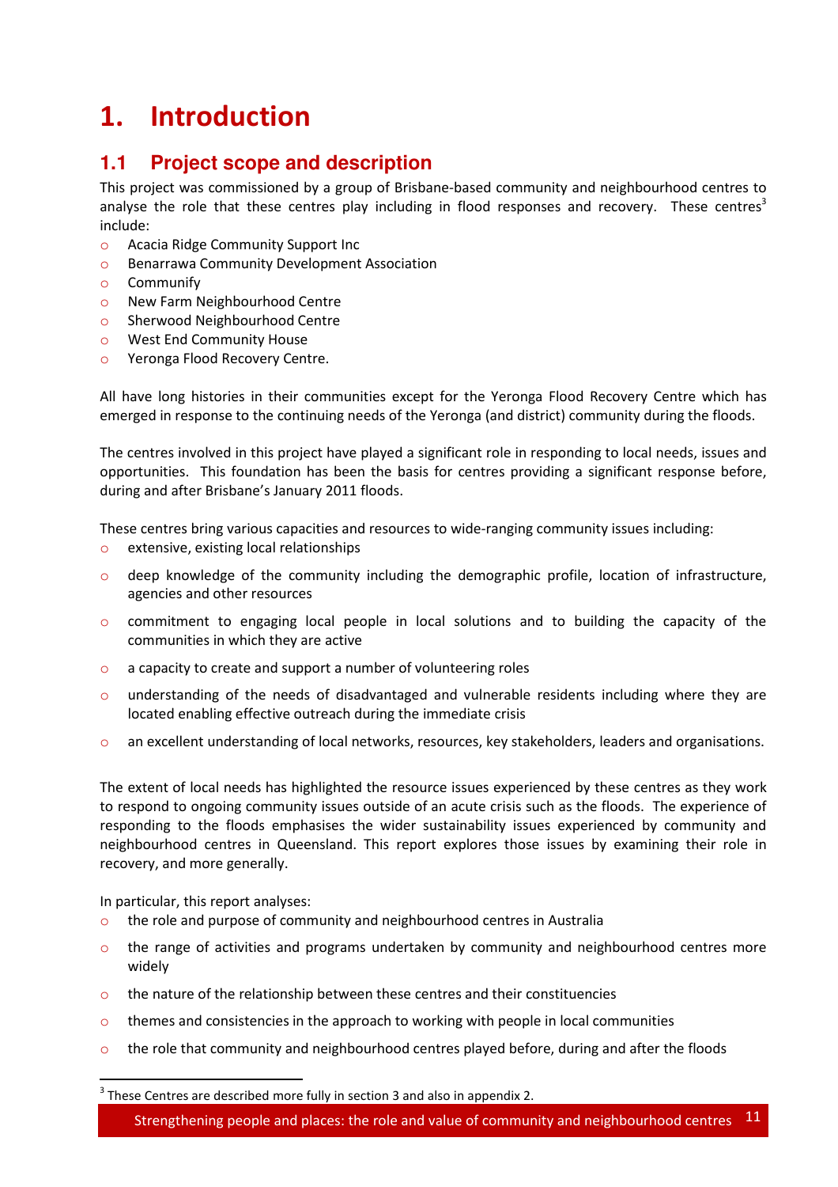# 1. Introduction

## 1.1 Project scope and description

This project was commissioned by a group of Brisbane-based community and neighbourhood centres to analyse the role that these centres play including in flood responses and recovery. These centres[3] include:

- Acacia Ridge Community Support Inc
- Benarrawa Community Development Association
- Communify
- New Farm Neighbourhood Centre
- Sherwood Neighbourhood Centre
- West End Community House
- Yeronga Flood Recovery Centre.

All have long histories in their communities except for the Yeronga Flood Recovery Centre which has emerged in response to the continuing needs of the Yeronga (and district) community during the floods.

The centres involved in this project have played a significant role in responding to local needs, issues and opportunities. This foundation has been the basis for centres providing a significant response before, during and after Brisbane's January 2011 floods.

These centres bring various capacities and resources to wide-ranging community issues including:

- extensive, existing local relationships
- deep knowledge of the community including the demographic profile, location of infrastructure, agencies and other resources
- commitment to engaging local people in local solutions and to building the capacity of the communities in which they are active
- a capacity to create and support a number of volunteering roles
- understanding of the needs of disadvantaged and vulnerable residents including where they are located enabling effective outreach during the immediate crisis
- an excellent understanding of local networks, resources, key stakeholders, leaders and organisations.

The extent of local needs has highlighted the resource issues experienced by these centres as they work to respond to ongoing community issues outside of an acute crisis such as the floods. The experience of responding to the floods emphasises the wider sustainability issues experienced by community and neighbourhood centres in Queensland. This report explores those issues by examining their role in recovery, and more generally.

In particular, this report analyses:

- the role and purpose of community and neighbourhood centres in Australia
- the range of activities and programs undertaken by community and neighbourhood centres more widely
- the nature of the relationship between these centres and their constituencies
- themes and consistencies in the approach to working with people in local communities
- the role that community and neighbourhood centres played before, during and after the floods

[3] These Centres are described more fully in section 3 and also in appendix 2.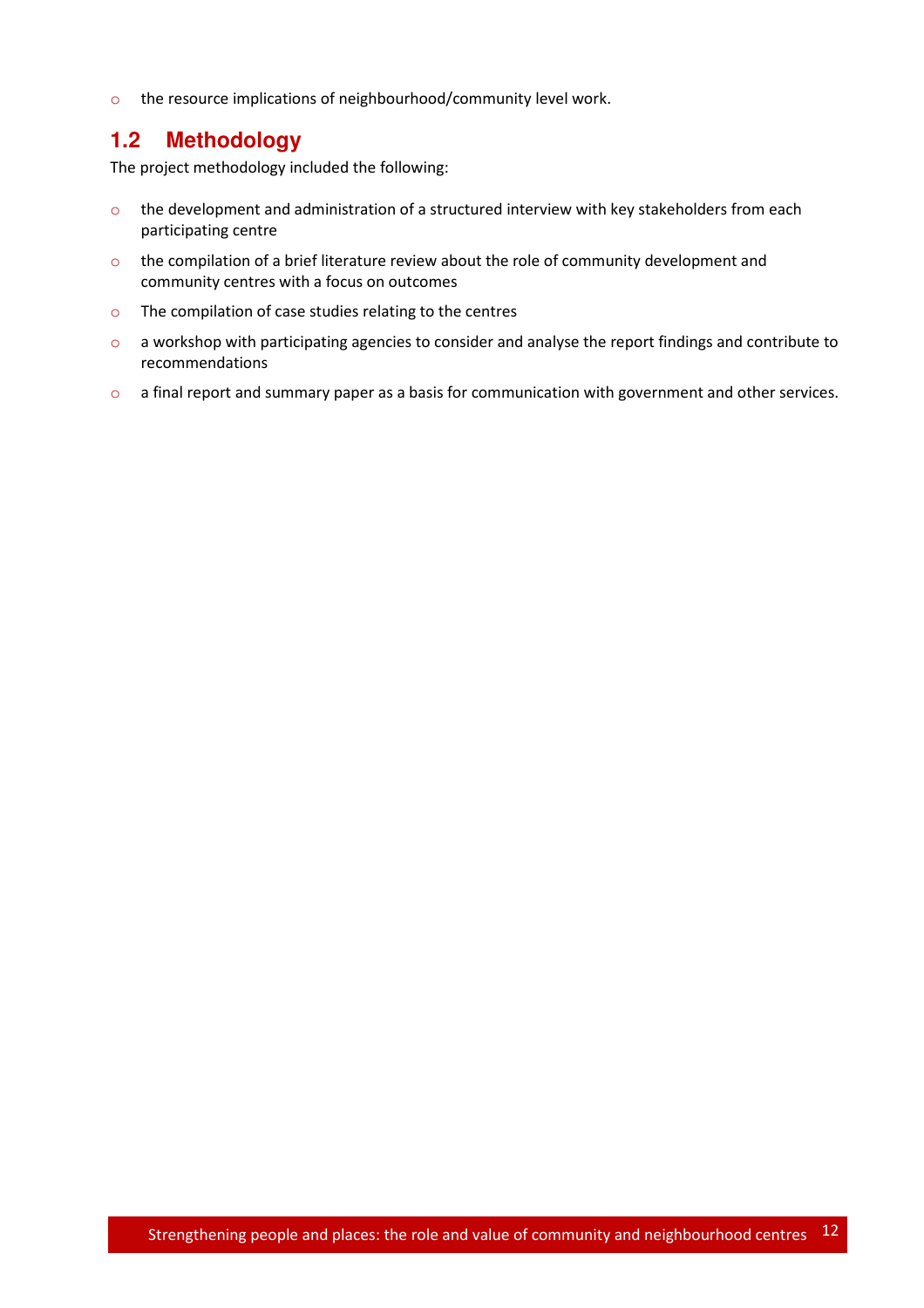- the resource implications of neighbourhood/community level work.

## 1.2 Methodology

The project methodology included the following:

- the development and administration of a structured interview with key stakeholders from each participating centre
- the compilation of a brief literature review about the role of community development and community centres with a focus on outcomes
- The compilation of case studies relating to the centres
- a workshop with participating agencies to consider and analyse the report findings and contribute to recommendations
- a final report and summary paper as a basis for communication with government and other services.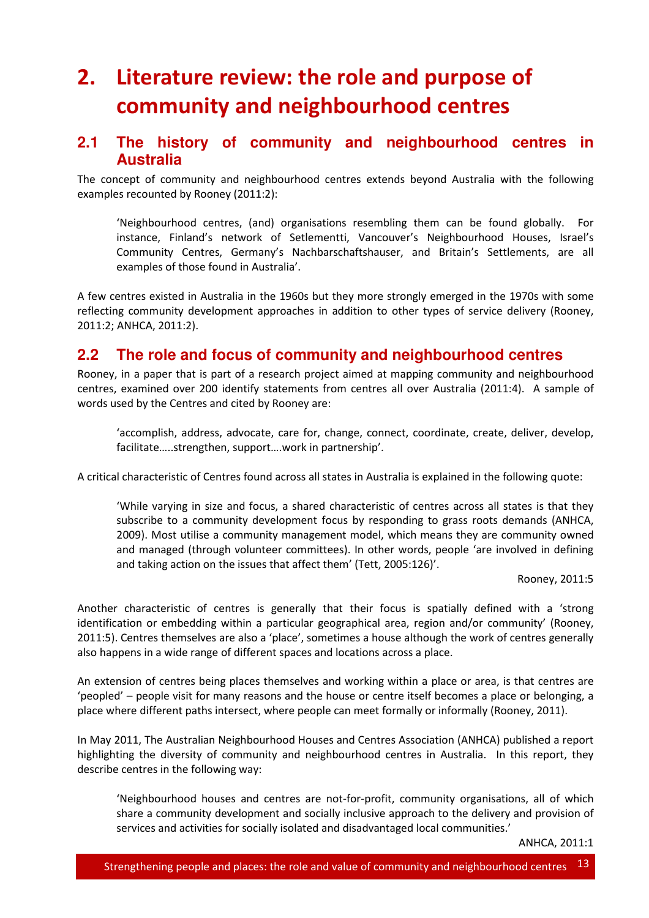# 2. Literature review: the role and purpose of community and neighbourhood centres

## 2.1 The history of community and neighbourhood centres in Australia

The concept of community and neighbourhood centres extends beyond Australia with the following examples recounted by Rooney (2011:2):

> 'Neighbourhood centres, (and) organisations resembling them can be found globally. For instance, Finland's network of Setlementti, Vancouver's Neighbourhood Houses, Israel's Community Centres, Germany's Nachbarschaftshauser, and Britain's Settlements, are all examples of those found in Australia'.

A few centres existed in Australia in the 1960s but they more strongly emerged in the 1970s with some reflecting community development approaches in addition to other types of service delivery (Rooney, 2011:2; ANHCA, 2011:2).

## 2.2 The role and focus of community and neighbourhood centres

Rooney, in a paper that is part of a research project aimed at mapping community and neighbourhood centres, examined over 200 identify statements from centres all over Australia (2011:4). A sample of words used by the Centres and cited by Rooney are:

> 'accomplish, address, advocate, care for, change, connect, coordinate, create, deliver, develop, facilitate…..strengthen, support….work in partnership'.

A critical characteristic of Centres found across all states in Australia is explained in the following quote:

> 'While varying in size and focus, a shared characteristic of centres across all states is that they subscribe to a community development focus by responding to grass roots demands (ANHCA, 2009). Most utilise a community management model, which means they are community owned and managed (through volunteer committees). In other words, people 'are involved in defining and taking action on the issues that affect them' (Tett, 2005:126)'.
>
> Rooney, 2011:5

Another characteristic of centres is generally that their focus is spatially defined with a 'strong identification or embedding within a particular geographical area, region and/or community' (Rooney, 2011:5). Centres themselves are also a 'place', sometimes a house although the work of centres generally also happens in a wide range of different spaces and locations across a place.

An extension of centres being places themselves and working within a place or area, is that centres are 'peopled' – people visit for many reasons and the house or centre itself becomes a place or belonging, a place where different paths intersect, where people can meet formally or informally (Rooney, 2011).

In May 2011, The Australian Neighbourhood Houses and Centres Association (ANHCA) published a report highlighting the diversity of community and neighbourhood centres in Australia. In this report, they describe centres in the following way:

> 'Neighbourhood houses and centres are not-for-profit, community organisations, all of which share a community development and socially inclusive approach to the delivery and provision of services and activities for socially isolated and disadvantaged local communities.'
>
> ANHCA, 2011:1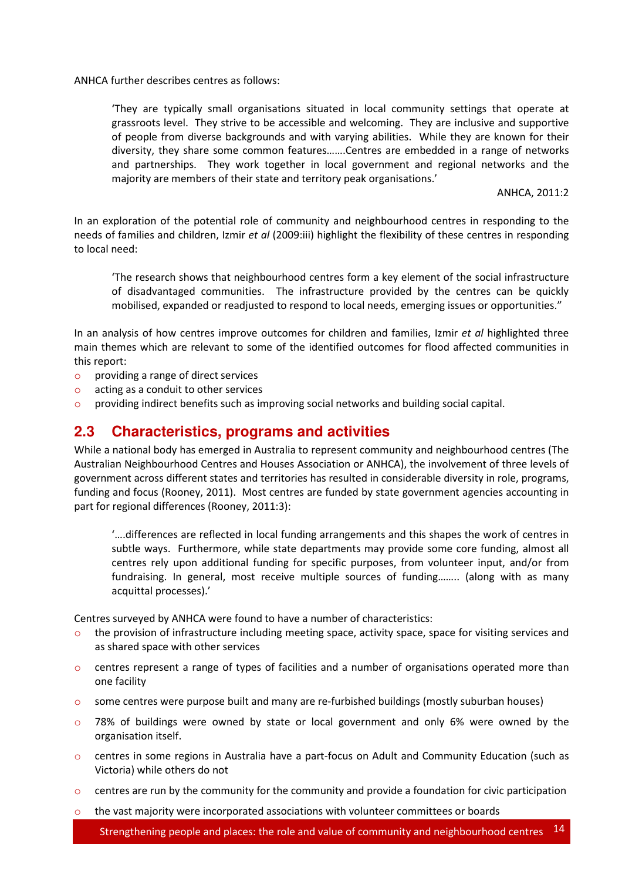ANHCA further describes centres as follows:

> 'They are typically small organisations situated in local community settings that operate at grassroots level. They strive to be accessible and welcoming. They are inclusive and supportive of people from diverse backgrounds and with varying abilities. While they are known for their diversity, they share some common features…….Centres are embedded in a range of networks and partnerships. They work together in local government and regional networks and the majority are members of their state and territory peak organisations.'
>
> ANHCA, 2011:2

In an exploration of the potential role of community and neighbourhood centres in responding to the needs of families and children, Izmir *et al* (2009:iii) highlight the flexibility of these centres in responding to local need:

> 'The research shows that neighbourhood centres form a key element of the social infrastructure of disadvantaged communities. The infrastructure provided by the centres can be quickly mobilised, expanded or readjusted to respond to local needs, emerging issues or opportunities."

In an analysis of how centres improve outcomes for children and families, Izmir *et al* highlighted three main themes which are relevant to some of the identified outcomes for flood affected communities in this report:

- providing a range of direct services
- acting as a conduit to other services
- providing indirect benefits such as improving social networks and building social capital.

## 2.3 Characteristics, programs and activities

While a national body has emerged in Australia to represent community and neighbourhood centres (The Australian Neighbourhood Centres and Houses Association or ANHCA), the involvement of three levels of government across different states and territories has resulted in considerable diversity in role, programs, funding and focus (Rooney, 2011). Most centres are funded by state government agencies accounting in part for regional differences (Rooney, 2011:3):

> '….differences are reflected in local funding arrangements and this shapes the work of centres in subtle ways. Furthermore, while state departments may provide some core funding, almost all centres rely upon additional funding for specific purposes, from volunteer input, and/or from fundraising. In general, most receive multiple sources of funding…….. (along with as many acquittal processes).'

Centres surveyed by ANHCA were found to have a number of characteristics:

- the provision of infrastructure including meeting space, activity space, space for visiting services and as shared space with other services
- centres represent a range of types of facilities and a number of organisations operated more than one facility
- some centres were purpose built and many are re-furbished buildings (mostly suburban houses)
- 78% of buildings were owned by state or local government and only 6% were owned by the organisation itself.
- centres in some regions in Australia have a part-focus on Adult and Community Education (such as Victoria) while others do not
- centres are run by the community for the community and provide a foundation for civic participation
- the vast majority were incorporated associations with volunteer committees or boards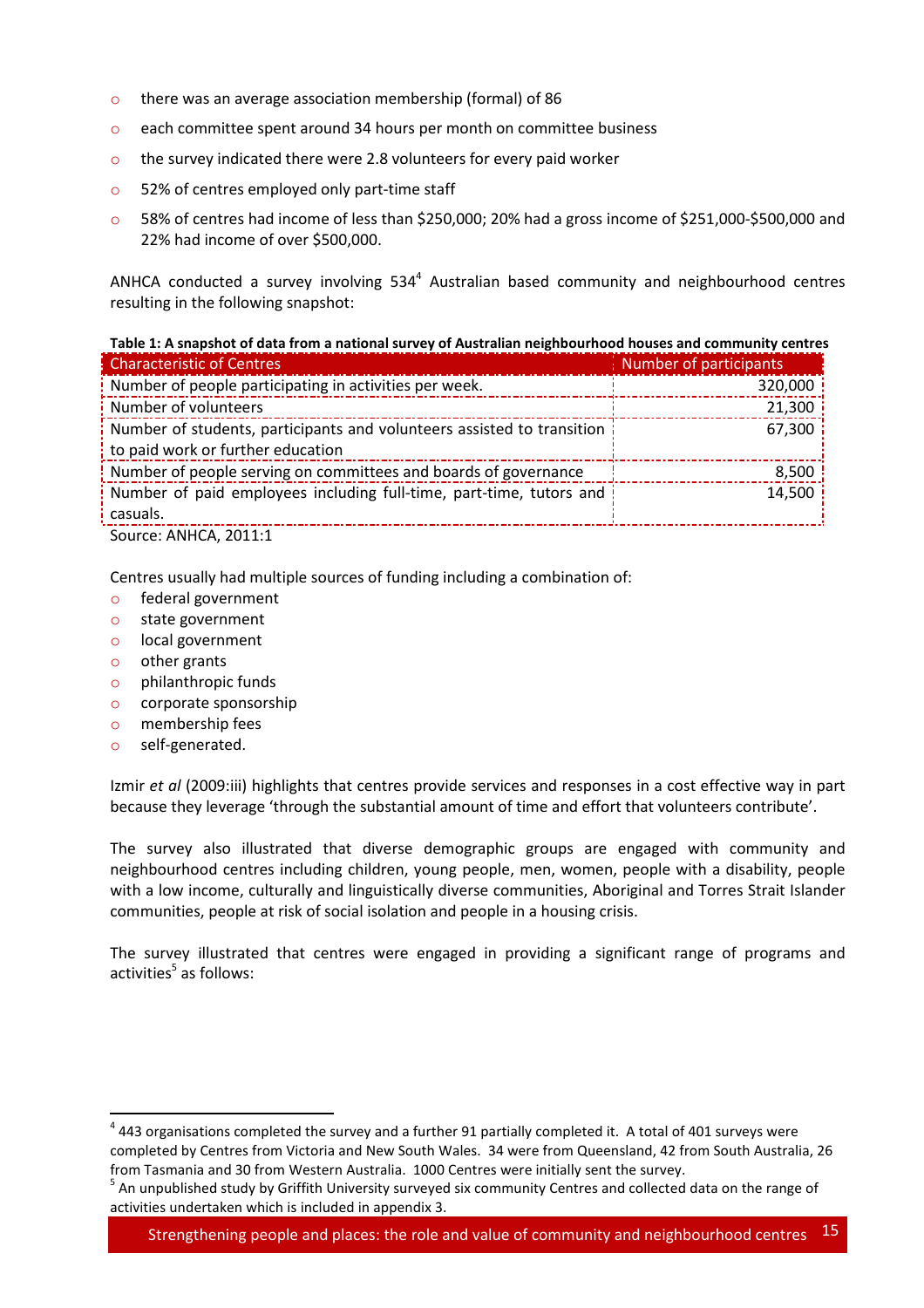- there was an average association membership (formal) of 86
- each committee spent around 34 hours per month on committee business
- the survey indicated there were 2.8 volunteers for every paid worker
- 52% of centres employed only part-time staff
- 58% of centres had income of less than $250,000; 20% had a gross income of $251,000-$500,000 and 22% had income of over $500,000.

ANHCA conducted a survey involving 534[4] Australian based community and neighbourhood centres resulting in the following snapshot:

**Table 1: A snapshot of data from a national survey of Australian neighbourhood houses and community centres**

| Characteristic of Centres | Number of participants |
|---|---|
| Number of people participating in activities per week. | 320,000 |
| Number of volunteers | 21,300 |
| Number of students, participants and volunteers assisted to transition to paid work or further education | 67,300 |
| Number of people serving on committees and boards of governance | 8,500 |
| Number of paid employees including full-time, part-time, tutors and casuals. | 14,500 |

Source: ANHCA, 2011:1

Centres usually had multiple sources of funding including a combination of:

- federal government
- state government
- local government
- other grants
- philanthropic funds
- corporate sponsorship
- membership fees
- self-generated.

Izmir *et al* (2009:iii) highlights that centres provide services and responses in a cost effective way in part because they leverage 'through the substantial amount of time and effort that volunteers contribute'.

The survey also illustrated that diverse demographic groups are engaged with community and neighbourhood centres including children, young people, men, women, people with a disability, people with a low income, culturally and linguistically diverse communities, Aboriginal and Torres Strait Islander communities, people at risk of social isolation and people in a housing crisis.

The survey illustrated that centres were engaged in providing a significant range of programs and activities[5] as follows:

---

[4] 443 organisations completed the survey and a further 91 partially completed it. A total of 401 surveys were completed by Centres from Victoria and New South Wales. 34 were from Queensland, 42 from South Australia, 26 from Tasmania and 30 from Western Australia. 1000 Centres were initially sent the survey.

[5] An unpublished study by Griffith University surveyed six community Centres and collected data on the range of activities undertaken which is included in appendix 3.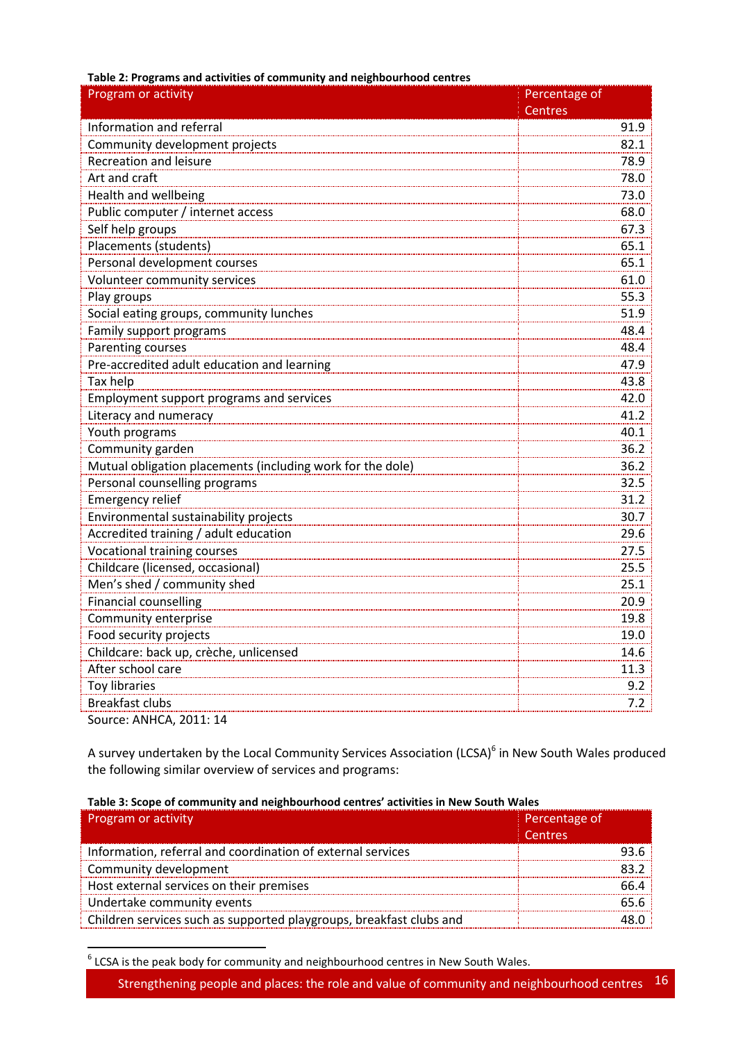**Table 2: Programs and activities of community and neighbourhood centres**

| Program or activity | Percentage of Centres |
|---|---|
| Information and referral | 91.9 |
| Community development projects | 82.1 |
| Recreation and leisure | 78.9 |
| Art and craft | 78.0 |
| Health and wellbeing | 73.0 |
| Public computer / internet access | 68.0 |
| Self help groups | 67.3 |
| Placements (students) | 65.1 |
| Personal development courses | 65.1 |
| Volunteer community services | 61.0 |
| Play groups | 55.3 |
| Social eating groups, community lunches | 51.9 |
| Family support programs | 48.4 |
| Parenting courses | 48.4 |
| Pre-accredited adult education and learning | 47.9 |
| Tax help | 43.8 |
| Employment support programs and services | 42.0 |
| Literacy and numeracy | 41.2 |
| Youth programs | 40.1 |
| Community garden | 36.2 |
| Mutual obligation placements (including work for the dole) | 36.2 |
| Personal counselling programs | 32.5 |
| Emergency relief | 31.2 |
| Environmental sustainability projects | 30.7 |
| Accredited training / adult education | 29.6 |
| Vocational training courses | 27.5 |
| Childcare (licensed, occasional) | 25.5 |
| Men's shed / community shed | 25.1 |
| Financial counselling | 20.9 |
| Community enterprise | 19.8 |
| Food security projects | 19.0 |
| Childcare: back up, crèche, unlicensed | 14.6 |
| After school care | 11.3 |
| Toy libraries | 9.2 |
| Breakfast clubs | 7.2 |

Source: ANHCA, 2011: 14

A survey undertaken by the Local Community Services Association (LCSA)[6] in New South Wales produced the following similar overview of services and programs:

**Table 3: Scope of community and neighbourhood centres' activities in New South Wales**

| Program or activity | Percentage of Centres |
|---|---|
| Information, referral and coordination of external services | 93.6 |
| Community development | 83.2 |
| Host external services on their premises | 66.4 |
| Undertake community events | 65.6 |
| Children services such as supported playgroups, breakfast clubs and | 48.0 |

[6] LCSA is the peak body for community and neighbourhood centres in New South Wales.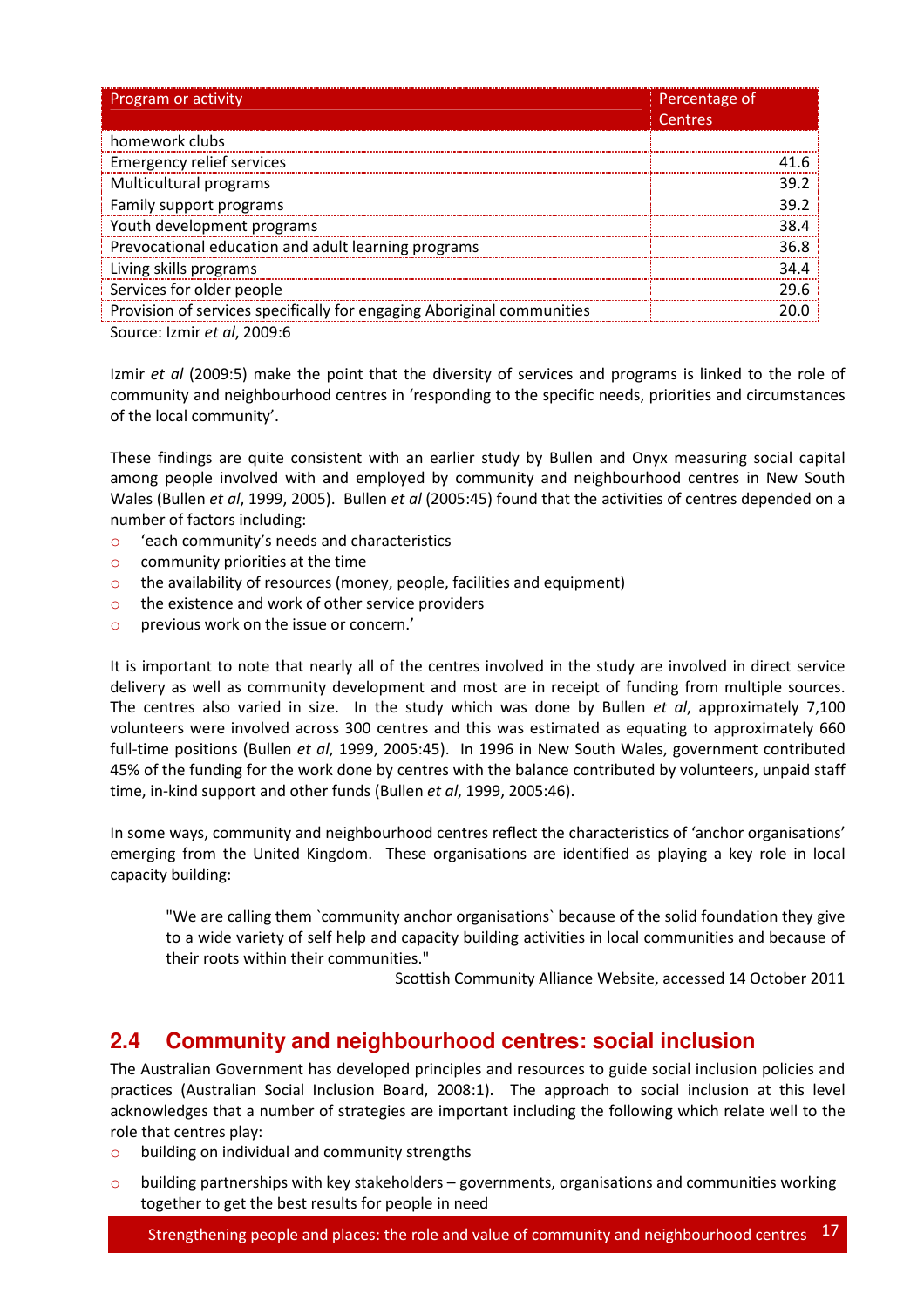| Program or activity | Percentage of Centres |
|---|---|
| homework clubs | |
| Emergency relief services | 41.6 |
| Multicultural programs | 39.2 |
| Family support programs | 39.2 |
| Youth development programs | 38.4 |
| Prevocational education and adult learning programs | 36.8 |
| Living skills programs | 34.4 |
| Services for older people | 29.6 |
| Provision of services specifically for engaging Aboriginal communities | 20.0 |

Source: Izmir *et al*, 2009:6

Izmir *et al* (2009:5) make the point that the diversity of services and programs is linked to the role of community and neighbourhood centres in 'responding to the specific needs, priorities and circumstances of the local community'.

These findings are quite consistent with an earlier study by Bullen and Onyx measuring social capital among people involved with and employed by community and neighbourhood centres in New South Wales (Bullen *et al*, 1999, 2005). Bullen *et al* (2005:45) found that the activities of centres depended on a number of factors including:

- 'each community's needs and characteristics
- community priorities at the time
- the availability of resources (money, people, facilities and equipment)
- the existence and work of other service providers
- previous work on the issue or concern.'

It is important to note that nearly all of the centres involved in the study are involved in direct service delivery as well as community development and most are in receipt of funding from multiple sources. The centres also varied in size. In the study which was done by Bullen *et al*, approximately 7,100 volunteers were involved across 300 centres and this was estimated as equating to approximately 660 full-time positions (Bullen *et al*, 1999, 2005:45). In 1996 in New South Wales, government contributed 45% of the funding for the work done by centres with the balance contributed by volunteers, unpaid staff time, in-kind support and other funds (Bullen *et al*, 1999, 2005:46).

In some ways, community and neighbourhood centres reflect the characteristics of 'anchor organisations' emerging from the United Kingdom. These organisations are identified as playing a key role in local capacity building:

> "We are calling them `community anchor organisations` because of the solid foundation they give to a wide variety of self help and capacity building activities in local communities and because of their roots within their communities."
>
> Scottish Community Alliance Website, accessed 14 October 2011

## 2.4 Community and neighbourhood centres: social inclusion

The Australian Government has developed principles and resources to guide social inclusion policies and practices (Australian Social Inclusion Board, 2008:1). The approach to social inclusion at this level acknowledges that a number of strategies are important including the following which relate well to the role that centres play:

- building on individual and community strengths
- building partnerships with key stakeholders – governments, organisations and communities working together to get the best results for people in need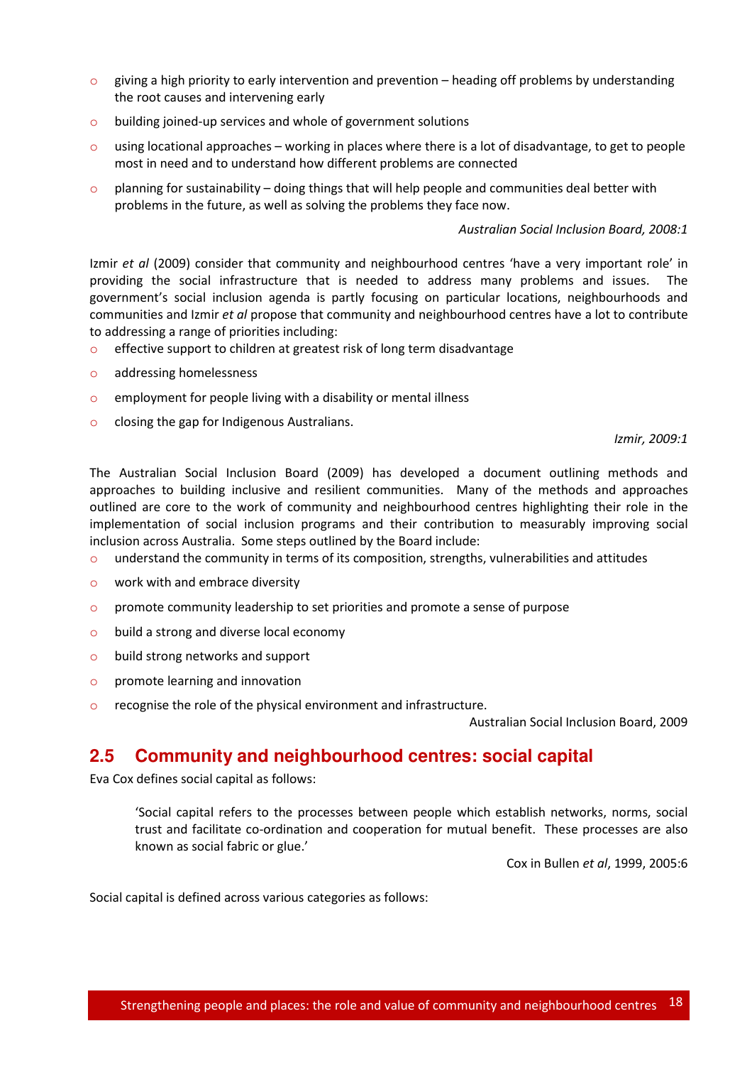- giving a high priority to early intervention and prevention – heading off problems by understanding the root causes and intervening early
- building joined-up services and whole of government solutions
- using locational approaches – working in places where there is a lot of disadvantage, to get to people most in need and to understand how different problems are connected
- planning for sustainability – doing things that will help people and communities deal better with problems in the future, as well as solving the problems they face now.

*Australian Social Inclusion Board, 2008:1*

Izmir *et al* (2009) consider that community and neighbourhood centres 'have a very important role' in providing the social infrastructure that is needed to address many problems and issues. The government's social inclusion agenda is partly focusing on particular locations, neighbourhoods and communities and Izmir *et al* propose that community and neighbourhood centres have a lot to contribute to addressing a range of priorities including:

- effective support to children at greatest risk of long term disadvantage
- addressing homelessness
- employment for people living with a disability or mental illness
- closing the gap for Indigenous Australians.

*Izmir, 2009:1*

The Australian Social Inclusion Board (2009) has developed a document outlining methods and approaches to building inclusive and resilient communities. Many of the methods and approaches outlined are core to the work of community and neighbourhood centres highlighting their role in the implementation of social inclusion programs and their contribution to measurably improving social inclusion across Australia. Some steps outlined by the Board include:

- understand the community in terms of its composition, strengths, vulnerabilities and attitudes
- work with and embrace diversity
- promote community leadership to set priorities and promote a sense of purpose
- build a strong and diverse local economy
- build strong networks and support
- promote learning and innovation
- recognise the role of the physical environment and infrastructure.

Australian Social Inclusion Board, 2009

## 2.5 Community and neighbourhood centres: social capital

Eva Cox defines social capital as follows:

> 'Social capital refers to the processes between people which establish networks, norms, social trust and facilitate co-ordination and cooperation for mutual benefit. These processes are also known as social fabric or glue.'
>
> Cox in Bullen *et al*, 1999, 2005:6

Social capital is defined across various categories as follows: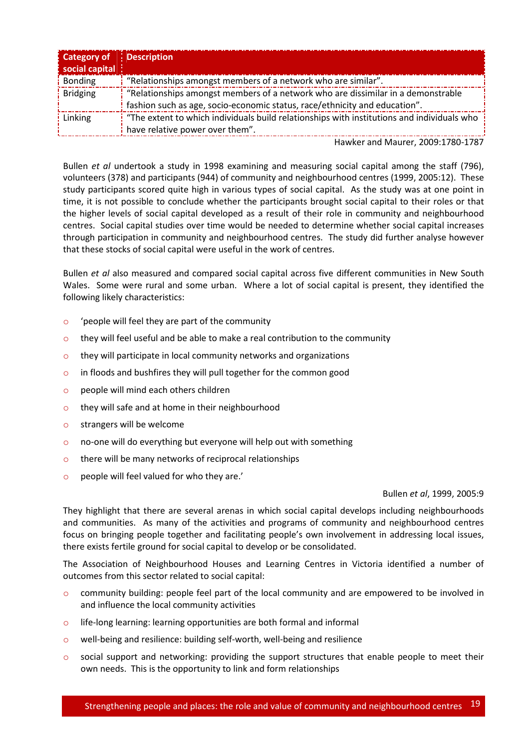| Category of social capital | Description |
|---|---|
| Bonding | "Relationships amongst members of a network who are similar". |
| Bridging | "Relationships amongst members of a network who are dissimilar in a demonstrable fashion such as age, socio-economic status, race/ethnicity and education". |
| Linking | "The extent to which individuals build relationships with institutions and individuals who have relative power over them". |

Hawker and Maurer, 2009:1780-1787

Bullen *et al* undertook a study in 1998 examining and measuring social capital among the staff (796), volunteers (378) and participants (944) of community and neighbourhood centres (1999, 2005:12). These study participants scored quite high in various types of social capital. As the study was at one point in time, it is not possible to conclude whether the participants brought social capital to their roles or that the higher levels of social capital developed as a result of their role in community and neighbourhood centres. Social capital studies over time would be needed to determine whether social capital increases through participation in community and neighbourhood centres. The study did further analyse however that these stocks of social capital were useful in the work of centres.

Bullen *et al* also measured and compared social capital across five different communities in New South Wales. Some were rural and some urban. Where a lot of social capital is present, they identified the following likely characteristics:

- 'people will feel they are part of the community
- they will feel useful and be able to make a real contribution to the community
- they will participate in local community networks and organizations
- in floods and bushfires they will pull together for the common good
- people will mind each others children
- they will safe and at home in their neighbourhood
- strangers will be welcome
- no-one will do everything but everyone will help out with something
- there will be many networks of reciprocal relationships
- people will feel valued for who they are.'

Bullen *et al*, 1999, 2005:9

They highlight that there are several arenas in which social capital develops including neighbourhoods and communities. As many of the activities and programs of community and neighbourhood centres focus on bringing people together and facilitating people's own involvement in addressing local issues, there exists fertile ground for social capital to develop or be consolidated.

The Association of Neighbourhood Houses and Learning Centres in Victoria identified a number of outcomes from this sector related to social capital:

- community building: people feel part of the local community and are empowered to be involved in and influence the local community activities
- life-long learning: learning opportunities are both formal and informal
- well-being and resilience: building self-worth, well-being and resilience
- social support and networking: providing the support structures that enable people to meet their own needs. This is the opportunity to link and form relationships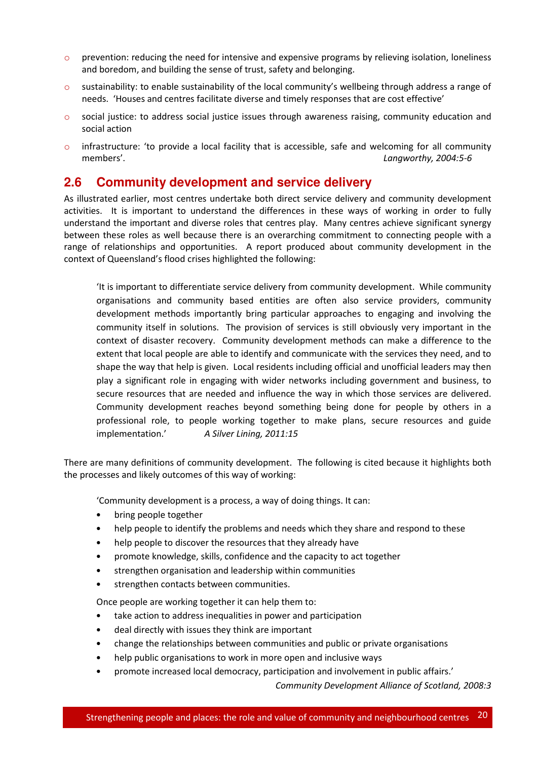- prevention: reducing the need for intensive and expensive programs by relieving isolation, loneliness and boredom, and building the sense of trust, safety and belonging.
- sustainability: to enable sustainability of the local community's wellbeing through address a range of needs. 'Houses and centres facilitate diverse and timely responses that are cost effective'
- social justice: to address social justice issues through awareness raising, community education and social action
- infrastructure: 'to provide a local facility that is accessible, safe and welcoming for all community members'. *Langworthy, 2004:5-6*

## 2.6 Community development and service delivery

As illustrated earlier, most centres undertake both direct service delivery and community development activities. It is important to understand the differences in these ways of working in order to fully understand the important and diverse roles that centres play. Many centres achieve significant synergy between these roles as well because there is an overarching commitment to connecting people with a range of relationships and opportunities. A report produced about community development in the context of Queensland's flood crises highlighted the following:

> 'It is important to differentiate service delivery from community development. While community organisations and community based entities are often also service providers, community development methods importantly bring particular approaches to engaging and involving the community itself in solutions. The provision of services is still obviously very important in the context of disaster recovery. Community development methods can make a difference to the extent that local people are able to identify and communicate with the services they need, and to shape the way that help is given. Local residents including official and unofficial leaders may then play a significant role in engaging with wider networks including government and business, to secure resources that are needed and influence the way in which those services are delivered. Community development reaches beyond something being done for people by others in a professional role, to people working together to make plans, secure resources and guide implementation.' *A Silver Lining, 2011:15*

There are many definitions of community development. The following is cited because it highlights both the processes and likely outcomes of this way of working:

> 'Community development is a process, a way of doing things. It can:
>
> - bring people together
> - help people to identify the problems and needs which they share and respond to these
> - help people to discover the resources that they already have
> - promote knowledge, skills, confidence and the capacity to act together
> - strengthen organisation and leadership within communities
> - strengthen contacts between communities.
>
> Once people are working together it can help them to:
>
> - take action to address inequalities in power and participation
> - deal directly with issues they think are important
> - change the relationships between communities and public or private organisations
> - help public organisations to work in more open and inclusive ways
> - promote increased local democracy, participation and involvement in public affairs.'
>
> *Community Development Alliance of Scotland, 2008:3*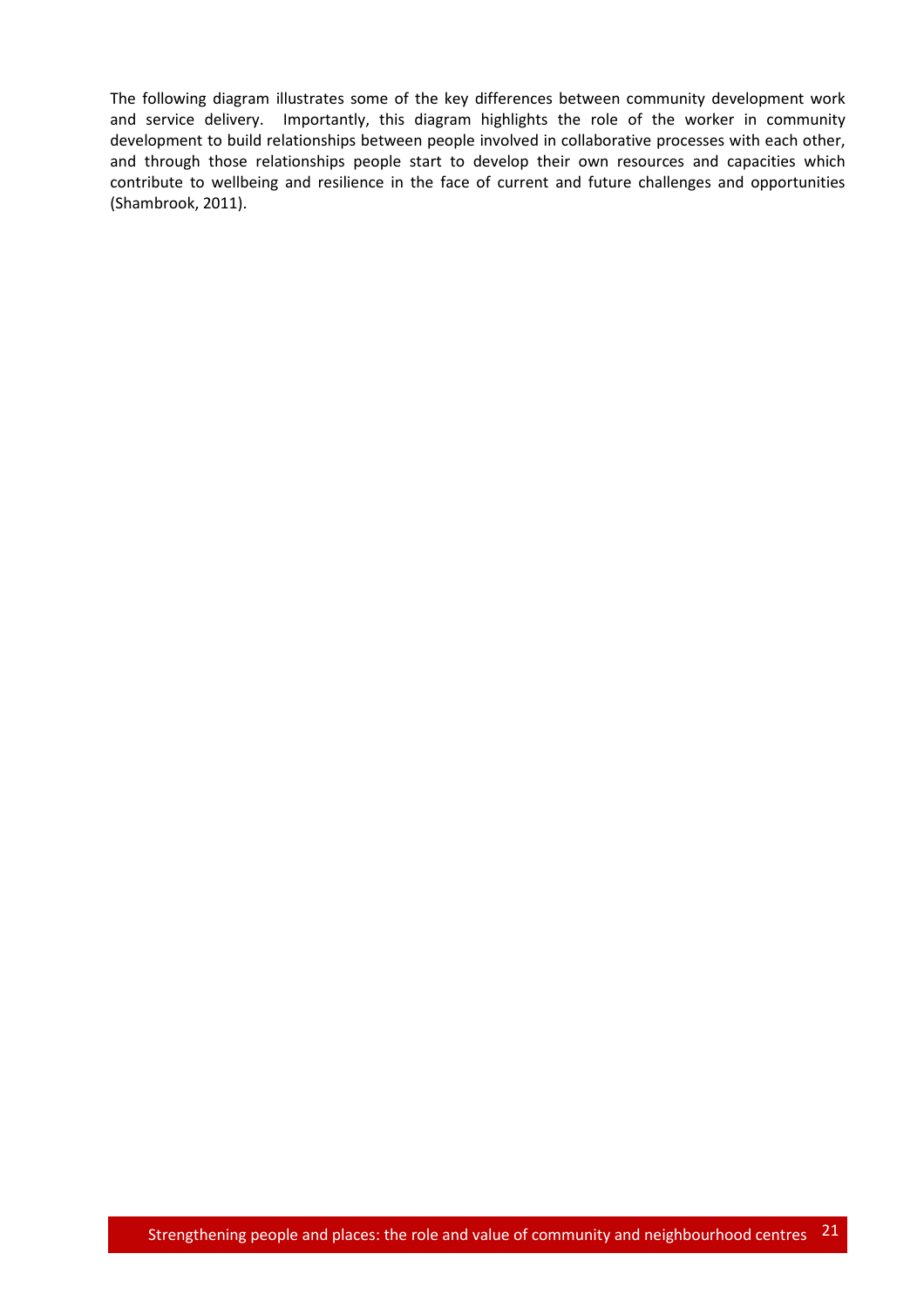The following diagram illustrates some of the key differences between community development work and service delivery. Importantly, this diagram highlights the role of the worker in community development to build relationships between people involved in collaborative processes with each other, and through those relationships people start to develop their own resources and capacities which contribute to wellbeing and resilience in the face of current and future challenges and opportunities (Shambrook, 2011).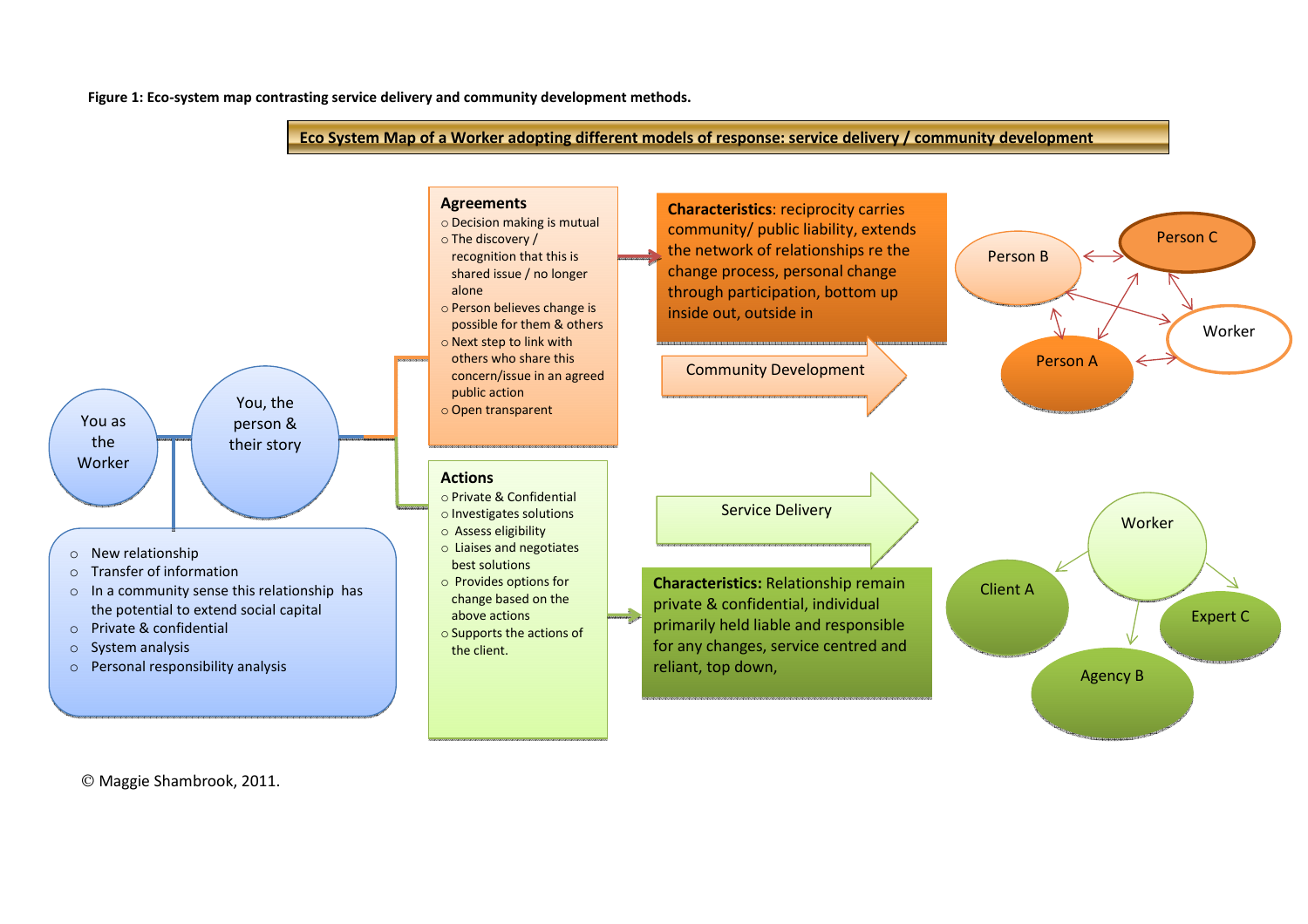**Figure 1: Eco-system map contrasting service delivery and community development methods.**

**Eco System Map of a Worker adopting different models of response: service delivery / community development**

You as the Worker

You, the person & their story

- New relationship
- Transfer of information
- In a community sense this relationship has the potential to extend social capital
- Private & confidential
- System analysis
- Personal responsibility analysis

**Agreements**

- Decision making is mutual
- The discovery / recognition that this is shared issue / no longer alone
- Person believes change is possible for them & others
- Next step to link with others who share this concern/issue in an agreed public action
- Open transparent

**Characteristics**: reciprocity carries community/ public liability, extends the network of relationships re the change process, personal change through participation, bottom up inside out, outside in

Community Development

Person B — Person C — Worker — Person A

**Actions**

- Private & Confidential
- Investigates solutions
- Assess eligibility
- Liaises and negotiates best solutions
- Provides options for change based on the above actions
- Supports the actions of the client.

Service Delivery

**Characteristics:** Relationship remain private & confidential, individual primarily held liable and responsible for any changes, service centred and reliant, top down,

Worker — Client A — Expert C — Agency B

© Maggie Shambrook, 2011.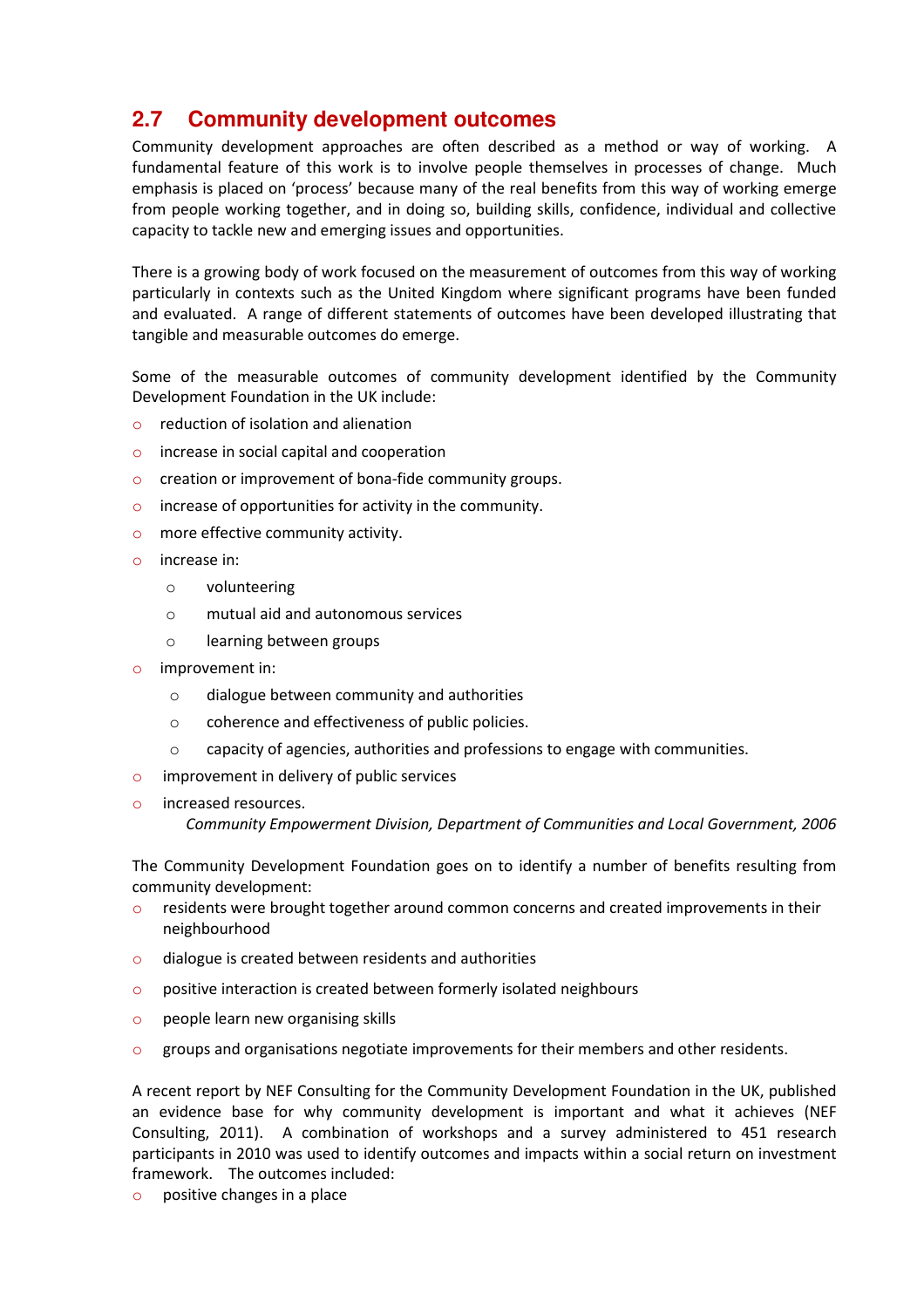## 2.7 Community development outcomes

Community development approaches are often described as a method or way of working. A fundamental feature of this work is to involve people themselves in processes of change. Much emphasis is placed on 'process' because many of the real benefits from this way of working emerge from people working together, and in doing so, building skills, confidence, individual and collective capacity to tackle new and emerging issues and opportunities.

There is a growing body of work focused on the measurement of outcomes from this way of working particularly in contexts such as the United Kingdom where significant programs have been funded and evaluated. A range of different statements of outcomes have been developed illustrating that tangible and measurable outcomes do emerge.

Some of the measurable outcomes of community development identified by the Community Development Foundation in the UK include:

- reduction of isolation and alienation
- increase in social capital and cooperation
- creation or improvement of bona-fide community groups.
- increase of opportunities for activity in the community.
- more effective community activity.
- increase in:
  - volunteering
  - mutual aid and autonomous services
  - learning between groups
- improvement in:
  - dialogue between community and authorities
  - coherence and effectiveness of public policies.
  - capacity of agencies, authorities and professions to engage with communities.
- improvement in delivery of public services
- increased resources.

*Community Empowerment Division, Department of Communities and Local Government, 2006*

The Community Development Foundation goes on to identify a number of benefits resulting from community development:

- residents were brought together around common concerns and created improvements in their neighbourhood
- dialogue is created between residents and authorities
- positive interaction is created between formerly isolated neighbours
- people learn new organising skills
- groups and organisations negotiate improvements for their members and other residents.

A recent report by NEF Consulting for the Community Development Foundation in the UK, published an evidence base for why community development is important and what it achieves (NEF Consulting, 2011). A combination of workshops and a survey administered to 451 research participants in 2010 was used to identify outcomes and impacts within a social return on investment framework. The outcomes included:

- positive changes in a place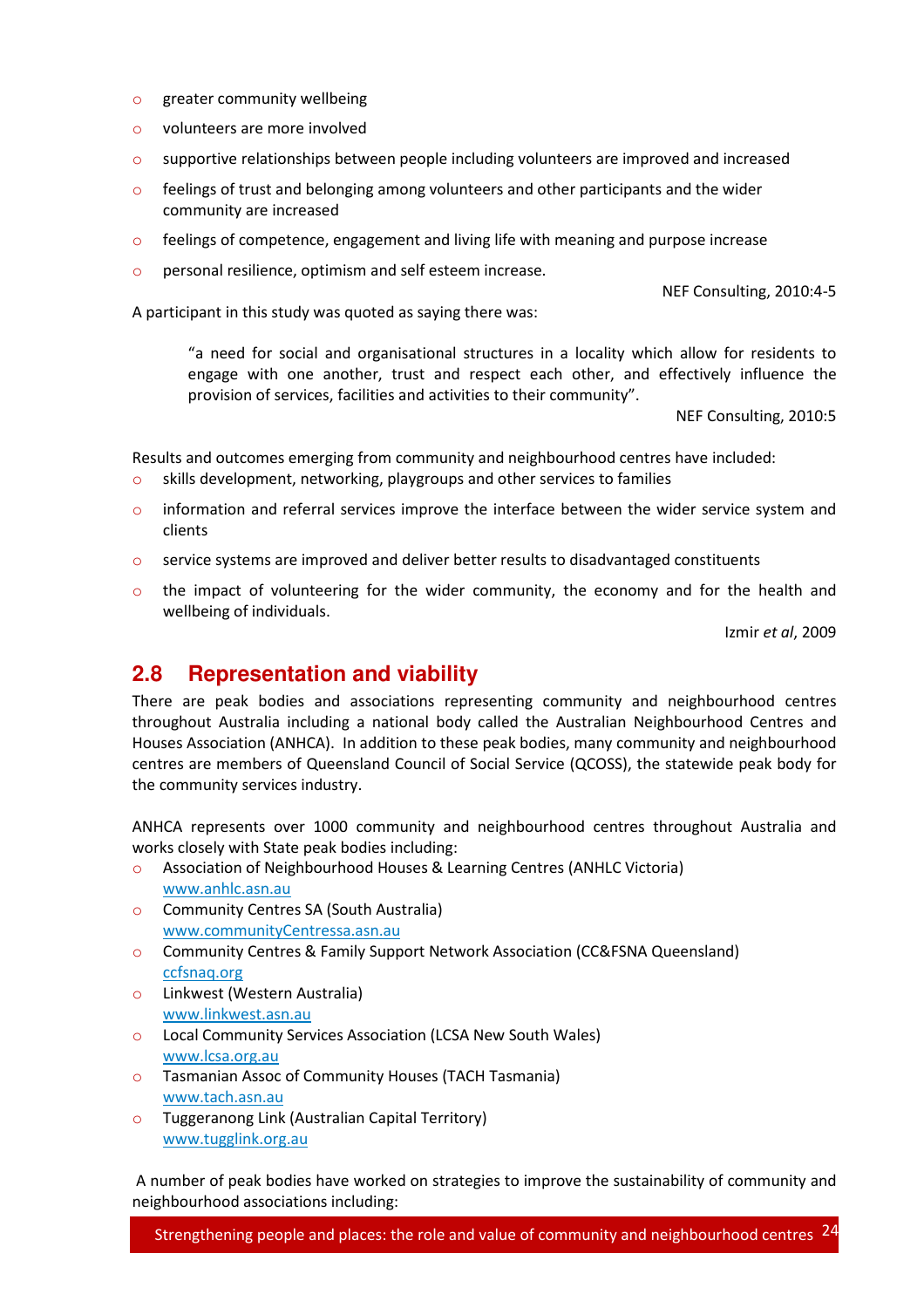- greater community wellbeing
- volunteers are more involved
- supportive relationships between people including volunteers are improved and increased
- feelings of trust and belonging among volunteers and other participants and the wider community are increased
- feelings of competence, engagement and living life with meaning and purpose increase
- personal resilience, optimism and self esteem increase.

NEF Consulting, 2010:4-5

A participant in this study was quoted as saying there was:

> "a need for social and organisational structures in a locality which allow for residents to engage with one another, trust and respect each other, and effectively influence the provision of services, facilities and activities to their community".
>
> NEF Consulting, 2010:5

Results and outcomes emerging from community and neighbourhood centres have included:

- skills development, networking, playgroups and other services to families
- information and referral services improve the interface between the wider service system and clients
- service systems are improved and deliver better results to disadvantaged constituents
- the impact of volunteering for the wider community, the economy and for the health and wellbeing of individuals.

Izmir *et al*, 2009

## 2.8 Representation and viability

There are peak bodies and associations representing community and neighbourhood centres throughout Australia including a national body called the Australian Neighbourhood Centres and Houses Association (ANHCA). In addition to these peak bodies, many community and neighbourhood centres are members of Queensland Council of Social Service (QCOSS), the statewide peak body for the community services industry.

ANHCA represents over 1000 community and neighbourhood centres throughout Australia and works closely with State peak bodies including:

- Association of Neighbourhood Houses & Learning Centres (ANHLC Victoria)
  www.anhlc.asn.au
- Community Centres SA (South Australia)
  www.communityCentressa.asn.au
- Community Centres & Family Support Network Association (CC&FSNA Queensland)
  ccfsnaq.org
- Linkwest (Western Australia)
  www.linkwest.asn.au
- Local Community Services Association (LCSA New South Wales)
  www.lcsa.org.au
- Tasmanian Assoc of Community Houses (TACH Tasmania)
  www.tach.asn.au
- Tuggeranong Link (Australian Capital Territory)
  www.tugglink.org.au

A number of peak bodies have worked on strategies to improve the sustainability of community and neighbourhood associations including: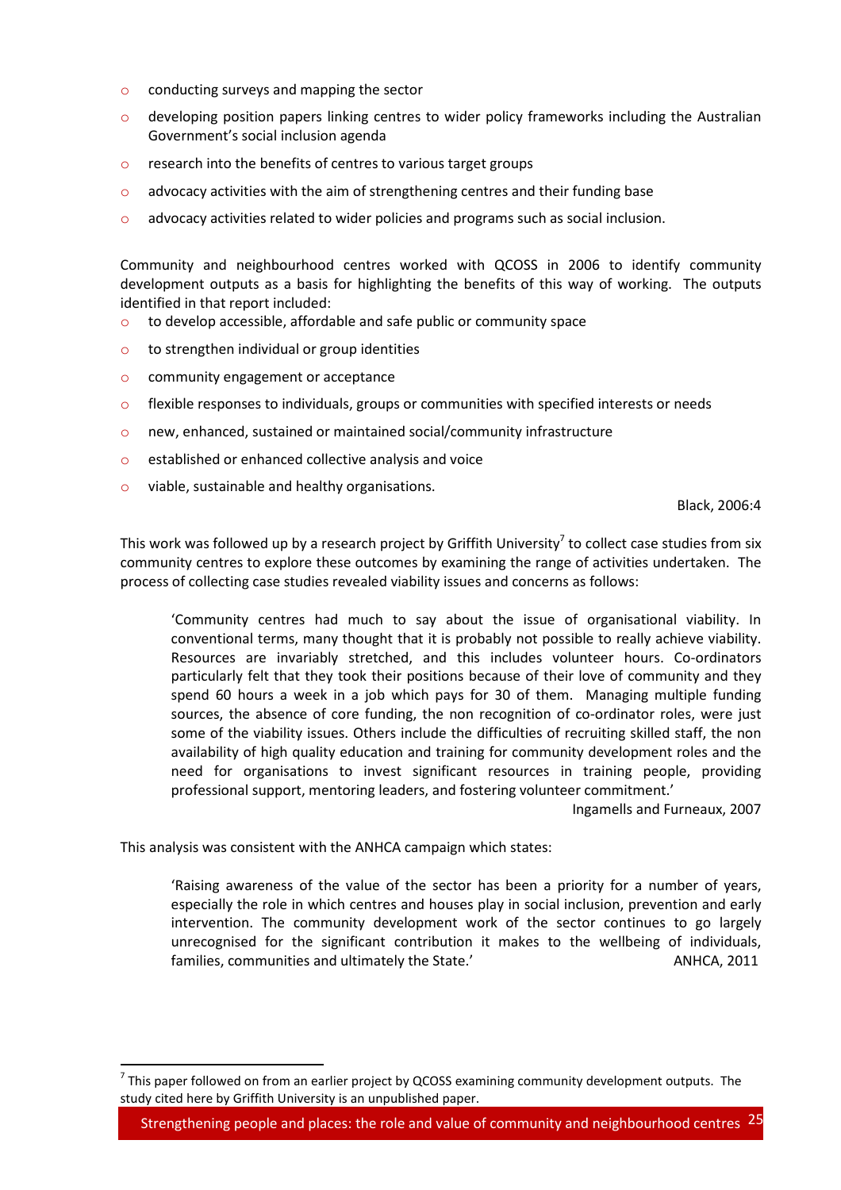- conducting surveys and mapping the sector
- developing position papers linking centres to wider policy frameworks including the Australian Government's social inclusion agenda
- research into the benefits of centres to various target groups
- advocacy activities with the aim of strengthening centres and their funding base
- advocacy activities related to wider policies and programs such as social inclusion.

Community and neighbourhood centres worked with QCOSS in 2006 to identify community development outputs as a basis for highlighting the benefits of this way of working. The outputs identified in that report included:

- to develop accessible, affordable and safe public or community space
- to strengthen individual or group identities
- community engagement or acceptance
- flexible responses to individuals, groups or communities with specified interests or needs
- new, enhanced, sustained or maintained social/community infrastructure
- established or enhanced collective analysis and voice
- viable, sustainable and healthy organisations.

Black, 2006:4

This work was followed up by a research project by Griffith University[7] to collect case studies from six community centres to explore these outcomes by examining the range of activities undertaken. The process of collecting case studies revealed viability issues and concerns as follows:

> 'Community centres had much to say about the issue of organisational viability. In conventional terms, many thought that it is probably not possible to really achieve viability. Resources are invariably stretched, and this includes volunteer hours. Co-ordinators particularly felt that they took their positions because of their love of community and they spend 60 hours a week in a job which pays for 30 of them. Managing multiple funding sources, the absence of core funding, the non recognition of co-ordinator roles, were just some of the viability issues. Others include the difficulties of recruiting skilled staff, the non availability of high quality education and training for community development roles and the need for organisations to invest significant resources in training people, providing professional support, mentoring leaders, and fostering volunteer commitment.'
>
> Ingamells and Furneaux, 2007

This analysis was consistent with the ANHCA campaign which states:

> 'Raising awareness of the value of the sector has been a priority for a number of years, especially the role in which centres and houses play in social inclusion, prevention and early intervention. The community development work of the sector continues to go largely unrecognised for the significant contribution it makes to the wellbeing of individuals, families, communities and ultimately the State.' ANHCA, 2011

---

[7] This paper followed on from an earlier project by QCOSS examining community development outputs. The study cited here by Griffith University is an unpublished paper.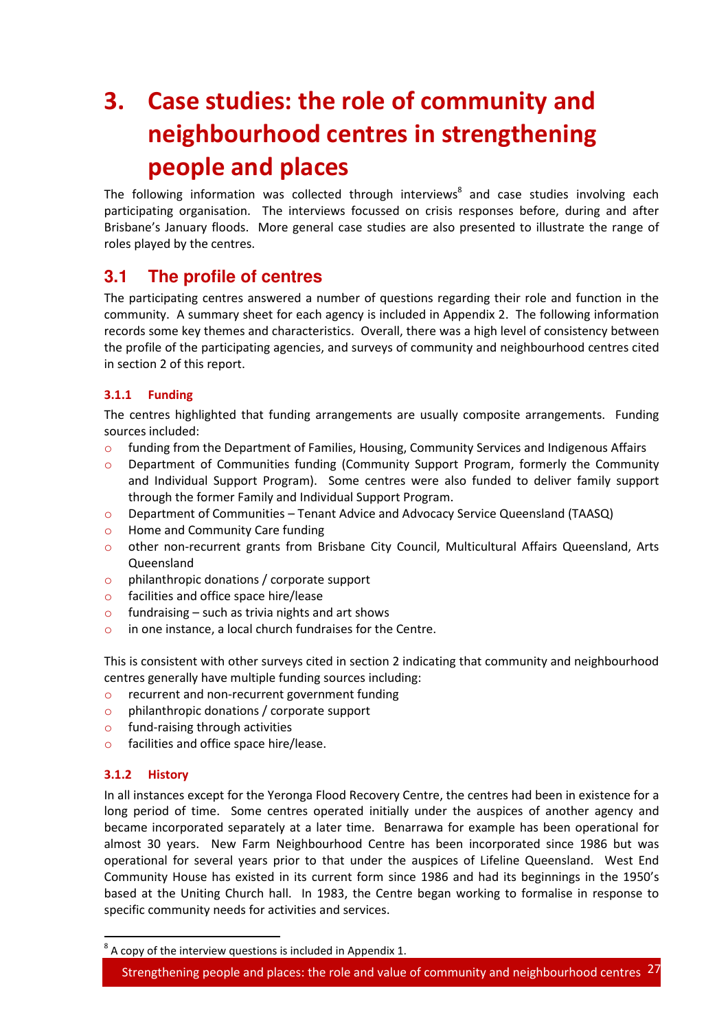# 3. Case studies: the role of community and neighbourhood centres in strengthening people and places

The following information was collected through interviews[8] and case studies involving each participating organisation. The interviews focussed on crisis responses before, during and after Brisbane's January floods. More general case studies are also presented to illustrate the range of roles played by the centres.

## 3.1 The profile of centres

The participating centres answered a number of questions regarding their role and function in the community. A summary sheet for each agency is included in Appendix 2. The following information records some key themes and characteristics. Overall, there was a high level of consistency between the profile of the participating agencies, and surveys of community and neighbourhood centres cited in section 2 of this report.

### 3.1.1 Funding

The centres highlighted that funding arrangements are usually composite arrangements. Funding sources included:

- funding from the Department of Families, Housing, Community Services and Indigenous Affairs
- Department of Communities funding (Community Support Program, formerly the Community and Individual Support Program). Some centres were also funded to deliver family support through the former Family and Individual Support Program.
- Department of Communities – Tenant Advice and Advocacy Service Queensland (TAASQ)
- Home and Community Care funding
- other non-recurrent grants from Brisbane City Council, Multicultural Affairs Queensland, Arts Queensland
- philanthropic donations / corporate support
- facilities and office space hire/lease
- fundraising – such as trivia nights and art shows
- in one instance, a local church fundraises for the Centre.

This is consistent with other surveys cited in section 2 indicating that community and neighbourhood centres generally have multiple funding sources including:

- recurrent and non-recurrent government funding
- philanthropic donations / corporate support
- fund-raising through activities
- facilities and office space hire/lease.

### 3.1.2 History

In all instances except for the Yeronga Flood Recovery Centre, the centres had been in existence for a long period of time. Some centres operated initially under the auspices of another agency and became incorporated separately at a later time. Benarrawa for example has been operational for almost 30 years. New Farm Neighbourhood Centre has been incorporated since 1986 but was operational for several years prior to that under the auspices of Lifeline Queensland. West End Community House has existed in its current form since 1986 and had its beginnings in the 1950's based at the Uniting Church hall. In 1983, the Centre began working to formalise in response to specific community needs for activities and services.

[8] A copy of the interview questions is included in Appendix 1.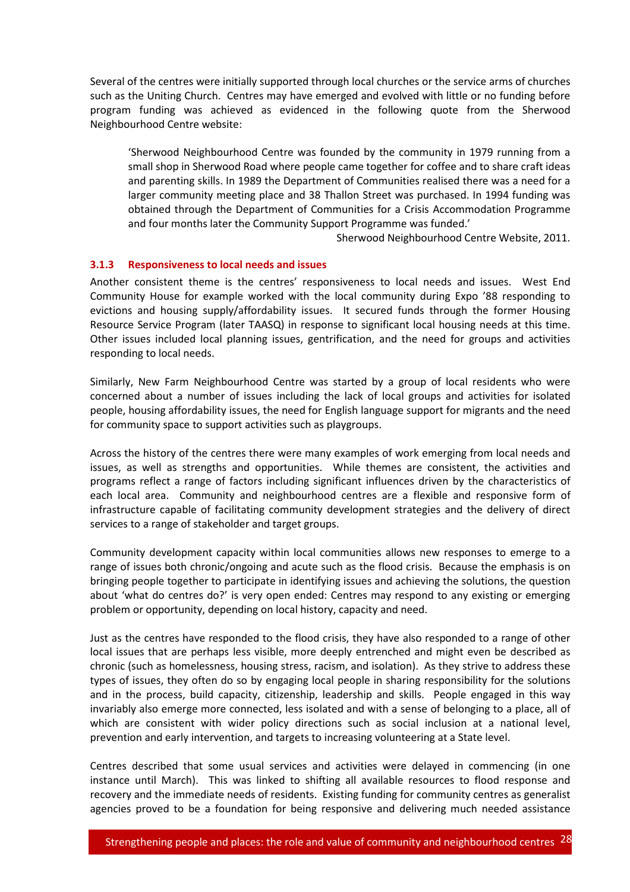Several of the centres were initially supported through local churches or the service arms of churches such as the Uniting Church. Centres may have emerged and evolved with little or no funding before program funding was achieved as evidenced in the following quote from the Sherwood Neighbourhood Centre website:

> 'Sherwood Neighbourhood Centre was founded by the community in 1979 running from a small shop in Sherwood Road where people came together for coffee and to share craft ideas and parenting skills. In 1989 the Department of Communities realised there was a need for a larger community meeting place and 38 Thallon Street was purchased. In 1994 funding was obtained through the Department of Communities for a Crisis Accommodation Programme and four months later the Community Support Programme was funded.'
>
> Sherwood Neighbourhood Centre Website, 2011.

### 3.1.3 Responsiveness to local needs and issues

Another consistent theme is the centres' responsiveness to local needs and issues. West End Community House for example worked with the local community during Expo '88 responding to evictions and housing supply/affordability issues. It secured funds through the former Housing Resource Service Program (later TAASQ) in response to significant local housing needs at this time. Other issues included local planning issues, gentrification, and the need for groups and activities responding to local needs.

Similarly, New Farm Neighbourhood Centre was started by a group of local residents who were concerned about a number of issues including the lack of local groups and activities for isolated people, housing affordability issues, the need for English language support for migrants and the need for community space to support activities such as playgroups.

Across the history of the centres there were many examples of work emerging from local needs and issues, as well as strengths and opportunities. While themes are consistent, the activities and programs reflect a range of factors including significant influences driven by the characteristics of each local area. Community and neighbourhood centres are a flexible and responsive form of infrastructure capable of facilitating community development strategies and the delivery of direct services to a range of stakeholder and target groups.

Community development capacity within local communities allows new responses to emerge to a range of issues both chronic/ongoing and acute such as the flood crisis. Because the emphasis is on bringing people together to participate in identifying issues and achieving the solutions, the question about 'what do centres do?' is very open ended: Centres may respond to any existing or emerging problem or opportunity, depending on local history, capacity and need.

Just as the centres have responded to the flood crisis, they have also responded to a range of other local issues that are perhaps less visible, more deeply entrenched and might even be described as chronic (such as homelessness, housing stress, racism, and isolation). As they strive to address these types of issues, they often do so by engaging local people in sharing responsibility for the solutions and in the process, build capacity, citizenship, leadership and skills. People engaged in this way invariably also emerge more connected, less isolated and with a sense of belonging to a place, all of which are consistent with wider policy directions such as social inclusion at a national level, prevention and early intervention, and targets to increasing volunteering at a State level.

Centres described that some usual services and activities were delayed in commencing (in one instance until March). This was linked to shifting all available resources to flood response and recovery and the immediate needs of residents. Existing funding for community centres as generalist agencies proved to be a foundation for being responsive and delivering much needed assistance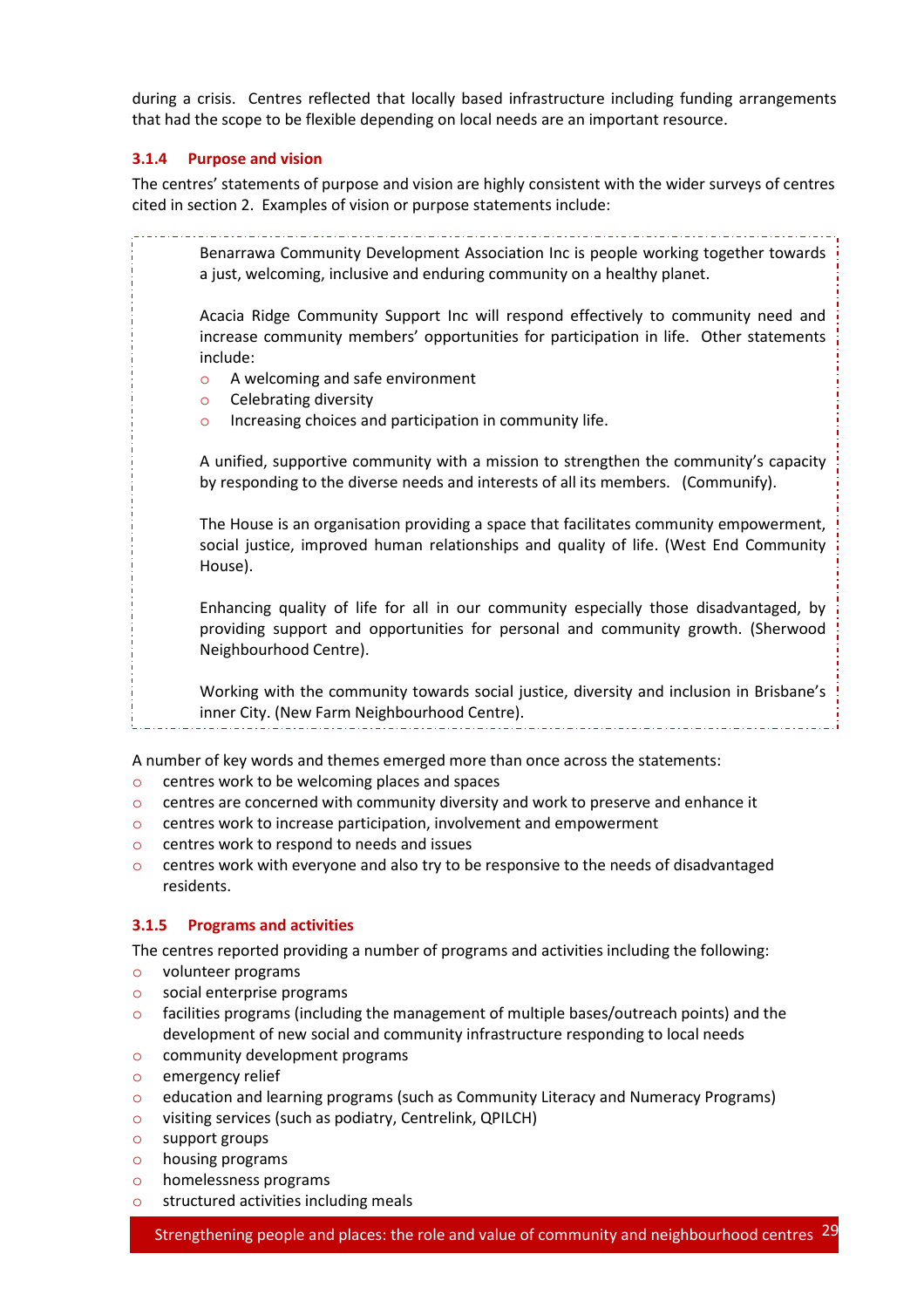during a crisis. Centres reflected that locally based infrastructure including funding arrangements that had the scope to be flexible depending on local needs are an important resource.

### 3.1.4 Purpose and vision

The centres' statements of purpose and vision are highly consistent with the wider surveys of centres cited in section 2. Examples of vision or purpose statements include:

> Benarrawa Community Development Association Inc is people working together towards a just, welcoming, inclusive and enduring community on a healthy planet.
>
> Acacia Ridge Community Support Inc will respond effectively to community need and increase community members' opportunities for participation in life. Other statements include:
>
> - A welcoming and safe environment
> - Celebrating diversity
> - Increasing choices and participation in community life.
>
> A unified, supportive community with a mission to strengthen the community's capacity by responding to the diverse needs and interests of all its members. (Communify).
>
> The House is an organisation providing a space that facilitates community empowerment, social justice, improved human relationships and quality of life. (West End Community House).
>
> Enhancing quality of life for all in our community especially those disadvantaged, by providing support and opportunities for personal and community growth. (Sherwood Neighbourhood Centre).
>
> Working with the community towards social justice, diversity and inclusion in Brisbane's inner City. (New Farm Neighbourhood Centre).

A number of key words and themes emerged more than once across the statements:

- centres work to be welcoming places and spaces
- centres are concerned with community diversity and work to preserve and enhance it
- centres work to increase participation, involvement and empowerment
- centres work to respond to needs and issues
- centres work with everyone and also try to be responsive to the needs of disadvantaged residents.

### 3.1.5 Programs and activities

The centres reported providing a number of programs and activities including the following:

- volunteer programs
- social enterprise programs
- facilities programs (including the management of multiple bases/outreach points) and the development of new social and community infrastructure responding to local needs
- community development programs
- emergency relief
- education and learning programs (such as Community Literacy and Numeracy Programs)
- visiting services (such as podiatry, Centrelink, QPILCH)
- support groups
- housing programs
- homelessness programs
- structured activities including meals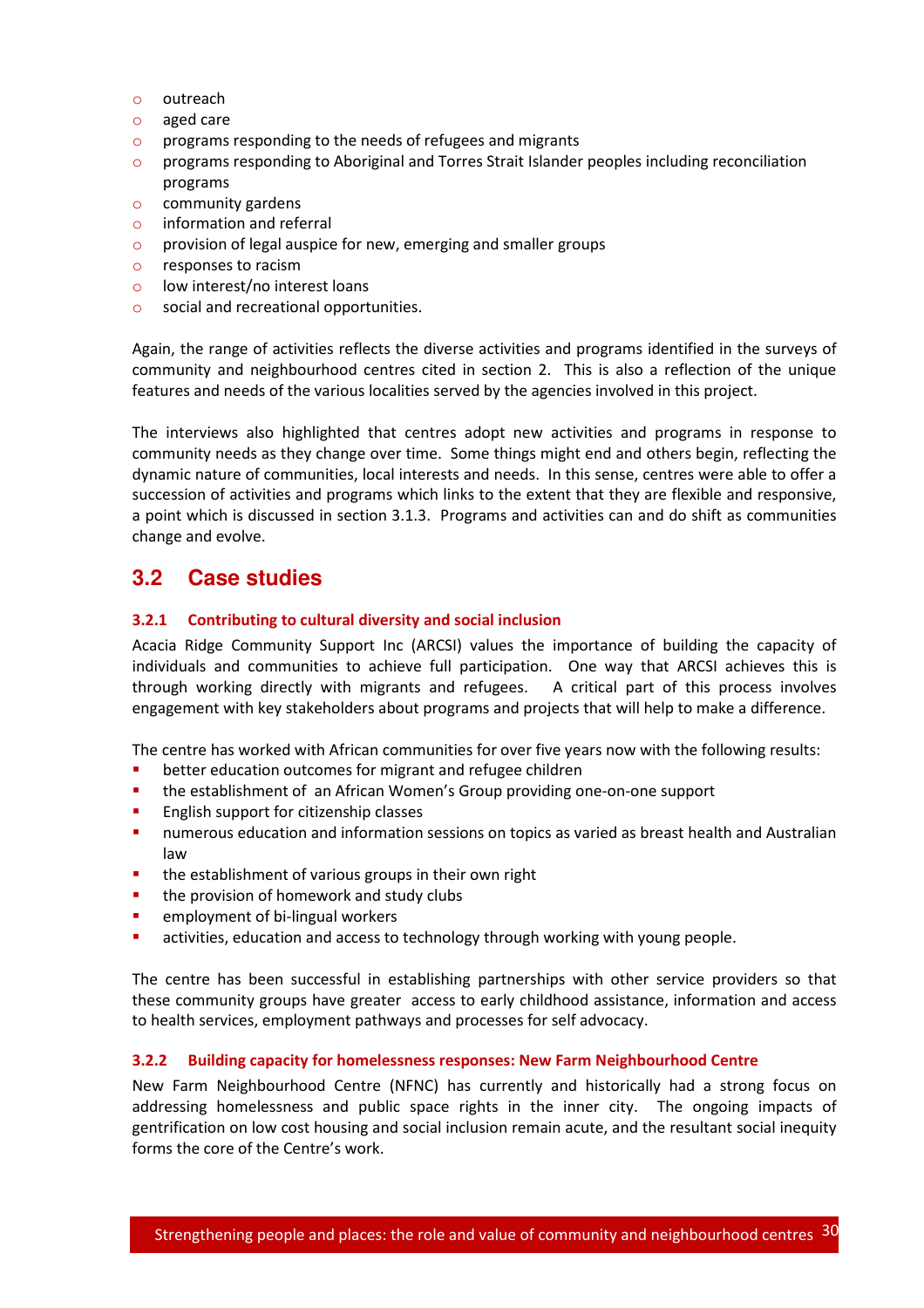- outreach
- aged care
- programs responding to the needs of refugees and migrants
- programs responding to Aboriginal and Torres Strait Islander peoples including reconciliation programs
- community gardens
- information and referral
- provision of legal auspice for new, emerging and smaller groups
- responses to racism
- low interest/no interest loans
- social and recreational opportunities.

Again, the range of activities reflects the diverse activities and programs identified in the surveys of community and neighbourhood centres cited in section 2. This is also a reflection of the unique features and needs of the various localities served by the agencies involved in this project.

The interviews also highlighted that centres adopt new activities and programs in response to community needs as they change over time. Some things might end and others begin, reflecting the dynamic nature of communities, local interests and needs. In this sense, centres were able to offer a succession of activities and programs which links to the extent that they are flexible and responsive, a point which is discussed in section 3.1.3. Programs and activities can and do shift as communities change and evolve.

## 3.2 Case studies

### 3.2.1 Contributing to cultural diversity and social inclusion

Acacia Ridge Community Support Inc (ARCSI) values the importance of building the capacity of individuals and communities to achieve full participation. One way that ARCSI achieves this is through working directly with migrants and refugees. A critical part of this process involves engagement with key stakeholders about programs and projects that will help to make a difference.

The centre has worked with African communities for over five years now with the following results:

- better education outcomes for migrant and refugee children
- the establishment of an African Women's Group providing one-on-one support
- English support for citizenship classes
- numerous education and information sessions on topics as varied as breast health and Australian law
- the establishment of various groups in their own right
- the provision of homework and study clubs
- employment of bi-lingual workers
- activities, education and access to technology through working with young people.

The centre has been successful in establishing partnerships with other service providers so that these community groups have greater access to early childhood assistance, information and access to health services, employment pathways and processes for self advocacy.

### 3.2.2 Building capacity for homelessness responses: New Farm Neighbourhood Centre

New Farm Neighbourhood Centre (NFNC) has currently and historically had a strong focus on addressing homelessness and public space rights in the inner city. The ongoing impacts of gentrification on low cost housing and social inclusion remain acute, and the resultant social inequity forms the core of the Centre's work.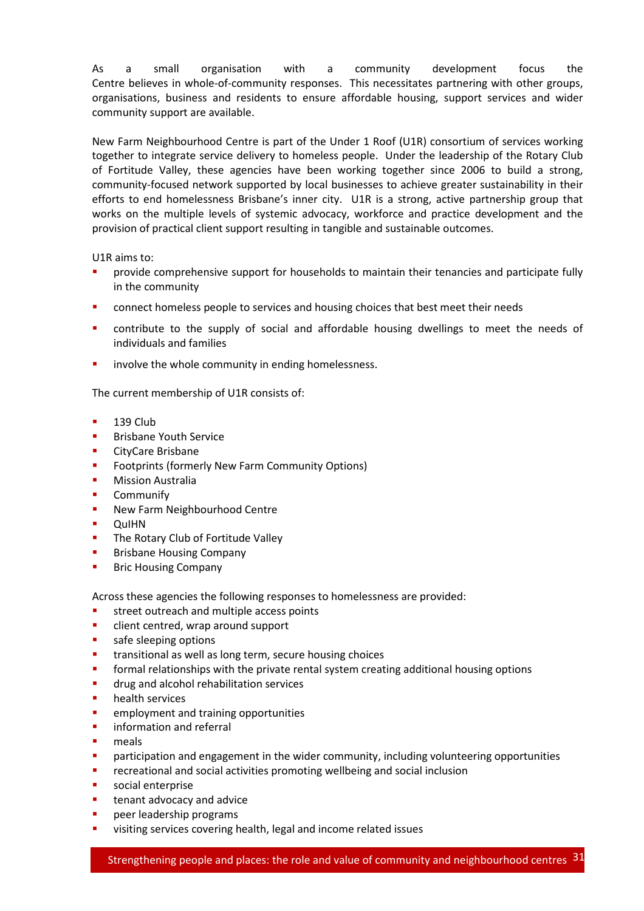As a small organisation with a community development focus the Centre believes in whole-of-community responses. This necessitates partnering with other groups, organisations, business and residents to ensure affordable housing, support services and wider community support are available.

New Farm Neighbourhood Centre is part of the Under 1 Roof (U1R) consortium of services working together to integrate service delivery to homeless people. Under the leadership of the Rotary Club of Fortitude Valley, these agencies have been working together since 2006 to build a strong, community-focused network supported by local businesses to achieve greater sustainability in their efforts to end homelessness Brisbane's inner city. U1R is a strong, active partnership group that works on the multiple levels of systemic advocacy, workforce and practice development and the provision of practical client support resulting in tangible and sustainable outcomes.

U1R aims to:

- provide comprehensive support for households to maintain their tenancies and participate fully in the community
- connect homeless people to services and housing choices that best meet their needs
- contribute to the supply of social and affordable housing dwellings to meet the needs of individuals and families
- involve the whole community in ending homelessness.

The current membership of U1R consists of:

- 139 Club
- Brisbane Youth Service
- CityCare Brisbane
- Footprints (formerly New Farm Community Options)
- Mission Australia
- Communify
- New Farm Neighbourhood Centre
- QuIHN
- The Rotary Club of Fortitude Valley
- Brisbane Housing Company
- Bric Housing Company

Across these agencies the following responses to homelessness are provided:

- street outreach and multiple access points
- client centred, wrap around support
- safe sleeping options
- transitional as well as long term, secure housing choices
- formal relationships with the private rental system creating additional housing options
- drug and alcohol rehabilitation services
- health services
- employment and training opportunities
- information and referral
- meals
- participation and engagement in the wider community, including volunteering opportunities
- recreational and social activities promoting wellbeing and social inclusion
- social enterprise
- tenant advocacy and advice
- peer leadership programs
- visiting services covering health, legal and income related issues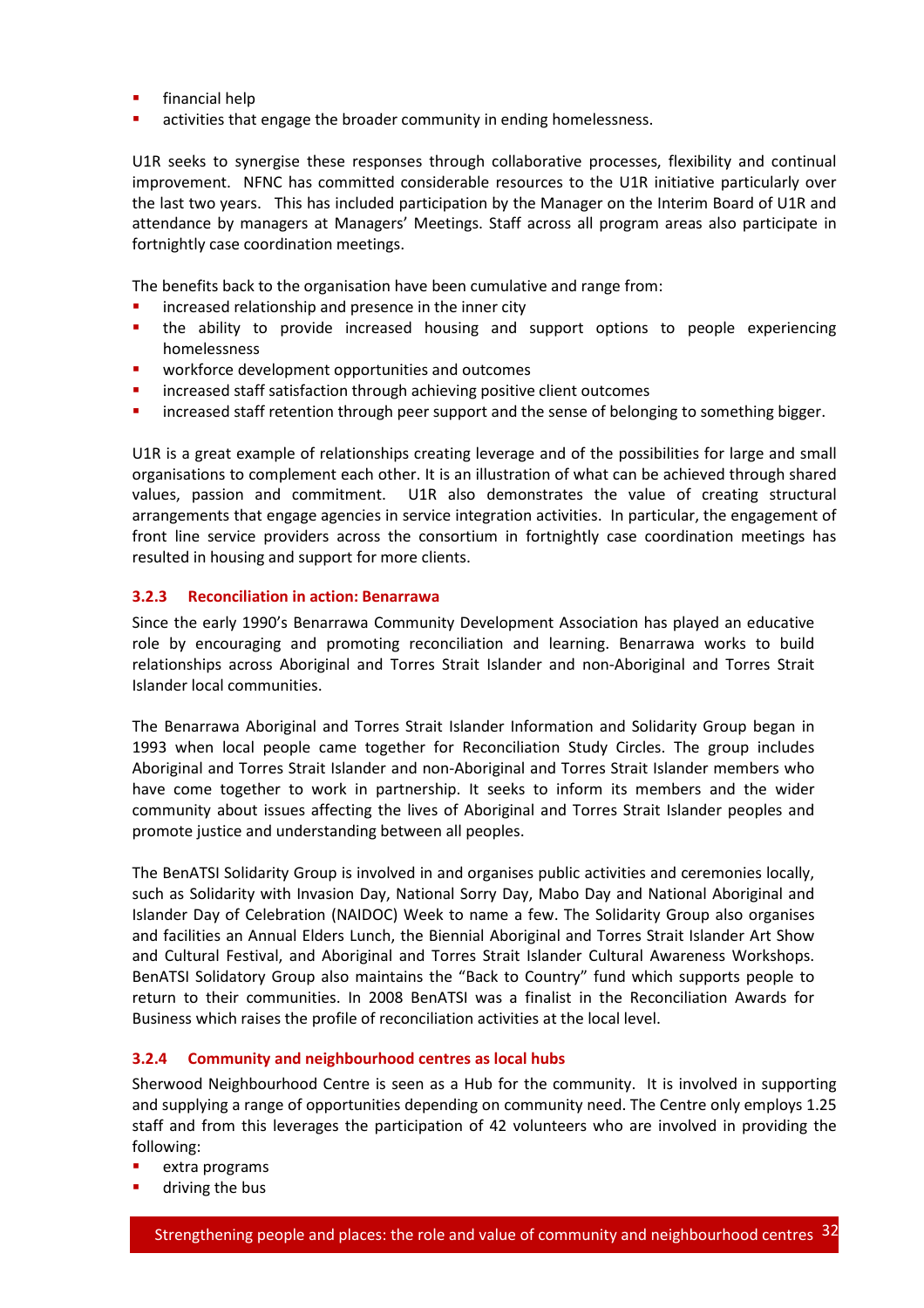- financial help
- activities that engage the broader community in ending homelessness.

U1R seeks to synergise these responses through collaborative processes, flexibility and continual improvement. NFNC has committed considerable resources to the U1R initiative particularly over the last two years. This has included participation by the Manager on the Interim Board of U1R and attendance by managers at Managers' Meetings. Staff across all program areas also participate in fortnightly case coordination meetings.

The benefits back to the organisation have been cumulative and range from:

- increased relationship and presence in the inner city
- the ability to provide increased housing and support options to people experiencing homelessness
- workforce development opportunities and outcomes
- increased staff satisfaction through achieving positive client outcomes
- increased staff retention through peer support and the sense of belonging to something bigger.

U1R is a great example of relationships creating leverage and of the possibilities for large and small organisations to complement each other. It is an illustration of what can be achieved through shared values, passion and commitment. U1R also demonstrates the value of creating structural arrangements that engage agencies in service integration activities. In particular, the engagement of front line service providers across the consortium in fortnightly case coordination meetings has resulted in housing and support for more clients.

### 3.2.3 Reconciliation in action: Benarrawa

Since the early 1990's Benarrawa Community Development Association has played an educative role by encouraging and promoting reconciliation and learning. Benarrawa works to build relationships across Aboriginal and Torres Strait Islander and non-Aboriginal and Torres Strait Islander local communities.

The Benarrawa Aboriginal and Torres Strait Islander Information and Solidarity Group began in 1993 when local people came together for Reconciliation Study Circles. The group includes Aboriginal and Torres Strait Islander and non-Aboriginal and Torres Strait Islander members who have come together to work in partnership. It seeks to inform its members and the wider community about issues affecting the lives of Aboriginal and Torres Strait Islander peoples and promote justice and understanding between all peoples.

The BenATSI Solidarity Group is involved in and organises public activities and ceremonies locally, such as Solidarity with Invasion Day, National Sorry Day, Mabo Day and National Aboriginal and Islander Day of Celebration (NAIDOC) Week to name a few. The Solidarity Group also organises and facilities an Annual Elders Lunch, the Biennial Aboriginal and Torres Strait Islander Art Show and Cultural Festival, and Aboriginal and Torres Strait Islander Cultural Awareness Workshops. BenATSI Solidatory Group also maintains the "Back to Country" fund which supports people to return to their communities. In 2008 BenATSI was a finalist in the Reconciliation Awards for Business which raises the profile of reconciliation activities at the local level.

### 3.2.4 Community and neighbourhood centres as local hubs

Sherwood Neighbourhood Centre is seen as a Hub for the community. It is involved in supporting and supplying a range of opportunities depending on community need. The Centre only employs 1.25 staff and from this leverages the participation of 42 volunteers who are involved in providing the following:

- extra programs
- driving the bus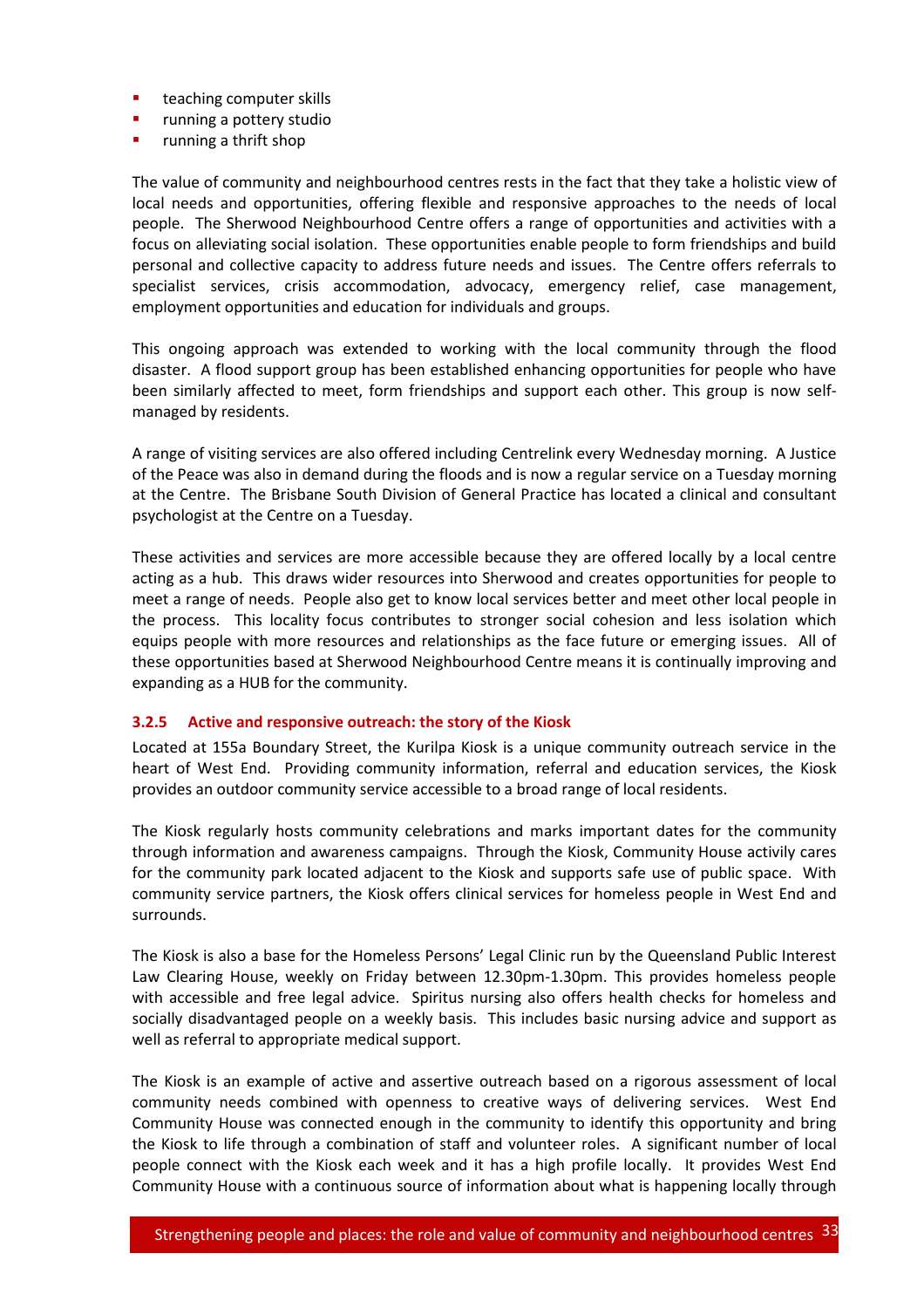- teaching computer skills
- running a pottery studio
- running a thrift shop

The value of community and neighbourhood centres rests in the fact that they take a holistic view of local needs and opportunities, offering flexible and responsive approaches to the needs of local people. The Sherwood Neighbourhood Centre offers a range of opportunities and activities with a focus on alleviating social isolation. These opportunities enable people to form friendships and build personal and collective capacity to address future needs and issues. The Centre offers referrals to specialist services, crisis accommodation, advocacy, emergency relief, case management, employment opportunities and education for individuals and groups.

This ongoing approach was extended to working with the local community through the flood disaster. A flood support group has been established enhancing opportunities for people who have been similarly affected to meet, form friendships and support each other. This group is now self-managed by residents.

A range of visiting services are also offered including Centrelink every Wednesday morning. A Justice of the Peace was also in demand during the floods and is now a regular service on a Tuesday morning at the Centre. The Brisbane South Division of General Practice has located a clinical and consultant psychologist at the Centre on a Tuesday.

These activities and services are more accessible because they are offered locally by a local centre acting as a hub. This draws wider resources into Sherwood and creates opportunities for people to meet a range of needs. People also get to know local services better and meet other local people in the process. This locality focus contributes to stronger social cohesion and less isolation which equips people with more resources and relationships as the face future or emerging issues. All of these opportunities based at Sherwood Neighbourhood Centre means it is continually improving and expanding as a HUB for the community.

### 3.2.5 Active and responsive outreach: the story of the Kiosk

Located at 155a Boundary Street, the Kurilpa Kiosk is a unique community outreach service in the heart of West End. Providing community information, referral and education services, the Kiosk provides an outdoor community service accessible to a broad range of local residents.

The Kiosk regularly hosts community celebrations and marks important dates for the community through information and awareness campaigns. Through the Kiosk, Community House activily cares for the community park located adjacent to the Kiosk and supports safe use of public space. With community service partners, the Kiosk offers clinical services for homeless people in West End and surrounds.

The Kiosk is also a base for the Homeless Persons' Legal Clinic run by the Queensland Public Interest Law Clearing House, weekly on Friday between 12.30pm-1.30pm. This provides homeless people with accessible and free legal advice. Spiritus nursing also offers health checks for homeless and socially disadvantaged people on a weekly basis. This includes basic nursing advice and support as well as referral to appropriate medical support.

The Kiosk is an example of active and assertive outreach based on a rigorous assessment of local community needs combined with openness to creative ways of delivering services. West End Community House was connected enough in the community to identify this opportunity and bring the Kiosk to life through a combination of staff and volunteer roles. A significant number of local people connect with the Kiosk each week and it has a high profile locally. It provides West End Community House with a continuous source of information about what is happening locally through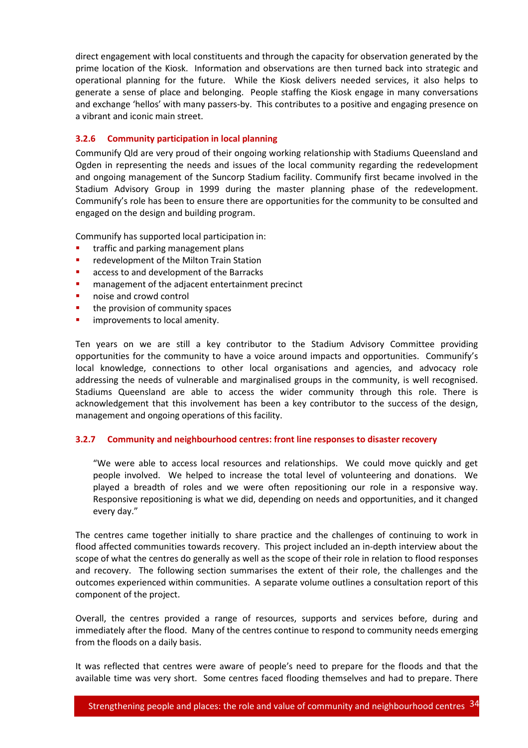direct engagement with local constituents and through the capacity for observation generated by the prime location of the Kiosk. Information and observations are then turned back into strategic and operational planning for the future. While the Kiosk delivers needed services, it also helps to generate a sense of place and belonging. People staffing the Kiosk engage in many conversations and exchange 'hellos' with many passers-by. This contributes to a positive and engaging presence on a vibrant and iconic main street.

### 3.2.6 Community participation in local planning

Communify Qld are very proud of their ongoing working relationship with Stadiums Queensland and Ogden in representing the needs and issues of the local community regarding the redevelopment and ongoing management of the Suncorp Stadium facility. Communify first became involved in the Stadium Advisory Group in 1999 during the master planning phase of the redevelopment. Communify's role has been to ensure there are opportunities for the community to be consulted and engaged on the design and building program.

Communify has supported local participation in:

- traffic and parking management plans
- redevelopment of the Milton Train Station
- access to and development of the Barracks
- management of the adjacent entertainment precinct
- noise and crowd control
- the provision of community spaces
- improvements to local amenity.

Ten years on we are still a key contributor to the Stadium Advisory Committee providing opportunities for the community to have a voice around impacts and opportunities. Communify's local knowledge, connections to other local organisations and agencies, and advocacy role addressing the needs of vulnerable and marginalised groups in the community, is well recognised. Stadiums Queensland are able to access the wider community through this role. There is acknowledgement that this involvement has been a key contributor to the success of the design, management and ongoing operations of this facility.

### 3.2.7 Community and neighbourhood centres: front line responses to disaster recovery

> "We were able to access local resources and relationships. We could move quickly and get people involved. We helped to increase the total level of volunteering and donations. We played a breadth of roles and we were often repositioning our role in a responsive way. Responsive repositioning is what we did, depending on needs and opportunities, and it changed every day."

The centres came together initially to share practice and the challenges of continuing to work in flood affected communities towards recovery. This project included an in-depth interview about the scope of what the centres do generally as well as the scope of their role in relation to flood responses and recovery. The following section summarises the extent of their role, the challenges and the outcomes experienced within communities. A separate volume outlines a consultation report of this component of the project.

Overall, the centres provided a range of resources, supports and services before, during and immediately after the flood. Many of the centres continue to respond to community needs emerging from the floods on a daily basis.

It was reflected that centres were aware of people's need to prepare for the floods and that the available time was very short. Some centres faced flooding themselves and had to prepare. There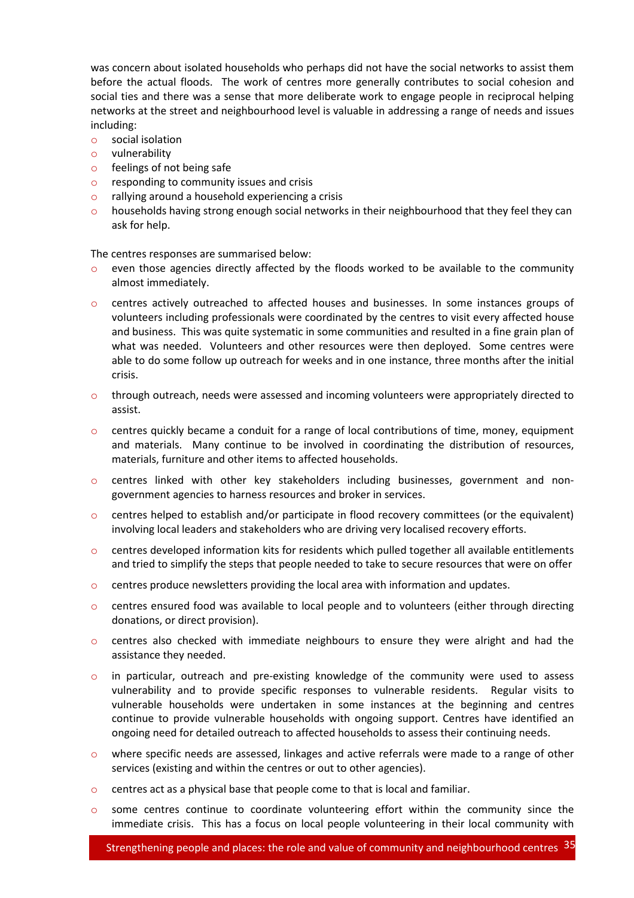was concern about isolated households who perhaps did not have the social networks to assist them before the actual floods. The work of centres more generally contributes to social cohesion and social ties and there was a sense that more deliberate work to engage people in reciprocal helping networks at the street and neighbourhood level is valuable in addressing a range of needs and issues including:

- social isolation
- vulnerability
- feelings of not being safe
- responding to community issues and crisis
- rallying around a household experiencing a crisis
- households having strong enough social networks in their neighbourhood that they feel they can ask for help.

The centres responses are summarised below:

- even those agencies directly affected by the floods worked to be available to the community almost immediately.
- centres actively outreached to affected houses and businesses. In some instances groups of volunteers including professionals were coordinated by the centres to visit every affected house and business. This was quite systematic in some communities and resulted in a fine grain plan of what was needed. Volunteers and other resources were then deployed. Some centres were able to do some follow up outreach for weeks and in one instance, three months after the initial crisis.
- through outreach, needs were assessed and incoming volunteers were appropriately directed to assist.
- centres quickly became a conduit for a range of local contributions of time, money, equipment and materials. Many continue to be involved in coordinating the distribution of resources, materials, furniture and other items to affected households.
- centres linked with other key stakeholders including businesses, government and non-government agencies to harness resources and broker in services.
- centres helped to establish and/or participate in flood recovery committees (or the equivalent) involving local leaders and stakeholders who are driving very localised recovery efforts.
- centres developed information kits for residents which pulled together all available entitlements and tried to simplify the steps that people needed to take to secure resources that were on offer
- centres produce newsletters providing the local area with information and updates.
- centres ensured food was available to local people and to volunteers (either through directing donations, or direct provision).
- centres also checked with immediate neighbours to ensure they were alright and had the assistance they needed.
- in particular, outreach and pre-existing knowledge of the community were used to assess vulnerability and to provide specific responses to vulnerable residents. Regular visits to vulnerable households were undertaken in some instances at the beginning and centres continue to provide vulnerable households with ongoing support. Centres have identified an ongoing need for detailed outreach to affected households to assess their continuing needs.
- where specific needs are assessed, linkages and active referrals were made to a range of other services (existing and within the centres or out to other agencies).
- centres act as a physical base that people come to that is local and familiar.
- some centres continue to coordinate volunteering effort within the community since the immediate crisis. This has a focus on local people volunteering in their local community with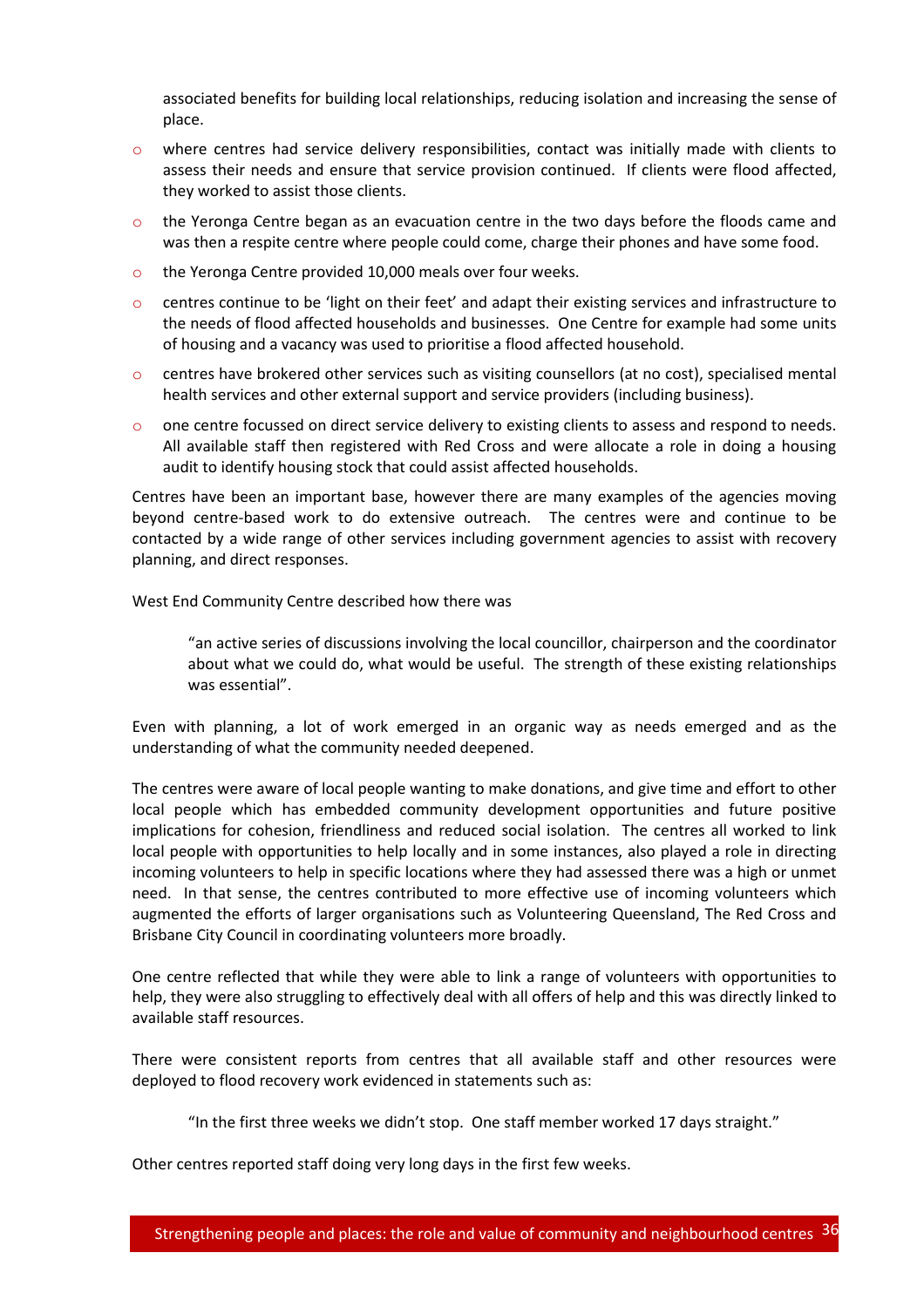associated benefits for building local relationships, reducing isolation and increasing the sense of place.

- where centres had service delivery responsibilities, contact was initially made with clients to assess their needs and ensure that service provision continued. If clients were flood affected, they worked to assist those clients.
- the Yeronga Centre began as an evacuation centre in the two days before the floods came and was then a respite centre where people could come, charge their phones and have some food.
- the Yeronga Centre provided 10,000 meals over four weeks.
- centres continue to be 'light on their feet' and adapt their existing services and infrastructure to the needs of flood affected households and businesses. One Centre for example had some units of housing and a vacancy was used to prioritise a flood affected household.
- centres have brokered other services such as visiting counsellors (at no cost), specialised mental health services and other external support and service providers (including business).
- one centre focussed on direct service delivery to existing clients to assess and respond to needs. All available staff then registered with Red Cross and were allocate a role in doing a housing audit to identify housing stock that could assist affected households.

Centres have been an important base, however there are many examples of the agencies moving beyond centre-based work to do extensive outreach. The centres were and continue to be contacted by a wide range of other services including government agencies to assist with recovery planning, and direct responses.

West End Community Centre described how there was

> "an active series of discussions involving the local councillor, chairperson and the coordinator about what we could do, what would be useful. The strength of these existing relationships was essential".

Even with planning, a lot of work emerged in an organic way as needs emerged and as the understanding of what the community needed deepened.

The centres were aware of local people wanting to make donations, and give time and effort to other local people which has embedded community development opportunities and future positive implications for cohesion, friendliness and reduced social isolation. The centres all worked to link local people with opportunities to help locally and in some instances, also played a role in directing incoming volunteers to help in specific locations where they had assessed there was a high or unmet need. In that sense, the centres contributed to more effective use of incoming volunteers which augmented the efforts of larger organisations such as Volunteering Queensland, The Red Cross and Brisbane City Council in coordinating volunteers more broadly.

One centre reflected that while they were able to link a range of volunteers with opportunities to help, they were also struggling to effectively deal with all offers of help and this was directly linked to available staff resources.

There were consistent reports from centres that all available staff and other resources were deployed to flood recovery work evidenced in statements such as:

> "In the first three weeks we didn't stop. One staff member worked 17 days straight."

Other centres reported staff doing very long days in the first few weeks.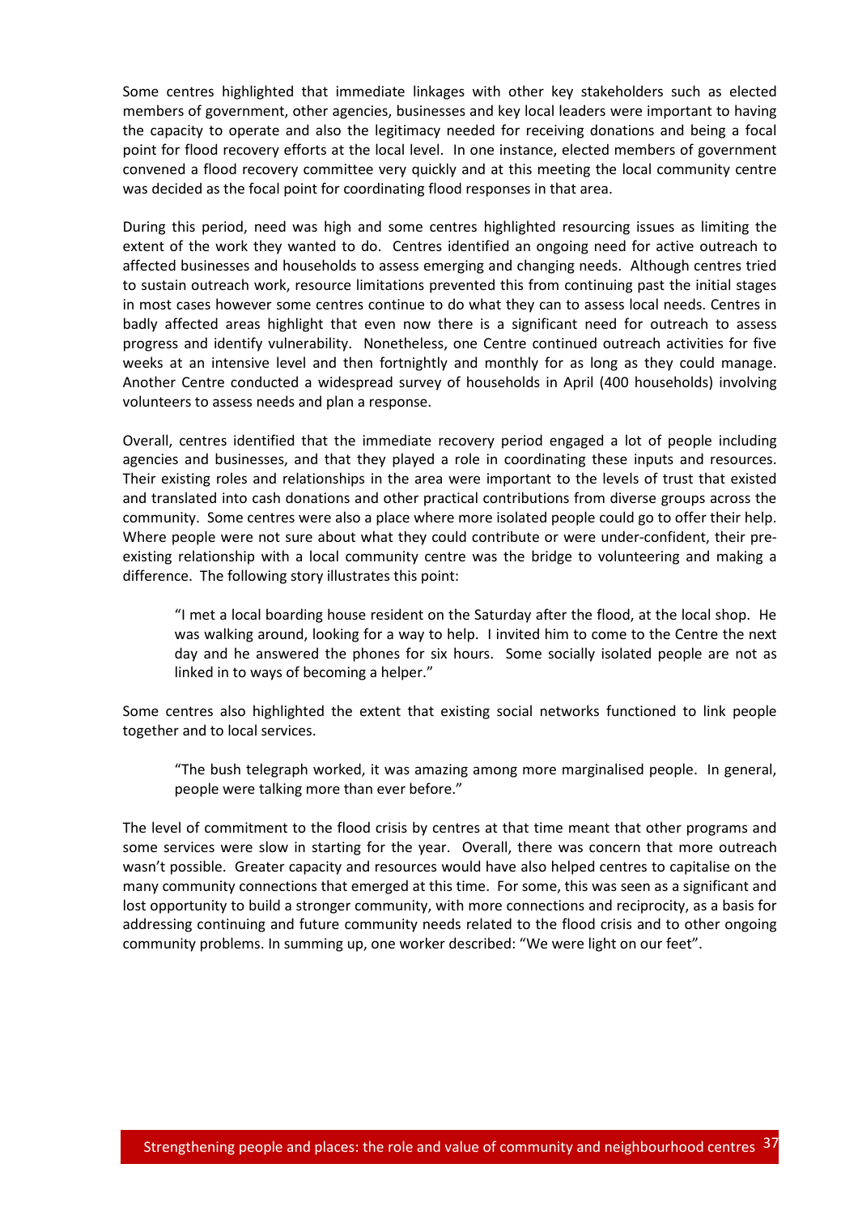Some centres highlighted that immediate linkages with other key stakeholders such as elected members of government, other agencies, businesses and key local leaders were important to having the capacity to operate and also the legitimacy needed for receiving donations and being a focal point for flood recovery efforts at the local level. In one instance, elected members of government convened a flood recovery committee very quickly and at this meeting the local community centre was decided as the focal point for coordinating flood responses in that area.

During this period, need was high and some centres highlighted resourcing issues as limiting the extent of the work they wanted to do. Centres identified an ongoing need for active outreach to affected businesses and households to assess emerging and changing needs. Although centres tried to sustain outreach work, resource limitations prevented this from continuing past the initial stages in most cases however some centres continue to do what they can to assess local needs. Centres in badly affected areas highlight that even now there is a significant need for outreach to assess progress and identify vulnerability. Nonetheless, one Centre continued outreach activities for five weeks at an intensive level and then fortnightly and monthly for as long as they could manage. Another Centre conducted a widespread survey of households in April (400 households) involving volunteers to assess needs and plan a response.

Overall, centres identified that the immediate recovery period engaged a lot of people including agencies and businesses, and that they played a role in coordinating these inputs and resources. Their existing roles and relationships in the area were important to the levels of trust that existed and translated into cash donations and other practical contributions from diverse groups across the community. Some centres were also a place where more isolated people could go to offer their help. Where people were not sure about what they could contribute or were under-confident, their pre-existing relationship with a local community centre was the bridge to volunteering and making a difference. The following story illustrates this point:

> "I met a local boarding house resident on the Saturday after the flood, at the local shop. He was walking around, looking for a way to help. I invited him to come to the Centre the next day and he answered the phones for six hours. Some socially isolated people are not as linked in to ways of becoming a helper."

Some centres also highlighted the extent that existing social networks functioned to link people together and to local services.

> "The bush telegraph worked, it was amazing among more marginalised people. In general, people were talking more than ever before."

The level of commitment to the flood crisis by centres at that time meant that other programs and some services were slow in starting for the year. Overall, there was concern that more outreach wasn't possible. Greater capacity and resources would have also helped centres to capitalise on the many community connections that emerged at this time. For some, this was seen as a significant and lost opportunity to build a stronger community, with more connections and reciprocity, as a basis for addressing continuing and future community needs related to the flood crisis and to other ongoing community problems. In summing up, one worker described: "We were light on our feet".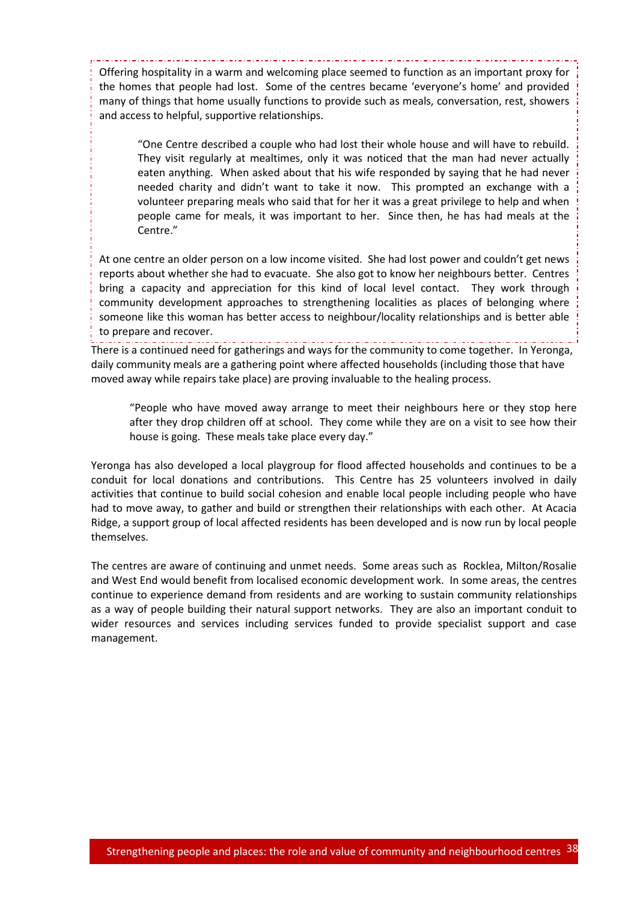Offering hospitality in a warm and welcoming place seemed to function as an important proxy for the homes that people had lost. Some of the centres became 'everyone's home' and provided many of things that home usually functions to provide such as meals, conversation, rest, showers and access to helpful, supportive relationships.

> "One Centre described a couple who had lost their whole house and will have to rebuild. They visit regularly at mealtimes, only it was noticed that the man had never actually eaten anything. When asked about that his wife responded by saying that he had never needed charity and didn't want to take it now. This prompted an exchange with a volunteer preparing meals who said that for her it was a great privilege to help and when people came for meals, it was important to her. Since then, he has had meals at the Centre."

At one centre an older person on a low income visited. She had lost power and couldn't get news reports about whether she had to evacuate. She also got to know her neighbours better. Centres bring a capacity and appreciation for this kind of local level contact. They work through community development approaches to strengthening localities as places of belonging where someone like this woman has better access to neighbour/locality relationships and is better able to prepare and recover.

There is a continued need for gatherings and ways for the community to come together. In Yeronga, daily community meals are a gathering point where affected households (including those that have moved away while repairs take place) are proving invaluable to the healing process.

> "People who have moved away arrange to meet their neighbours here or they stop here after they drop children off at school. They come while they are on a visit to see how their house is going. These meals take place every day."

Yeronga has also developed a local playgroup for flood affected households and continues to be a conduit for local donations and contributions. This Centre has 25 volunteers involved in daily activities that continue to build social cohesion and enable local people including people who have had to move away, to gather and build or strengthen their relationships with each other. At Acacia Ridge, a support group of local affected residents has been developed and is now run by local people themselves.

The centres are aware of continuing and unmet needs. Some areas such as Rocklea, Milton/Rosalie and West End would benefit from localised economic development work. In some areas, the centres continue to experience demand from residents and are working to sustain community relationships as a way of people building their natural support networks. They are also an important conduit to wider resources and services including services funded to provide specialist support and case management.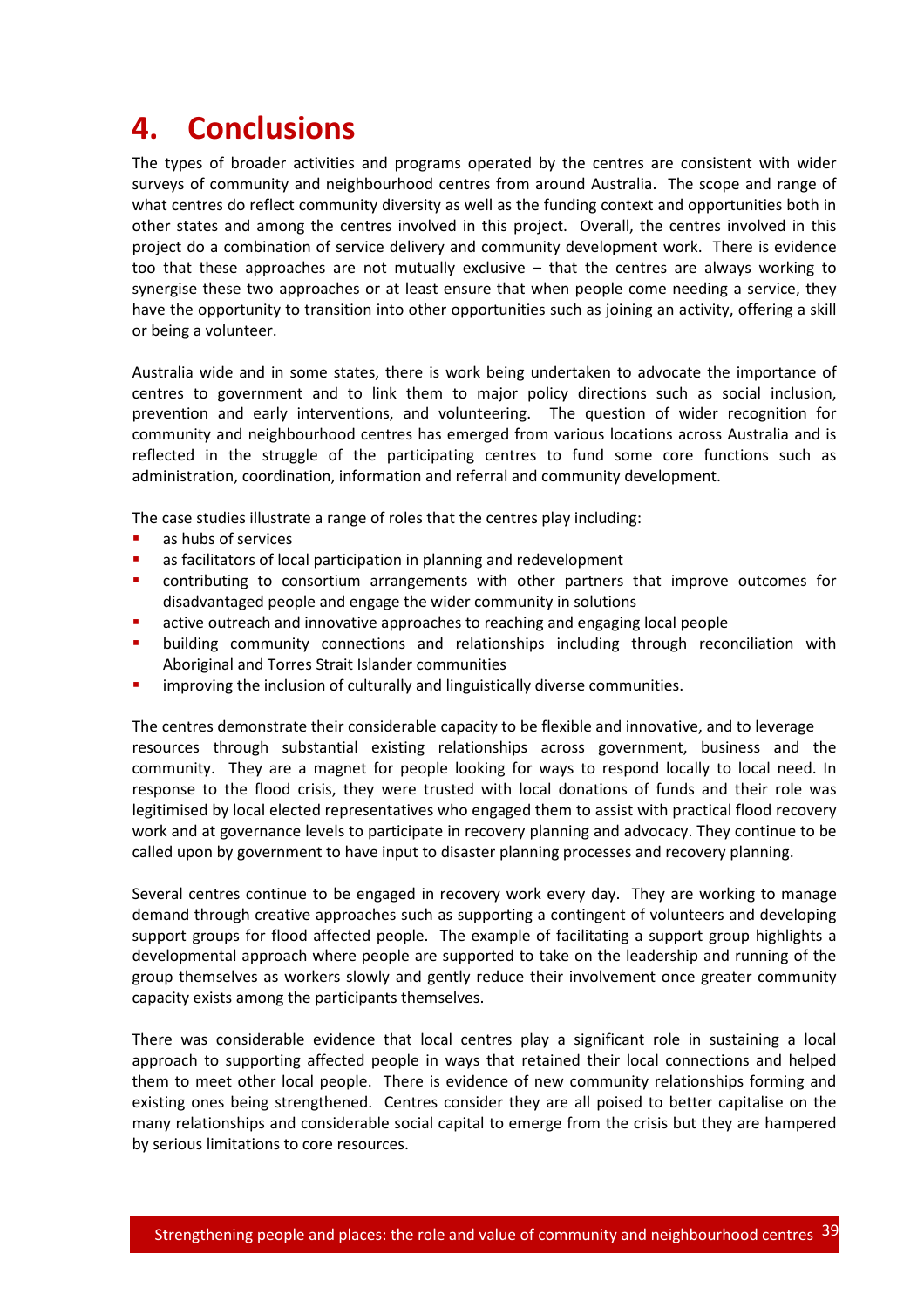# 4. Conclusions

The types of broader activities and programs operated by the centres are consistent with wider surveys of community and neighbourhood centres from around Australia. The scope and range of what centres do reflect community diversity as well as the funding context and opportunities both in other states and among the centres involved in this project. Overall, the centres involved in this project do a combination of service delivery and community development work. There is evidence too that these approaches are not mutually exclusive – that the centres are always working to synergise these two approaches or at least ensure that when people come needing a service, they have the opportunity to transition into other opportunities such as joining an activity, offering a skill or being a volunteer.

Australia wide and in some states, there is work being undertaken to advocate the importance of centres to government and to link them to major policy directions such as social inclusion, prevention and early interventions, and volunteering. The question of wider recognition for community and neighbourhood centres has emerged from various locations across Australia and is reflected in the struggle of the participating centres to fund some core functions such as administration, coordination, information and referral and community development.

The case studies illustrate a range of roles that the centres play including:

- as hubs of services
- as facilitators of local participation in planning and redevelopment
- contributing to consortium arrangements with other partners that improve outcomes for disadvantaged people and engage the wider community in solutions
- active outreach and innovative approaches to reaching and engaging local people
- building community connections and relationships including through reconciliation with Aboriginal and Torres Strait Islander communities
- improving the inclusion of culturally and linguistically diverse communities.

The centres demonstrate their considerable capacity to be flexible and innovative, and to leverage resources through substantial existing relationships across government, business and the community. They are a magnet for people looking for ways to respond locally to local need. In response to the flood crisis, they were trusted with local donations of funds and their role was legitimised by local elected representatives who engaged them to assist with practical flood recovery work and at governance levels to participate in recovery planning and advocacy. They continue to be called upon by government to have input to disaster planning processes and recovery planning.

Several centres continue to be engaged in recovery work every day. They are working to manage demand through creative approaches such as supporting a contingent of volunteers and developing support groups for flood affected people. The example of facilitating a support group highlights a developmental approach where people are supported to take on the leadership and running of the group themselves as workers slowly and gently reduce their involvement once greater community capacity exists among the participants themselves.

There was considerable evidence that local centres play a significant role in sustaining a local approach to supporting affected people in ways that retained their local connections and helped them to meet other local people. There is evidence of new community relationships forming and existing ones being strengthened. Centres consider they are all poised to better capitalise on the many relationships and considerable social capital to emerge from the crisis but they are hampered by serious limitations to core resources.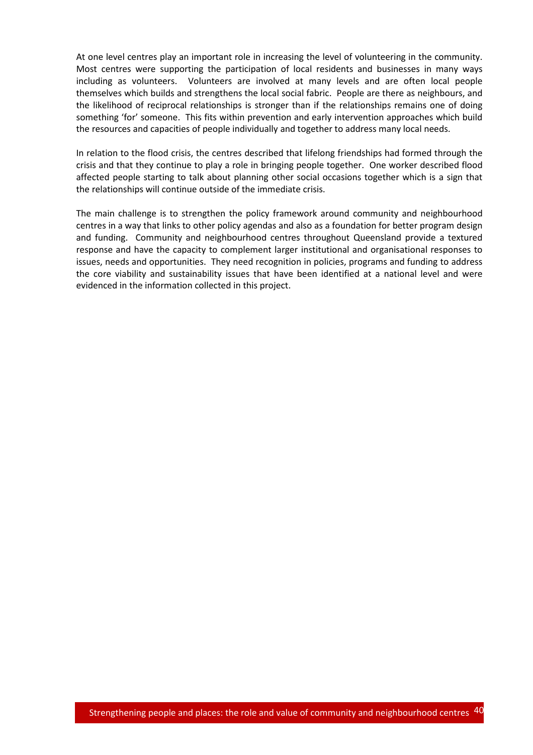At one level centres play an important role in increasing the level of volunteering in the community. Most centres were supporting the participation of local residents and businesses in many ways including as volunteers. Volunteers are involved at many levels and are often local people themselves which builds and strengthens the local social fabric. People are there as neighbours, and the likelihood of reciprocal relationships is stronger than if the relationships remains one of doing something 'for' someone. This fits within prevention and early intervention approaches which build the resources and capacities of people individually and together to address many local needs.

In relation to the flood crisis, the centres described that lifelong friendships had formed through the crisis and that they continue to play a role in bringing people together. One worker described flood affected people starting to talk about planning other social occasions together which is a sign that the relationships will continue outside of the immediate crisis.

The main challenge is to strengthen the policy framework around community and neighbourhood centres in a way that links to other policy agendas and also as a foundation for better program design and funding. Community and neighbourhood centres throughout Queensland provide a textured response and have the capacity to complement larger institutional and organisational responses to issues, needs and opportunities. They need recognition in policies, programs and funding to address the core viability and sustainability issues that have been identified at a national level and were evidenced in the information collected in this project.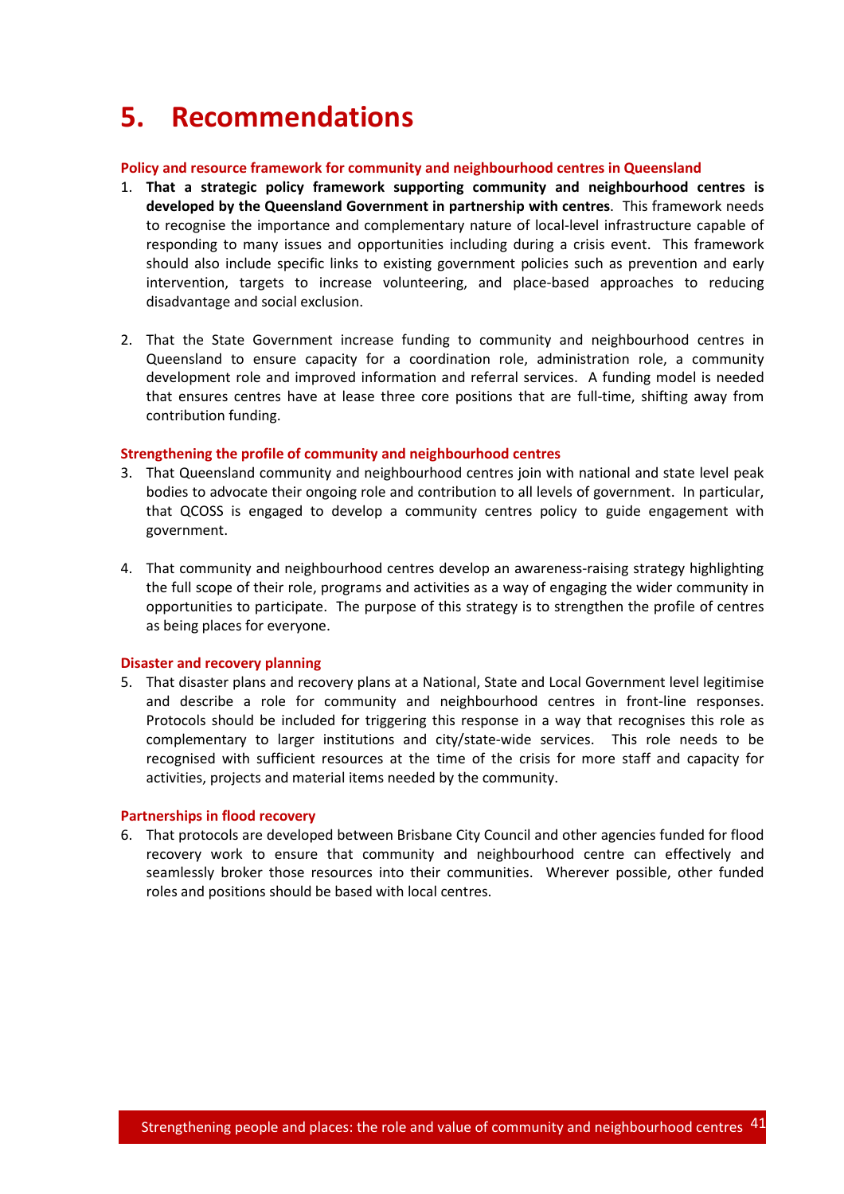# 5. Recommendations

**Policy and resource framework for community and neighbourhood centres in Queensland**

1. **That a strategic policy framework supporting community and neighbourhood centres is developed by the Queensland Government in partnership with centres**. This framework needs to recognise the importance and complementary nature of local-level infrastructure capable of responding to many issues and opportunities including during a crisis event. This framework should also include specific links to existing government policies such as prevention and early intervention, targets to increase volunteering, and place-based approaches to reducing disadvantage and social exclusion.

2. That the State Government increase funding to community and neighbourhood centres in Queensland to ensure capacity for a coordination role, administration role, a community development role and improved information and referral services. A funding model is needed that ensures centres have at lease three core positions that are full-time, shifting away from contribution funding.

**Strengthening the profile of community and neighbourhood centres**

3. That Queensland community and neighbourhood centres join with national and state level peak bodies to advocate their ongoing role and contribution to all levels of government. In particular, that QCOSS is engaged to develop a community centres policy to guide engagement with government.

4. That community and neighbourhood centres develop an awareness-raising strategy highlighting the full scope of their role, programs and activities as a way of engaging the wider community in opportunities to participate. The purpose of this strategy is to strengthen the profile of centres as being places for everyone.

**Disaster and recovery planning**

5. That disaster plans and recovery plans at a National, State and Local Government level legitimise and describe a role for community and neighbourhood centres in front-line responses. Protocols should be included for triggering this response in a way that recognises this role as complementary to larger institutions and city/state-wide services. This role needs to be recognised with sufficient resources at the time of the crisis for more staff and capacity for activities, projects and material items needed by the community.

**Partnerships in flood recovery**

6. That protocols are developed between Brisbane City Council and other agencies funded for flood recovery work to ensure that community and neighbourhood centre can effectively and seamlessly broker those resources into their communities. Wherever possible, other funded roles and positions should be based with local centres.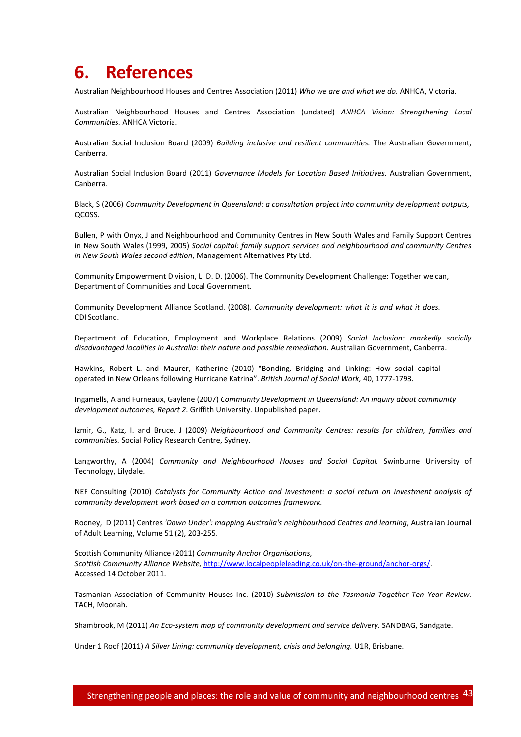# 6. References

Australian Neighbourhood Houses and Centres Association (2011) *Who we are and what we do.* ANHCA, Victoria.

Australian Neighbourhood Houses and Centres Association (undated) *ANHCA Vision: Strengthening Local Communities.* ANHCA Victoria.

Australian Social Inclusion Board (2009) *Building inclusive and resilient communities.* The Australian Government, Canberra.

Australian Social Inclusion Board (2011) *Governance Models for Location Based Initiatives.* Australian Government, Canberra.

Black, S (2006) *Community Development in Queensland: a consultation project into community development outputs,* QCOSS.

Bullen, P with Onyx, J and Neighbourhood and Community Centres in New South Wales and Family Support Centres in New South Wales (1999, 2005) *Social capital: family support services and neighbourhood and community Centres in New South Wales second edition*, Management Alternatives Pty Ltd.

Community Empowerment Division, L. D. D. (2006). The Community Development Challenge: Together we can, Department of Communities and Local Government.

Community Development Alliance Scotland. (2008). *Community development: what it is and what it does.* CDI Scotland.

Department of Education, Employment and Workplace Relations (2009) *Social Inclusion: markedly socially disadvantaged localities in Australia: their nature and possible remediation.* Australian Government, Canberra.

Hawkins, Robert L. and Maurer, Katherine (2010) "Bonding, Bridging and Linking: How social capital operated in New Orleans following Hurricane Katrina". *British Journal of Social Work,* 40, 1777-1793.

Ingamells, A and Furneaux, Gaylene (2007) *Community Development in Queensland: An inquiry about community development outcomes, Report 2*. Griffith University. Unpublished paper.

Izmir, G., Katz, I. and Bruce, J (2009) *Neighbourhood and Community Centres: results for children, families and communities.* Social Policy Research Centre, Sydney.

Langworthy, A (2004) *Community and Neighbourhood Houses and Social Capital.* Swinburne University of Technology, Lilydale.

NEF Consulting (2010) *Catalysts for Community Action and Investment: a social return on investment analysis of community development work based on a common outcomes framework.*

Rooney, D (2011) Centres *'Down Under': mapping Australia's neighbourhood Centres and learning*, Australian Journal of Adult Learning, Volume 51 (2), 203-255.

Scottish Community Alliance (2011) *Community Anchor Organisations, Scottish Community Alliance Website,* http://www.localpeopleleading.co.uk/on-the-ground/anchor-orgs/. Accessed 14 October 2011.

Tasmanian Association of Community Houses Inc. (2010) *Submission to the Tasmania Together Ten Year Review.* TACH, Moonah.

Shambrook, M (2011) *An Eco-system map of community development and service delivery.* SANDBAG, Sandgate.

Under 1 Roof (2011) *A Silver Lining: community development, crisis and belonging.* U1R, Brisbane.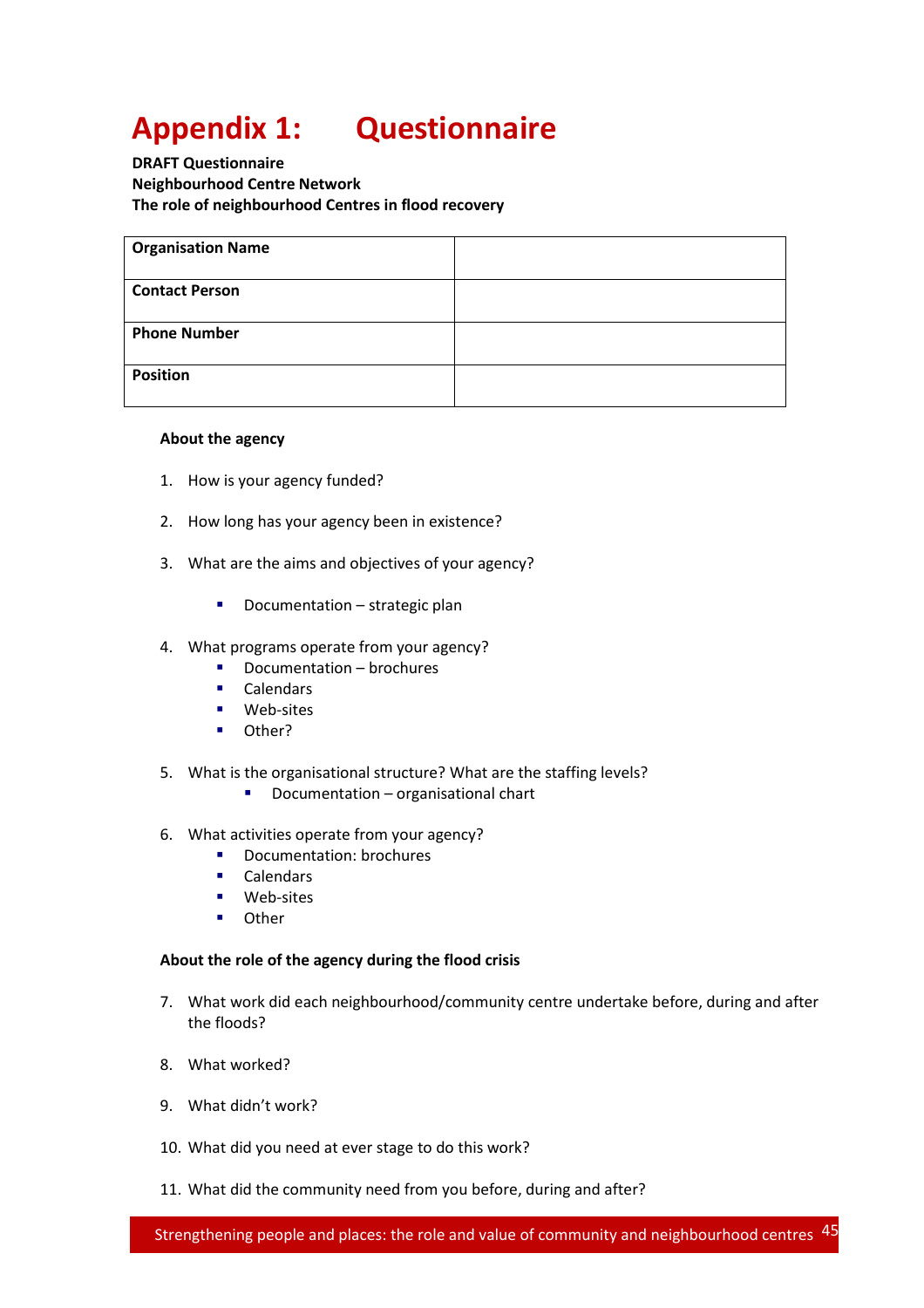# Appendix 1: Questionnaire

**DRAFT Questionnaire**
**Neighbourhood Centre Network**
**The role of neighbourhood Centres in flood recovery**

| **Organisation Name** | |
|---|---|
| **Contact Person** | |
| **Phone Number** | |
| **Position** | |

**About the agency**

1. How is your agency funded?

2. How long has your agency been in existence?

3. What are the aims and objectives of your agency?

   - Documentation – strategic plan

4. What programs operate from your agency?
   - Documentation – brochures
   - Calendars
   - Web-sites
   - Other?

5. What is the organisational structure? What are the staffing levels?
   - Documentation – organisational chart

6. What activities operate from your agency?
   - Documentation: brochures
   - Calendars
   - Web-sites
   - Other

**About the role of the agency during the flood crisis**

7. What work did each neighbourhood/community centre undertake before, during and after the floods?

8. What worked?

9. What didn't work?

10. What did you need at ever stage to do this work?

11. What did the community need from you before, during and after?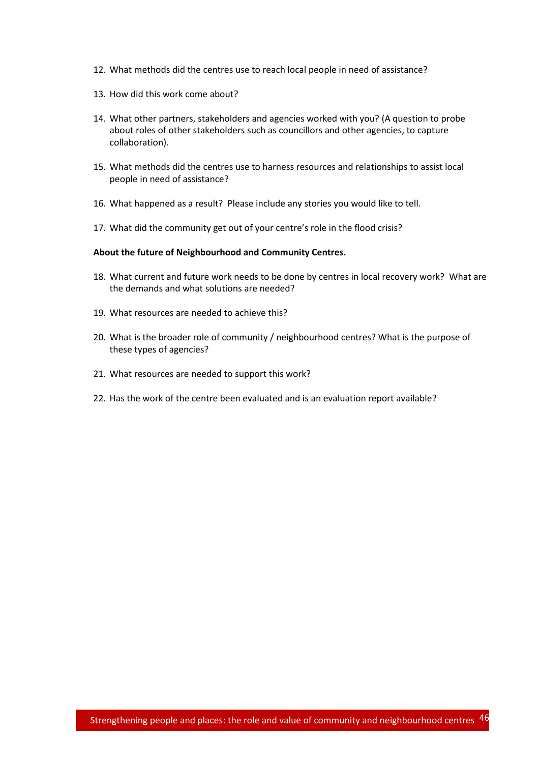12. What methods did the centres use to reach local people in need of assistance?

13. How did this work come about?

14. What other partners, stakeholders and agencies worked with you? (A question to probe about roles of other stakeholders such as councillors and other agencies, to capture collaboration).

15. What methods did the centres use to harness resources and relationships to assist local people in need of assistance?

16. What happened as a result? Please include any stories you would like to tell.

17. What did the community get out of your centre's role in the flood crisis?

**About the future of Neighbourhood and Community Centres.**

18. What current and future work needs to be done by centres in local recovery work? What are the demands and what solutions are needed?

19. What resources are needed to achieve this?

20. What is the broader role of community / neighbourhood centres? What is the purpose of these types of agencies?

21. What resources are needed to support this work?

22. Has the work of the centre been evaluated and is an evaluation report available?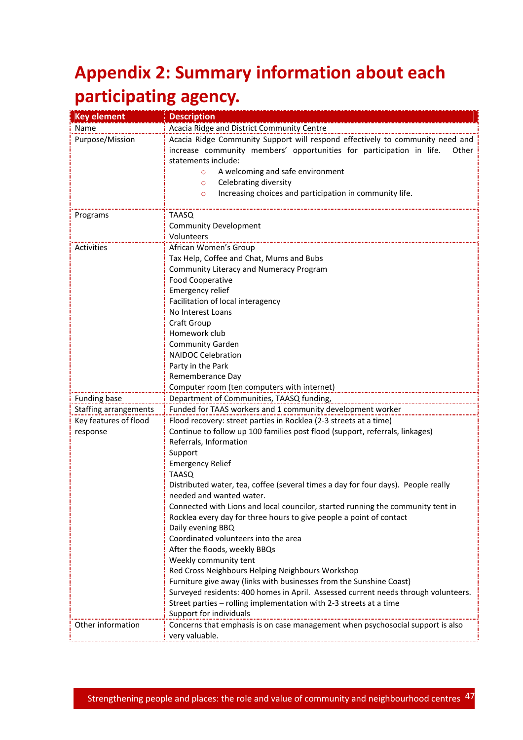# Appendix 2: Summary information about each participating agency.

| Key element | Description |
|---|---|
| Name | Acacia Ridge and District Community Centre |
| Purpose/Mission | Acacia Ridge Community Support will respond effectively to community need and increase community members' opportunities for participation in life. Other statements include:<br>○ A welcoming and safe environment<br>○ Celebrating diversity<br>○ Increasing choices and participation in community life. |
| Programs | TAASQ<br>Community Development<br>Volunteers |
| Activities | African Women's Group<br>Tax Help, Coffee and Chat, Mums and Bubs<br>Community Literacy and Numeracy Program<br>Food Cooperative<br>Emergency relief<br>Facilitation of local interagency<br>No Interest Loans<br>Craft Group<br>Homework club<br>Community Garden<br>NAIDOC Celebration<br>Party in the Park<br>Rememberance Day<br>Computer room (ten computers with internet) |
| Funding base | Department of Communities, TAASQ funding, |
| Staffing arrangements | Funded for TAAS workers and 1 community development worker |
| Key features of flood response | Flood recovery: street parties in Rocklea (2-3 streets at a time)<br>Continue to follow up 100 families post flood (support, referrals, linkages)<br>Referrals, Information<br>Support<br>Emergency Relief<br>TAASQ<br>Distributed water, tea, coffee (several times a day for four days). People really needed and wanted water.<br>Connected with Lions and local councilor, started running the community tent in Rocklea every day for three hours to give people a point of contact<br>Daily evening BBQ<br>Coordinated volunteers into the area<br>After the floods, weekly BBQs<br>Weekly community tent<br>Red Cross Neighbours Helping Neighbours Workshop<br>Furniture give away (links with businesses from the Sunshine Coast)<br>Surveyed residents: 400 homes in April. Assessed current needs through volunteers.<br>Street parties – rolling implementation with 2-3 streets at a time<br>Support for individuals |
| Other information | Concerns that emphasis is on case management when psychosocial support is also very valuable. |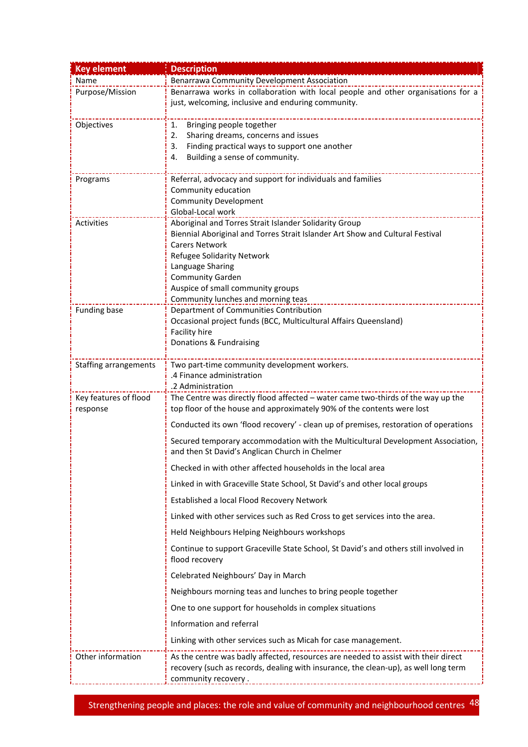| Key element | Description |
|---|---|
| Name | Benarrawa Community Development Association |
| Purpose/Mission | Benarrawa works in collaboration with local people and other organisations for a just, welcoming, inclusive and enduring community. |
| Objectives | 1. Bringing people together<br>2. Sharing dreams, concerns and issues<br>3. Finding practical ways to support one another<br>4. Building a sense of community. |
| Programs | Referral, advocacy and support for individuals and families<br>Community education<br>Community Development<br>Global-Local work |
| Activities | Aboriginal and Torres Strait Islander Solidarity Group<br>Biennial Aboriginal and Torres Strait Islander Art Show and Cultural Festival<br>Carers Network<br>Refugee Solidarity Network<br>Language Sharing<br>Community Garden<br>Auspice of small community groups<br>Community lunches and morning teas |
| Funding base | Department of Communities Contribution<br>Occasional project funds (BCC, Multicultural Affairs Queensland)<br>Facility hire<br>Donations & Fundraising |
| Staffing arrangements | Two part-time community development workers.<br>.4 Finance administration<br>.2 Administration |
| Key features of flood response | The Centre was directly flood affected – water came two-thirds of the way up the top floor of the house and approximately 90% of the contents were lost<br><br>Conducted its own 'flood recovery' - clean up of premises, restoration of operations<br><br>Secured temporary accommodation with the Multicultural Development Association, and then St David's Anglican Church in Chelmer<br><br>Checked in with other affected households in the local area<br><br>Linked in with Graceville State School, St David's and other local groups<br><br>Established a local Flood Recovery Network<br><br>Linked with other services such as Red Cross to get services into the area.<br><br>Held Neighbours Helping Neighbours workshops<br><br>Continue to support Graceville State School, St David's and others still involved in flood recovery<br><br>Celebrated Neighbours' Day in March<br><br>Neighbours morning teas and lunches to bring people together<br><br>One to one support for households in complex situations<br><br>Information and referral<br><br>Linking with other services such as Micah for case management. |
| Other information | As the centre was badly affected, resources are needed to assist with their direct recovery (such as records, dealing with insurance, the clean-up), as well long term community recovery . |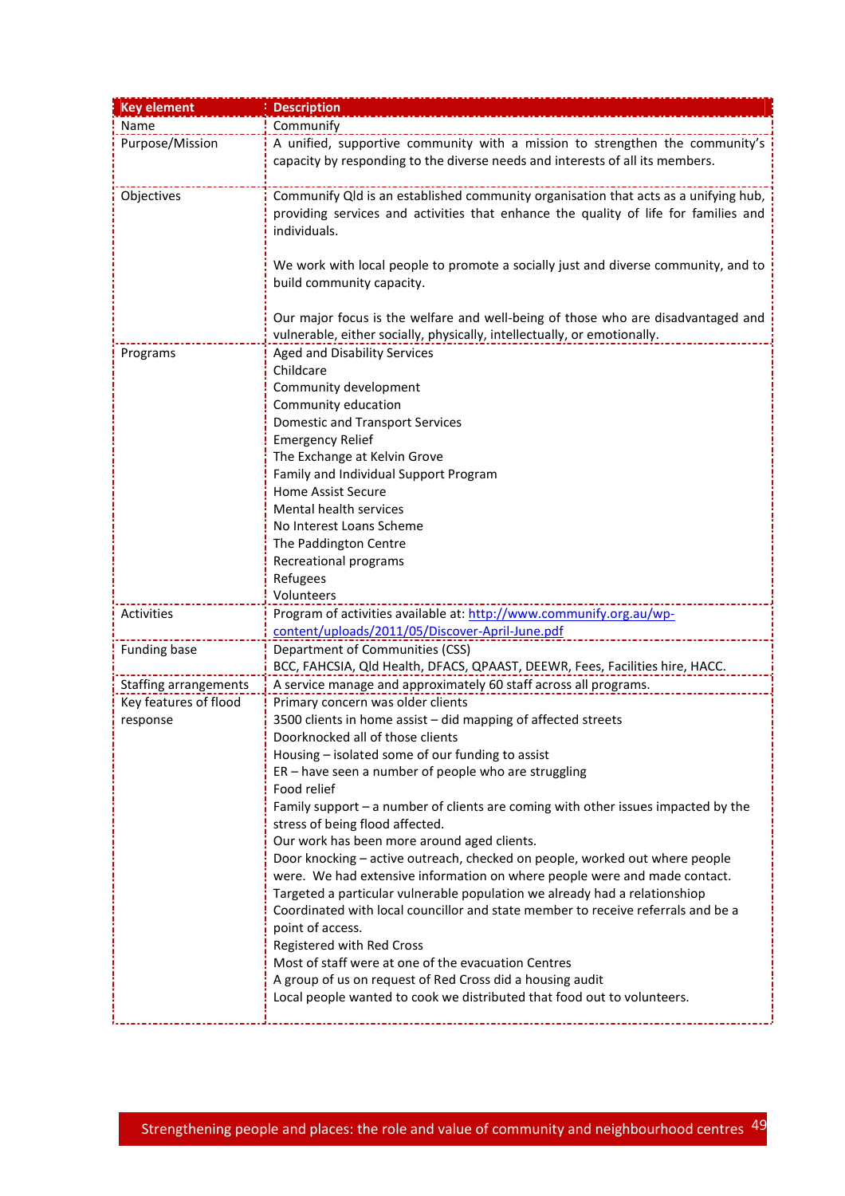| Key element | Description |
|---|---|
| Name | Communify |
| Purpose/Mission | A unified, supportive community with a mission to strengthen the community's capacity by responding to the diverse needs and interests of all its members. |
| Objectives | Communify Qld is an established community organisation that acts as a unifying hub, providing services and activities that enhance the quality of life for families and individuals.<br><br>We work with local people to promote a socially just and diverse community, and to build community capacity.<br><br>Our major focus is the welfare and well-being of those who are disadvantaged and vulnerable, either socially, physically, intellectually, or emotionally. |
| Programs | Aged and Disability Services<br>Childcare<br>Community development<br>Community education<br>Domestic and Transport Services<br>Emergency Relief<br>The Exchange at Kelvin Grove<br>Family and Individual Support Program<br>Home Assist Secure<br>Mental health services<br>No Interest Loans Scheme<br>The Paddington Centre<br>Recreational programs<br>Refugees<br>Volunteers |
| Activities | Program of activities available at: http://www.communify.org.au/wp-content/uploads/2011/05/Discover-April-June.pdf |
| Funding base | Department of Communities (CSS)<br>BCC, FAHCSIA, Qld Health, DFACS, QPAAST, DEEWR, Fees, Facilities hire, HACC. |
| Staffing arrangements | A service manage and approximately 60 staff across all programs. |
| Key features of flood response | Primary concern was older clients<br>3500 clients in home assist – did mapping of affected streets<br>Doorknocked all of those clients<br>Housing – isolated some of our funding to assist<br>ER – have seen a number of people who are struggling<br>Food relief<br>Family support – a number of clients are coming with other issues impacted by the stress of being flood affected.<br>Our work has been more around aged clients.<br>Door knocking – active outreach, checked on people, worked out where people were. We had extensive information on where people were and made contact.<br>Targeted a particular vulnerable population we already had a relationship<br>Coordinated with local councillor and state member to receive referrals and be a point of access.<br>Registered with Red Cross<br>Most of staff were at one of the evacuation Centres<br>A group of us on request of Red Cross did a housing audit<br>Local people wanted to cook we distributed that food out to volunteers. |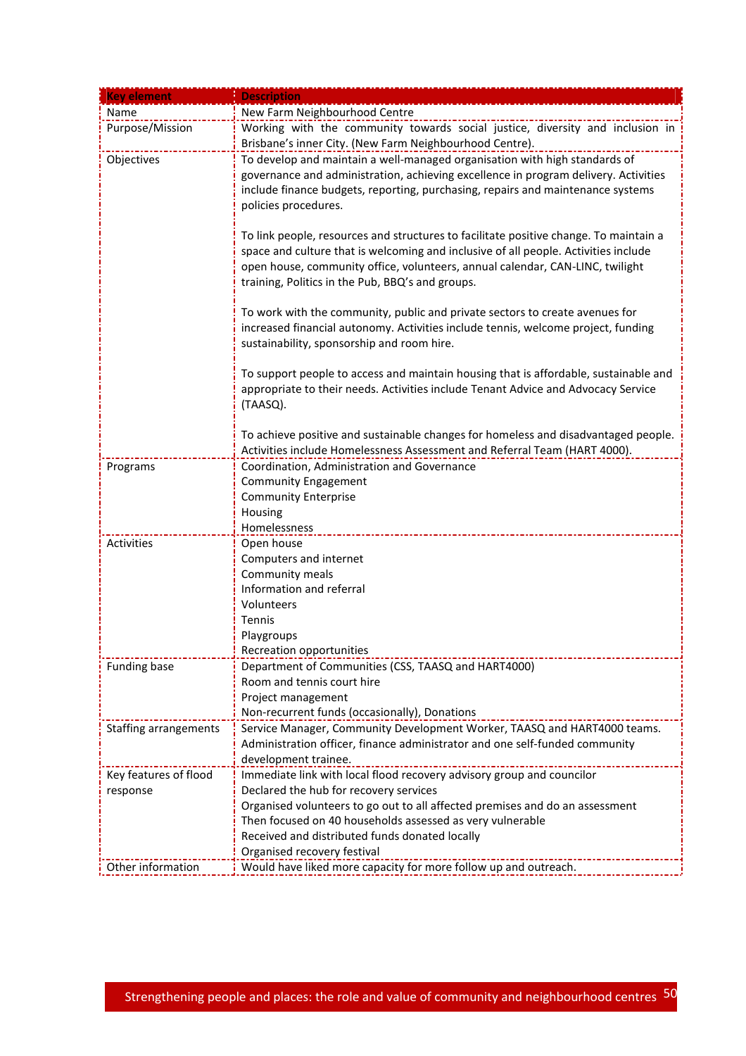| Key element | Description |
|---|---|
| Name | New Farm Neighbourhood Centre |
| Purpose/Mission | Working with the community towards social justice, diversity and inclusion in Brisbane's inner City. (New Farm Neighbourhood Centre). |
| Objectives | To develop and maintain a well-managed organisation with high standards of governance and administration, achieving excellence in program delivery. Activities include finance budgets, reporting, purchasing, repairs and maintenance systems policies procedures.<br><br>To link people, resources and structures to facilitate positive change. To maintain a space and culture that is welcoming and inclusive of all people. Activities include open house, community office, volunteers, annual calendar, CAN-LINC, twilight training, Politics in the Pub, BBQ's and groups.<br><br>To work with the community, public and private sectors to create avenues for increased financial autonomy. Activities include tennis, welcome project, funding sustainability, sponsorship and room hire.<br><br>To support people to access and maintain housing that is affordable, sustainable and appropriate to their needs. Activities include Tenant Advice and Advocacy Service (TAASQ).<br><br>To achieve positive and sustainable changes for homeless and disadvantaged people. Activities include Homelessness Assessment and Referral Team (HART 4000). |
| Programs | Coordination, Administration and Governance<br>Community Engagement<br>Community Enterprise<br>Housing<br>Homelessness |
| Activities | Open house<br>Computers and internet<br>Community meals<br>Information and referral<br>Volunteers<br>Tennis<br>Playgroups<br>Recreation opportunities |
| Funding base | Department of Communities (CSS, TAASQ and HART4000)<br>Room and tennis court hire<br>Project management<br>Non-recurrent funds (occasionally), Donations |
| Staffing arrangements | Service Manager, Community Development Worker, TAASQ and HART4000 teams. Administration officer, finance administrator and one self-funded community development trainee. |
| Key features of flood response | Immediate link with local flood recovery advisory group and councilor<br>Declared the hub for recovery services<br>Organised volunteers to go out to all affected premises and do an assessment<br>Then focused on 40 households assessed as very vulnerable<br>Received and distributed funds donated locally<br>Organised recovery festival |
| Other information | Would have liked more capacity for more follow up and outreach. |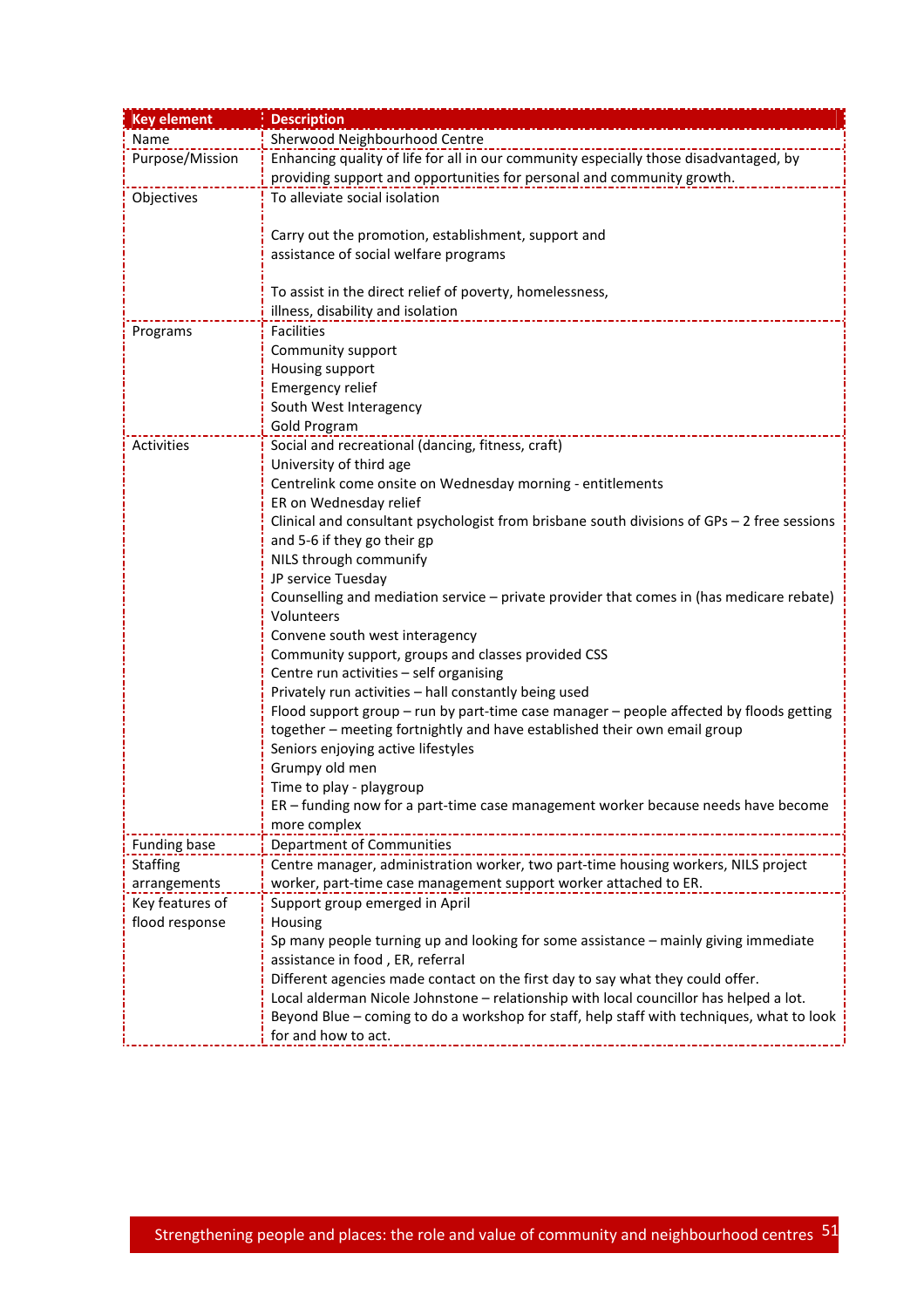| Key element | Description |
|---|---|
| Name | Sherwood Neighbourhood Centre |
| Purpose/Mission | Enhancing quality of life for all in our community especially those disadvantaged, by providing support and opportunities for personal and community growth. |
| Objectives | To alleviate social isolation<br><br>Carry out the promotion, establishment, support and assistance of social welfare programs<br><br>To assist in the direct relief of poverty, homelessness, illness, disability and isolation |
| Programs | Facilities<br>Community support<br>Housing support<br>Emergency relief<br>South West Interagency<br>Gold Program |
| Activities | Social and recreational (dancing, fitness, craft)<br>University of third age<br>Centrelink come onsite on Wednesday morning - entitlements<br>ER on Wednesday relief<br>Clinical and consultant psychologist from brisbane south divisions of GPs – 2 free sessions and 5-6 if they go their gp<br>NILS through communify<br>JP service Tuesday<br>Counselling and mediation service – private provider that comes in (has medicare rebate)<br>Volunteers<br>Convene south west interagency<br>Community support, groups and classes provided CSS<br>Centre run activities – self organising<br>Privately run activities – hall constantly being used<br>Flood support group – run by part-time case manager – people affected by floods getting together – meeting fortnightly and have established their own email group<br>Seniors enjoying active lifestyles<br>Grumpy old men<br>Time to play - playgroup<br>ER – funding now for a part-time case management worker because needs have become more complex |
| Funding base | Department of Communities |
| Staffing arrangements | Centre manager, administration worker, two part-time housing workers, NILS project worker, part-time case management support worker attached to ER. |
| Key features of flood response | Support group emerged in April<br>Housing<br>Sp many people turning up and looking for some assistance – mainly giving immediate assistance in food , ER, referral<br>Different agencies made contact on the first day to say what they could offer.<br>Local alderman Nicole Johnstone – relationship with local councillor has helped a lot.<br>Beyond Blue – coming to do a workshop for staff, help staff with techniques, what to look for and how to act. |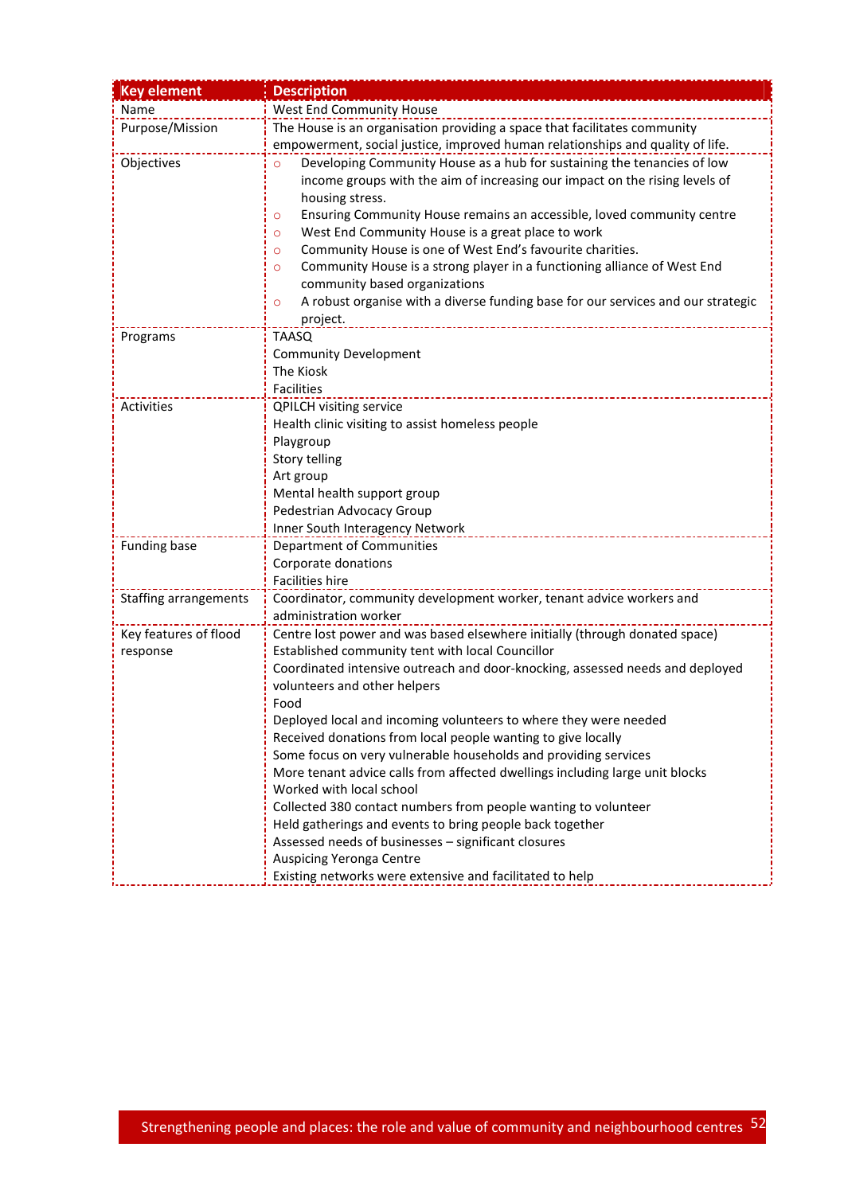| Key element | Description |
|---|---|
| Name | West End Community House |
| Purpose/Mission | The House is an organisation providing a space that facilitates community empowerment, social justice, improved human relationships and quality of life. |
| Objectives | ○ Developing Community House as a hub for sustaining the tenancies of low income groups with the aim of increasing our impact on the rising levels of housing stress.<br>○ Ensuring Community House remains an accessible, loved community centre<br>○ West End Community House is a great place to work<br>○ Community House is one of West End's favourite charities.<br>○ Community House is a strong player in a functioning alliance of West End community based organizations<br>○ A robust organise with a diverse funding base for our services and our strategic project. |
| Programs | TAASQ<br>Community Development<br>The Kiosk<br>Facilities |
| Activities | QPILCH visiting service<br>Health clinic visiting to assist homeless people<br>Playgroup<br>Story telling<br>Art group<br>Mental health support group<br>Pedestrian Advocacy Group<br>Inner South Interagency Network |
| Funding base | Department of Communities<br>Corporate donations<br>Facilities hire |
| Staffing arrangements | Coordinator, community development worker, tenant advice workers and administration worker |
| Key features of flood response | Centre lost power and was based elsewhere initially (through donated space)<br>Established community tent with local Councillor<br>Coordinated intensive outreach and door-knocking, assessed needs and deployed volunteers and other helpers<br>Food<br>Deployed local and incoming volunteers to where they were needed<br>Received donations from local people wanting to give locally<br>Some focus on very vulnerable households and providing services<br>More tenant advice calls from affected dwellings including large unit blocks<br>Worked with local school<br>Collected 380 contact numbers from people wanting to volunteer<br>Held gatherings and events to bring people back together<br>Assessed needs of businesses – significant closures<br>Auspicing Yeronga Centre<br>Existing networks were extensive and facilitated to help |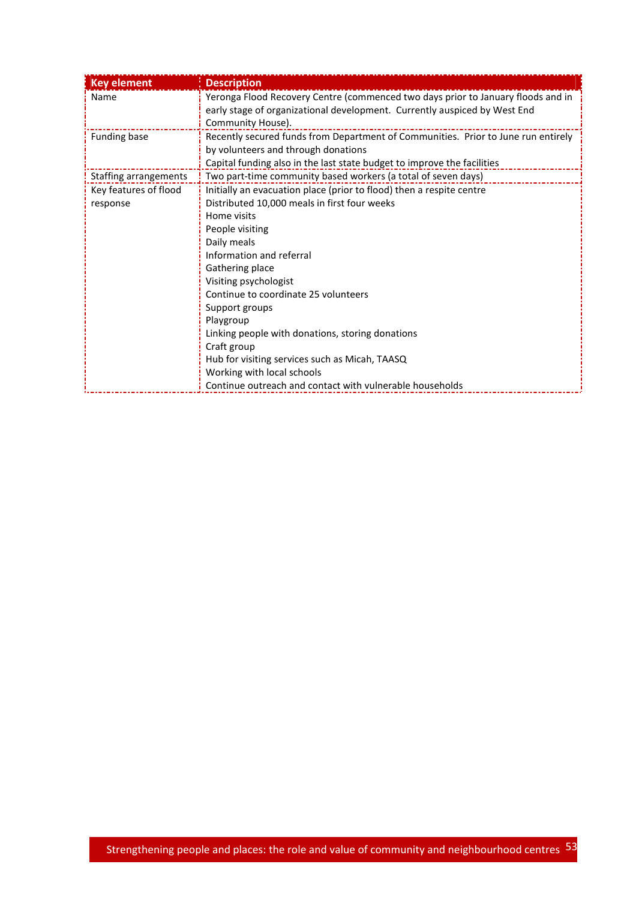| Key element | Description |
|---|---|
| Name | Yeronga Flood Recovery Centre (commenced two days prior to January floods and in early stage of organizational development. Currently auspiced by West End Community House). |
| Funding base | Recently secured funds from Department of Communities. Prior to June run entirely by volunteers and through donations<br>Capital funding also in the last state budget to improve the facilities |
| Staffing arrangements | Two part-time community based workers (a total of seven days) |
| Key features of flood response | Initially an evacuation place (prior to flood) then a respite centre<br>Distributed 10,000 meals in first four weeks<br>Home visits<br>People visiting<br>Daily meals<br>Information and referral<br>Gathering place<br>Visiting psychologist<br>Continue to coordinate 25 volunteers<br>Support groups<br>Playgroup<br>Linking people with donations, storing donations<br>Craft group<br>Hub for visiting services such as Micah, TAASQ<br>Working with local schools<br>Continue outreach and contact with vulnerable households |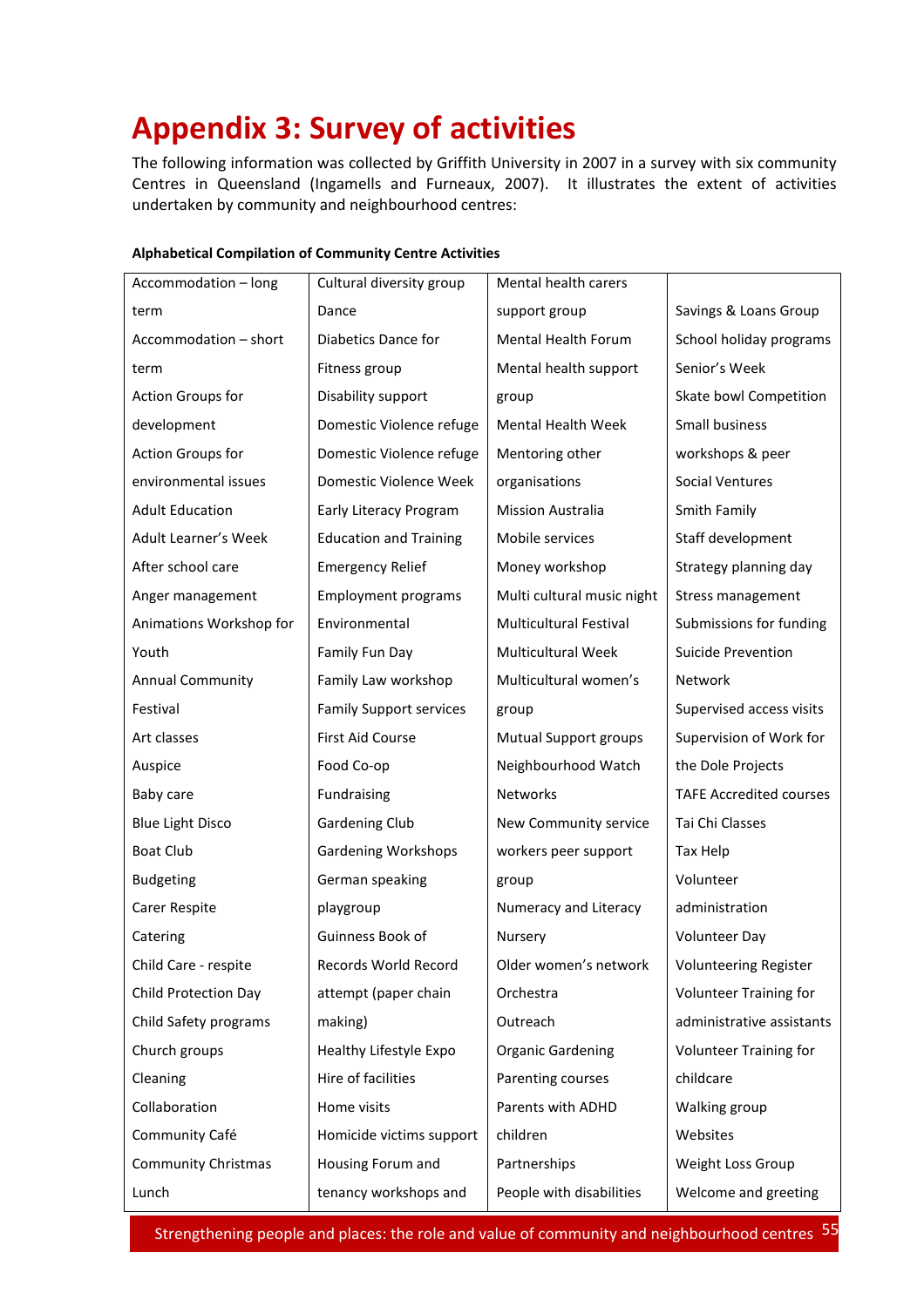# Appendix 3: Survey of activities

The following information was collected by Griffith University in 2007 in a survey with six community Centres in Queensland (Ingamells and Furneaux, 2007). It illustrates the extent of activities undertaken by community and neighbourhood centres:

**Alphabetical Compilation of Community Centre Activities**

| | | | |
|---|---|---|---|
| Accommodation – long term<br>Accommodation – short term<br>Action Groups for development<br>Action Groups for environmental issues<br>Adult Education<br>Adult Learner's Week<br>After school care<br>Anger management<br>Animations Workshop for Youth<br>Annual Community Festival<br>Art classes<br>Auspice<br>Baby care<br>Blue Light Disco<br>Boat Club<br>Budgeting<br>Carer Respite<br>Catering<br>Child Care - respite<br>Child Protection Day<br>Child Safety programs<br>Church groups<br>Cleaning<br>Collaboration<br>Community Café<br>Community Christmas Lunch | Cultural diversity group<br>Dance<br>Diabetics Dance for Fitness group<br>Disability support<br>Domestic Violence refuge<br>Domestic Violence refuge<br>Domestic Violence Week<br>Early Literacy Program<br>Education and Training<br>Emergency Relief<br>Employment programs<br>Environmental<br>Family Fun Day<br>Family Law workshop<br>Family Support services<br>First Aid Course<br>Food Co-op<br>Fundraising<br>Gardening Club<br>Gardening Workshops<br>German speaking playgroup<br>Guinness Book of Records World Record attempt (paper chain making)<br>Healthy Lifestyle Expo<br>Hire of facilities<br>Home visits<br>Homicide victims support<br>Housing Forum and tenancy workshops and | Mental health carers support group<br>Mental Health Forum<br>Mental health support group<br>Mental Health Week<br>Mentoring other organisations<br>Mission Australia<br>Mobile services<br>Money workshop<br>Multi cultural music night<br>Multicultural Festival<br>Multicultural Week<br>Multicultural women's group<br>Mutual Support groups<br>Neighbourhood Watch<br>Networks<br>New Community service workers peer support group<br>Numeracy and Literacy<br>Nursery<br>Older women's network<br>Orchestra<br>Outreach<br>Organic Gardening<br>Parenting courses<br>Parents with ADHD children<br>Partnerships<br>People with disabilities | Savings & Loans Group<br>School holiday programs<br>Senior's Week<br>Skate bowl Competition<br>Small business workshops & peer<br>Social Ventures<br>Smith Family<br>Staff development<br>Strategy planning day<br>Stress management<br>Submissions for funding<br>Suicide Prevention Network<br>Supervised access visits<br>Supervision of Work for the Dole Projects<br>TAFE Accredited courses<br>Tai Chi Classes<br>Tax Help<br>Volunteer administration<br>Volunteer Day<br>Volunteering Register<br>Volunteer Training for administrative assistants<br>Volunteer Training for childcare<br>Walking group<br>Websites<br>Weight Loss Group<br>Welcome and greeting |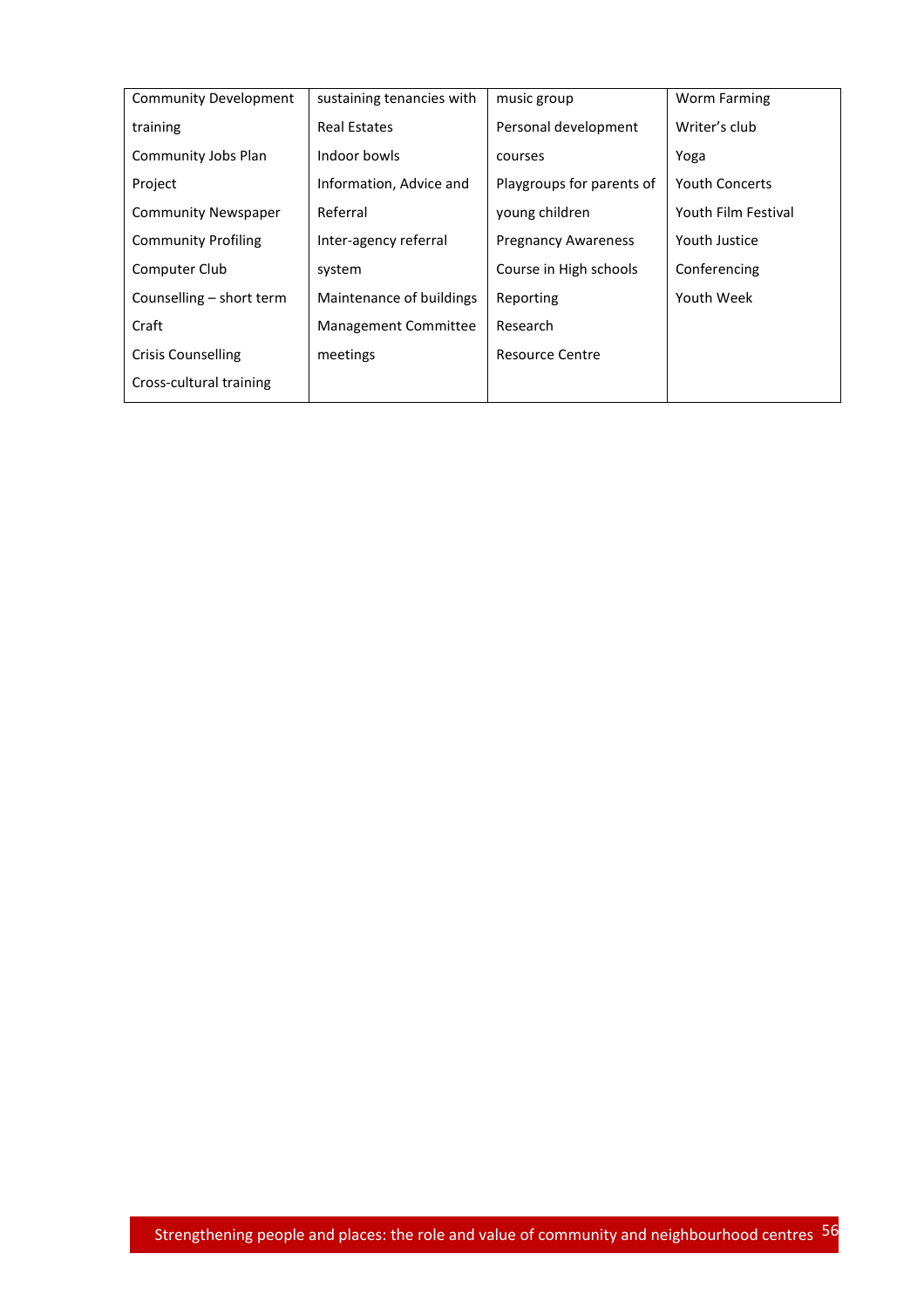| | | | |
|---|---|---|---|
| Community Development training<br>Community Jobs Plan Project<br>Community Newspaper<br>Community Profiling<br>Computer Club<br>Counselling – short term<br>Craft<br>Crisis Counselling<br>Cross-cultural training | sustaining tenancies with Real Estates<br>Indoor bowls<br>Information, Advice and Referral<br>Inter-agency referral system<br>Maintenance of buildings<br>Management Committee meetings | music group<br>Personal development courses<br>Playgroups for parents of young children<br>Pregnancy Awareness Course in High schools<br>Reporting<br>Research<br>Resource Centre | Worm Farming<br>Writer's club<br>Yoga<br>Youth Concerts<br>Youth Film Festival<br>Youth Justice Conferencing<br>Youth Week |